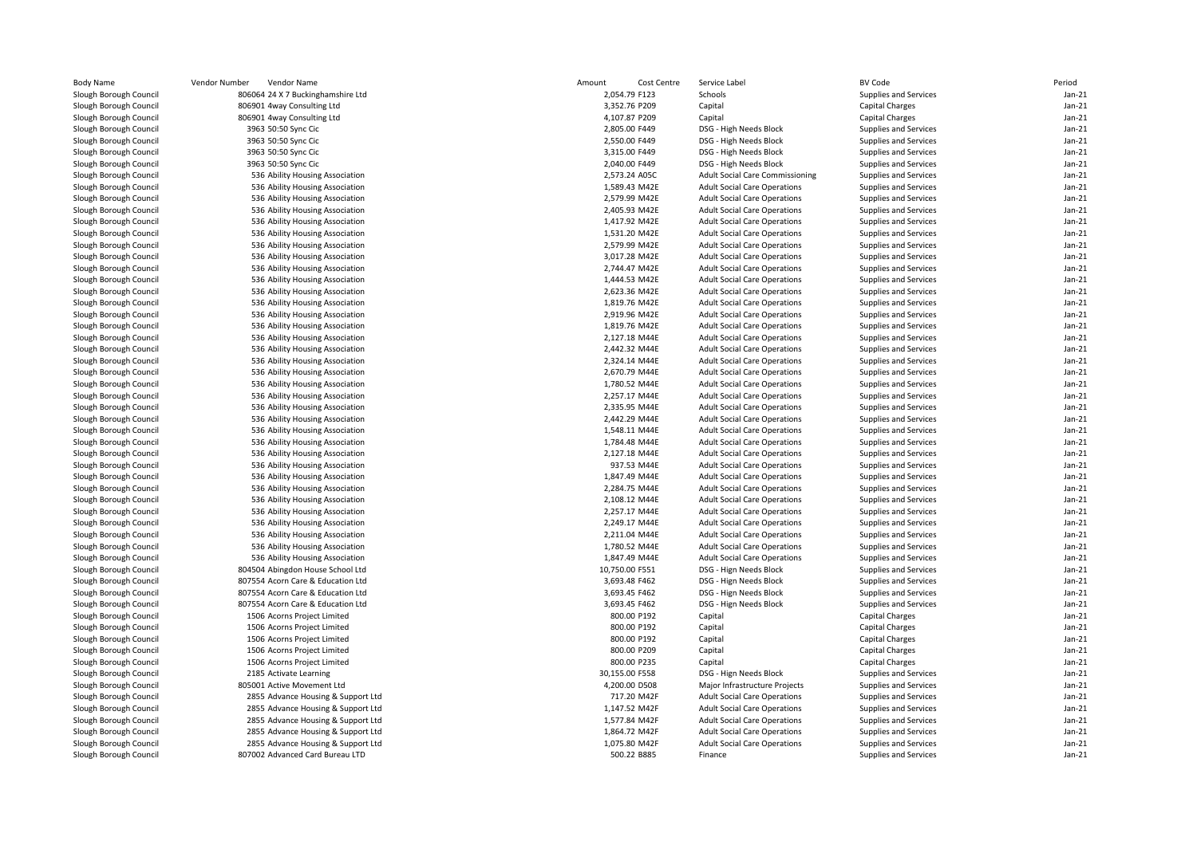| Body Name | Vendor Number | Vendor Name | Amount | Cost Centre | Service Label | BV Code | Period |
|---|---|---|---|---|---|---|---|
| Slough Borough Council | 806064 | 24 X 7 Buckinghamshire Ltd | 2,054.79 | F123 | Schools | Supplies and Services | Jan-21 |
| Slough Borough Council | 806901 | 4way Consulting Ltd | 3,352.76 | P209 | Capital | Capital Charges | Jan-21 |
| Slough Borough Council | 806901 | 4way Consulting Ltd | 4,107.87 | P209 | Capital | Capital Charges | Jan-21 |
| Slough Borough Council | 3963 | 50:50 Sync Cic | 2,805.00 | F449 | DSG - High Needs Block | Supplies and Services | Jan-21 |
| Slough Borough Council | 3963 | 50:50 Sync Cic | 2,550.00 | F449 | DSG - High Needs Block | Supplies and Services | Jan-21 |
| Slough Borough Council | 3963 | 50:50 Sync Cic | 3,315.00 | F449 | DSG - High Needs Block | Supplies and Services | Jan-21 |
| Slough Borough Council | 3963 | 50:50 Sync Cic | 2,040.00 | F449 | DSG - High Needs Block | Supplies and Services | Jan-21 |
| Slough Borough Council | 536 | Ability Housing Association | 2,573.24 | A05C | Adult Social Care Commissioning | Supplies and Services | Jan-21 |
| Slough Borough Council | 536 | Ability Housing Association | 1,589.43 | M42E | Adult Social Care Operations | Supplies and Services | Jan-21 |
| Slough Borough Council | 536 | Ability Housing Association | 2,579.99 | M42E | Adult Social Care Operations | Supplies and Services | Jan-21 |
| Slough Borough Council | 536 | Ability Housing Association | 2,405.93 | M42E | Adult Social Care Operations | Supplies and Services | Jan-21 |
| Slough Borough Council | 536 | Ability Housing Association | 1,417.92 | M42E | Adult Social Care Operations | Supplies and Services | Jan-21 |
| Slough Borough Council | 536 | Ability Housing Association | 1,531.20 | M42E | Adult Social Care Operations | Supplies and Services | Jan-21 |
| Slough Borough Council | 536 | Ability Housing Association | 2,579.99 | M42E | Adult Social Care Operations | Supplies and Services | Jan-21 |
| Slough Borough Council | 536 | Ability Housing Association | 3,017.28 | M42E | Adult Social Care Operations | Supplies and Services | Jan-21 |
| Slough Borough Council | 536 | Ability Housing Association | 2,744.47 | M42E | Adult Social Care Operations | Supplies and Services | Jan-21 |
| Slough Borough Council | 536 | Ability Housing Association | 1,444.53 | M42E | Adult Social Care Operations | Supplies and Services | Jan-21 |
| Slough Borough Council | 536 | Ability Housing Association | 2,623.36 | M42E | Adult Social Care Operations | Supplies and Services | Jan-21 |
| Slough Borough Council | 536 | Ability Housing Association | 1,819.76 | M42E | Adult Social Care Operations | Supplies and Services | Jan-21 |
| Slough Borough Council | 536 | Ability Housing Association | 2,919.96 | M42E | Adult Social Care Operations | Supplies and Services | Jan-21 |
| Slough Borough Council | 536 | Ability Housing Association | 1,819.76 | M42E | Adult Social Care Operations | Supplies and Services | Jan-21 |
| Slough Borough Council | 536 | Ability Housing Association | 2,127.18 | M44E | Adult Social Care Operations | Supplies and Services | Jan-21 |
| Slough Borough Council | 536 | Ability Housing Association | 2,442.32 | M44E | Adult Social Care Operations | Supplies and Services | Jan-21 |
| Slough Borough Council | 536 | Ability Housing Association | 2,324.14 | M44E | Adult Social Care Operations | Supplies and Services | Jan-21 |
| Slough Borough Council | 536 | Ability Housing Association | 2,670.79 | M44E | Adult Social Care Operations | Supplies and Services | Jan-21 |
| Slough Borough Council | 536 | Ability Housing Association | 1,780.52 | M44E | Adult Social Care Operations | Supplies and Services | Jan-21 |
| Slough Borough Council | 536 | Ability Housing Association | 2,257.17 | M44E | Adult Social Care Operations | Supplies and Services | Jan-21 |
| Slough Borough Council | 536 | Ability Housing Association | 2,335.95 | M44E | Adult Social Care Operations | Supplies and Services | Jan-21 |
| Slough Borough Council | 536 | Ability Housing Association | 2,442.29 | M44E | Adult Social Care Operations | Supplies and Services | Jan-21 |
| Slough Borough Council | 536 | Ability Housing Association | 1,548.11 | M44E | Adult Social Care Operations | Supplies and Services | Jan-21 |
| Slough Borough Council | 536 | Ability Housing Association | 1,784.48 | M44E | Adult Social Care Operations | Supplies and Services | Jan-21 |
| Slough Borough Council | 536 | Ability Housing Association | 2,127.18 | M44E | Adult Social Care Operations | Supplies and Services | Jan-21 |
| Slough Borough Council | 536 | Ability Housing Association | 937.53 | M44E | Adult Social Care Operations | Supplies and Services | Jan-21 |
| Slough Borough Council | 536 | Ability Housing Association | 1,847.49 | M44E | Adult Social Care Operations | Supplies and Services | Jan-21 |
| Slough Borough Council | 536 | Ability Housing Association | 2,284.75 | M44E | Adult Social Care Operations | Supplies and Services | Jan-21 |
| Slough Borough Council | 536 | Ability Housing Association | 2,108.12 | M44E | Adult Social Care Operations | Supplies and Services | Jan-21 |
| Slough Borough Council | 536 | Ability Housing Association | 2,257.17 | M44E | Adult Social Care Operations | Supplies and Services | Jan-21 |
| Slough Borough Council | 536 | Ability Housing Association | 2,249.17 | M44E | Adult Social Care Operations | Supplies and Services | Jan-21 |
| Slough Borough Council | 536 | Ability Housing Association | 2,211.04 | M44E | Adult Social Care Operations | Supplies and Services | Jan-21 |
| Slough Borough Council | 536 | Ability Housing Association | 1,780.52 | M44E | Adult Social Care Operations | Supplies and Services | Jan-21 |
| Slough Borough Council | 536 | Ability Housing Association | 1,847.49 | M44E | Adult Social Care Operations | Supplies and Services | Jan-21 |
| Slough Borough Council | 804504 | Abingdon House School Ltd | 10,750.00 | F551 | DSG - Hign Needs Block | Supplies and Services | Jan-21 |
| Slough Borough Council | 807554 | Acorn Care & Education Ltd | 3,693.48 | F462 | DSG - Hign Needs Block | Supplies and Services | Jan-21 |
| Slough Borough Council | 807554 | Acorn Care & Education Ltd | 3,693.45 | F462 | DSG - Hign Needs Block | Supplies and Services | Jan-21 |
| Slough Borough Council | 807554 | Acorn Care & Education Ltd | 3,693.45 | F462 | DSG - Hign Needs Block | Supplies and Services | Jan-21 |
| Slough Borough Council | 1506 | Acorns Project Limited | 800.00 | P192 | Capital | Capital Charges | Jan-21 |
| Slough Borough Council | 1506 | Acorns Project Limited | 800.00 | P192 | Capital | Capital Charges | Jan-21 |
| Slough Borough Council | 1506 | Acorns Project Limited | 800.00 | P192 | Capital | Capital Charges | Jan-21 |
| Slough Borough Council | 1506 | Acorns Project Limited | 800.00 | P209 | Capital | Capital Charges | Jan-21 |
| Slough Borough Council | 1506 | Acorns Project Limited | 800.00 | P235 | Capital | Capital Charges | Jan-21 |
| Slough Borough Council | 2185 | Activate Learning | 30,155.00 | F558 | DSG - Hign Needs Block | Supplies and Services | Jan-21 |
| Slough Borough Council | 805001 | Active Movement Ltd | 4,200.00 | D508 | Major Infrastructure Projects | Supplies and Services | Jan-21 |
| Slough Borough Council | 2855 | Advance Housing & Support Ltd | 717.20 | M42F | Adult Social Care Operations | Supplies and Services | Jan-21 |
| Slough Borough Council | 2855 | Advance Housing & Support Ltd | 1,147.52 | M42F | Adult Social Care Operations | Supplies and Services | Jan-21 |
| Slough Borough Council | 2855 | Advance Housing & Support Ltd | 1,577.84 | M42F | Adult Social Care Operations | Supplies and Services | Jan-21 |
| Slough Borough Council | 2855 | Advance Housing & Support Ltd | 1,864.72 | M42F | Adult Social Care Operations | Supplies and Services | Jan-21 |
| Slough Borough Council | 2855 | Advance Housing & Support Ltd | 1,075.80 | M42F | Adult Social Care Operations | Supplies and Services | Jan-21 |
| Slough Borough Council | 807002 | Advanced Card Bureau LTD | 500.22 | B885 | Finance | Supplies and Services | Jan-21 |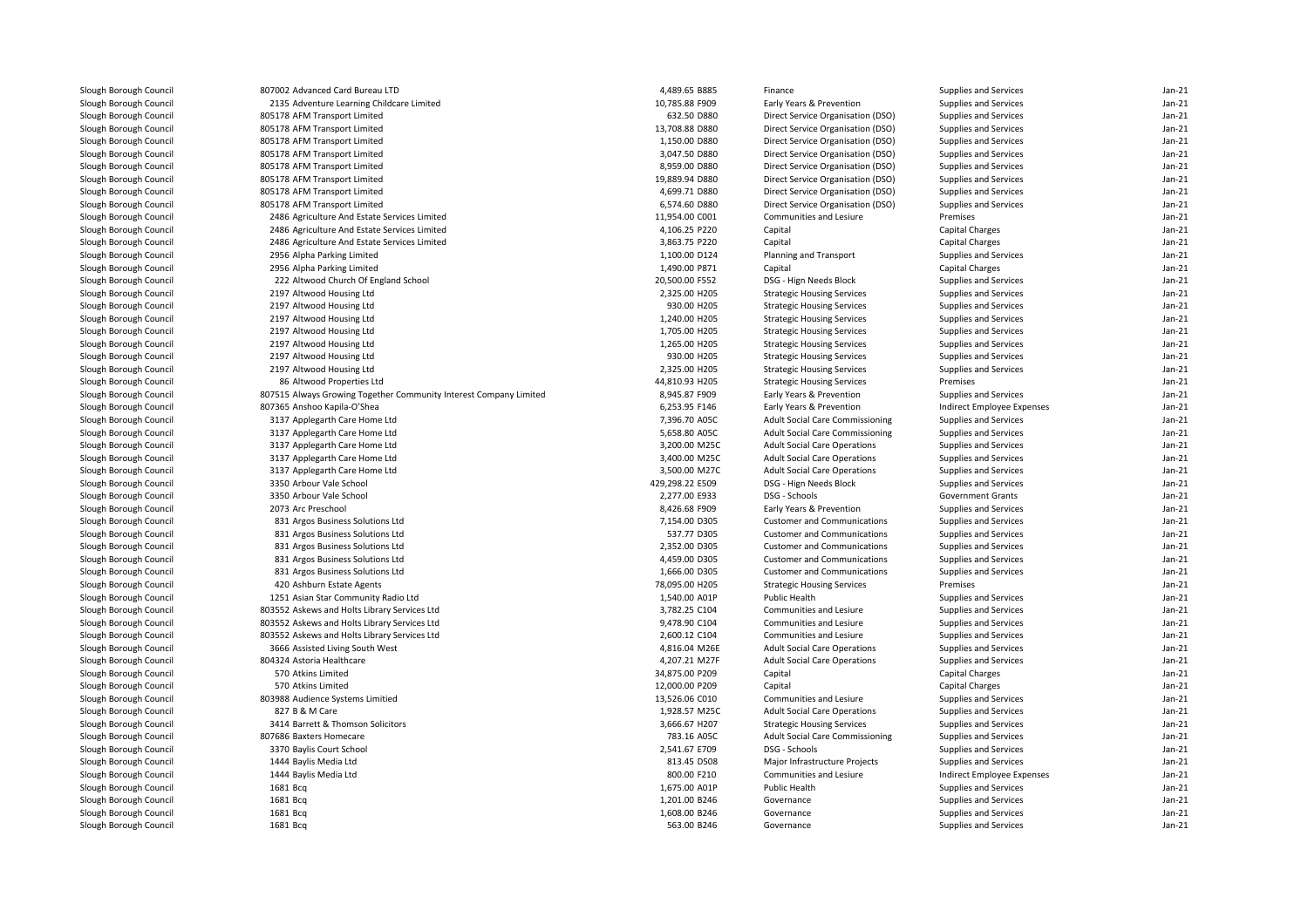| | | | | | | |
|---|---|---|---|---|---|---|
| Slough Borough Council | 807002 Advanced Card Bureau LTD | 4,489.65 B885 | Finance | Supplies and Services | Jan-21 |
| Slough Borough Council | 2135 Adventure Learning Childcare Limited | 10,785.88 F909 | Early Years & Prevention | Supplies and Services | Jan-21 |
| Slough Borough Council | 805178 AFM Transport Limited | 632.50 D880 | Direct Service Organisation (DSO) | Supplies and Services | Jan-21 |
| Slough Borough Council | 805178 AFM Transport Limited | 13,708.88 D880 | Direct Service Organisation (DSO) | Supplies and Services | Jan-21 |
| Slough Borough Council | 805178 AFM Transport Limited | 1,150.00 D880 | Direct Service Organisation (DSO) | Supplies and Services | Jan-21 |
| Slough Borough Council | 805178 AFM Transport Limited | 3,047.50 D880 | Direct Service Organisation (DSO) | Supplies and Services | Jan-21 |
| Slough Borough Council | 805178 AFM Transport Limited | 8,959.00 D880 | Direct Service Organisation (DSO) | Supplies and Services | Jan-21 |
| Slough Borough Council | 805178 AFM Transport Limited | 19,889.94 D880 | Direct Service Organisation (DSO) | Supplies and Services | Jan-21 |
| Slough Borough Council | 805178 AFM Transport Limited | 4,699.71 D880 | Direct Service Organisation (DSO) | Supplies and Services | Jan-21 |
| Slough Borough Council | 805178 AFM Transport Limited | 6,574.60 D880 | Direct Service Organisation (DSO) | Supplies and Services | Jan-21 |
| Slough Borough Council | 2486 Agriculture And Estate Services Limited | 11,954.00 C001 | Communities and Lesiure | Premises | Jan-21 |
| Slough Borough Council | 2486 Agriculture And Estate Services Limited | 4,106.25 P220 | Capital | Capital Charges | Jan-21 |
| Slough Borough Council | 2486 Agriculture And Estate Services Limited | 3,863.75 P220 | Capital | Capital Charges | Jan-21 |
| Slough Borough Council | 2956 Alpha Parking Limited | 1,100.00 D124 | Planning and Transport | Supplies and Services | Jan-21 |
| Slough Borough Council | 2956 Alpha Parking Limited | 1,490.00 P871 | Capital | Capital Charges | Jan-21 |
| Slough Borough Council | 222 Altwood Church Of England School | 20,500.00 F552 | DSG - Hign Needs Block | Supplies and Services | Jan-21 |
| Slough Borough Council | 2197 Altwood Housing Ltd | 2,325.00 H205 | Strategic Housing Services | Supplies and Services | Jan-21 |
| Slough Borough Council | 2197 Altwood Housing Ltd | 930.00 H205 | Strategic Housing Services | Supplies and Services | Jan-21 |
| Slough Borough Council | 2197 Altwood Housing Ltd | 1,240.00 H205 | Strategic Housing Services | Supplies and Services | Jan-21 |
| Slough Borough Council | 2197 Altwood Housing Ltd | 1,705.00 H205 | Strategic Housing Services | Supplies and Services | Jan-21 |
| Slough Borough Council | 2197 Altwood Housing Ltd | 1,265.00 H205 | Strategic Housing Services | Supplies and Services | Jan-21 |
| Slough Borough Council | 2197 Altwood Housing Ltd | 930.00 H205 | Strategic Housing Services | Supplies and Services | Jan-21 |
| Slough Borough Council | 2197 Altwood Housing Ltd | 2,325.00 H205 | Strategic Housing Services | Supplies and Services | Jan-21 |
| Slough Borough Council | 86 Altwood Properties Ltd | 44,810.93 H205 | Strategic Housing Services | Premises | Jan-21 |
| Slough Borough Council | 807515 Always Growing Together Community Interest Company Limited | 8,945.87 F909 | Early Years & Prevention | Supplies and Services | Jan-21 |
| Slough Borough Council | 807365 Anshoo Kapila-O'Shea | 6,253.95 F146 | Early Years & Prevention | Indirect Employee Expenses | Jan-21 |
| Slough Borough Council | 3137 Applegarth Care Home Ltd | 7,396.70 A05C | Adult Social Care Commissioning | Supplies and Services | Jan-21 |
| Slough Borough Council | 3137 Applegarth Care Home Ltd | 5,658.80 A05C | Adult Social Care Commissioning | Supplies and Services | Jan-21 |
| Slough Borough Council | 3137 Applegarth Care Home Ltd | 3,200.00 M25C | Adult Social Care Operations | Supplies and Services | Jan-21 |
| Slough Borough Council | 3137 Applegarth Care Home Ltd | 3,400.00 M25C | Adult Social Care Operations | Supplies and Services | Jan-21 |
| Slough Borough Council | 3137 Applegarth Care Home Ltd | 3,500.00 M27C | Adult Social Care Operations | Supplies and Services | Jan-21 |
| Slough Borough Council | 3350 Arbour Vale School | 429,298.22 E509 | DSG - Hign Needs Block | Supplies and Services | Jan-21 |
| Slough Borough Council | 3350 Arbour Vale School | 2,277.00 E933 | DSG - Schools | Government Grants | Jan-21 |
| Slough Borough Council | 2073 Arc Preschool | 8,426.68 F909 | Early Years & Prevention | Supplies and Services | Jan-21 |
| Slough Borough Council | 831 Argos Business Solutions Ltd | 7,154.00 D305 | Customer and Communications | Supplies and Services | Jan-21 |
| Slough Borough Council | 831 Argos Business Solutions Ltd | 537.77 D305 | Customer and Communications | Supplies and Services | Jan-21 |
| Slough Borough Council | 831 Argos Business Solutions Ltd | 2,352.00 D305 | Customer and Communications | Supplies and Services | Jan-21 |
| Slough Borough Council | 831 Argos Business Solutions Ltd | 4,459.00 D305 | Customer and Communications | Supplies and Services | Jan-21 |
| Slough Borough Council | 831 Argos Business Solutions Ltd | 1,666.00 D305 | Customer and Communications | Supplies and Services | Jan-21 |
| Slough Borough Council | 420 Ashburn Estate Agents | 78,095.00 H205 | Strategic Housing Services | Premises | Jan-21 |
| Slough Borough Council | 1251 Asian Star Community Radio Ltd | 1,540.00 A01P | Public Health | Supplies and Services | Jan-21 |
| Slough Borough Council | 803552 Askews and Holts Library Services Ltd | 3,782.25 C104 | Communities and Lesiure | Supplies and Services | Jan-21 |
| Slough Borough Council | 803552 Askews and Holts Library Services Ltd | 9,478.90 C104 | Communities and Lesiure | Supplies and Services | Jan-21 |
| Slough Borough Council | 803552 Askews and Holts Library Services Ltd | 2,600.12 C104 | Communities and Lesiure | Supplies and Services | Jan-21 |
| Slough Borough Council | 3666 Assisted Living South West | 4,816.04 M26E | Adult Social Care Operations | Supplies and Services | Jan-21 |
| Slough Borough Council | 804324 Astoria Healthcare | 4,207.21 M27F | Adult Social Care Operations | Supplies and Services | Jan-21 |
| Slough Borough Council | 570 Atkins Limited | 34,875.00 P209 | Capital | Capital Charges | Jan-21 |
| Slough Borough Council | 570 Atkins Limited | 12,000.00 P209 | Capital | Capital Charges | Jan-21 |
| Slough Borough Council | 803988 Audience Systems Limitied | 13,526.06 C010 | Communities and Lesiure | Supplies and Services | Jan-21 |
| Slough Borough Council | 827 B & M Care | 1,928.57 M25C | Adult Social Care Operations | Supplies and Services | Jan-21 |
| Slough Borough Council | 3414 Barrett & Thomson Solicitors | 3,666.67 H207 | Strategic Housing Services | Supplies and Services | Jan-21 |
| Slough Borough Council | 807686 Baxters Homecare | 783.16 A05C | Adult Social Care Commissioning | Supplies and Services | Jan-21 |
| Slough Borough Council | 3370 Baylis Court School | 2,541.67 E709 | DSG - Schools | Supplies and Services | Jan-21 |
| Slough Borough Council | 1444 Baylis Media Ltd | 813.45 D508 | Major Infrastructure Projects | Supplies and Services | Jan-21 |
| Slough Borough Council | 1444 Baylis Media Ltd | 800.00 F210 | Communities and Lesiure | Indirect Employee Expenses | Jan-21 |
| Slough Borough Council | 1681 Bcq | 1,675.00 A01P | Public Health | Supplies and Services | Jan-21 |
| Slough Borough Council | 1681 Bcq | 1,201.00 B246 | Governance | Supplies and Services | Jan-21 |
| Slough Borough Council | 1681 Bcq | 1,608.00 B246 | Governance | Supplies and Services | Jan-21 |
| Slough Borough Council | 1681 Bcq | 563.00 B246 | Governance | Supplies and Services | Jan-21 |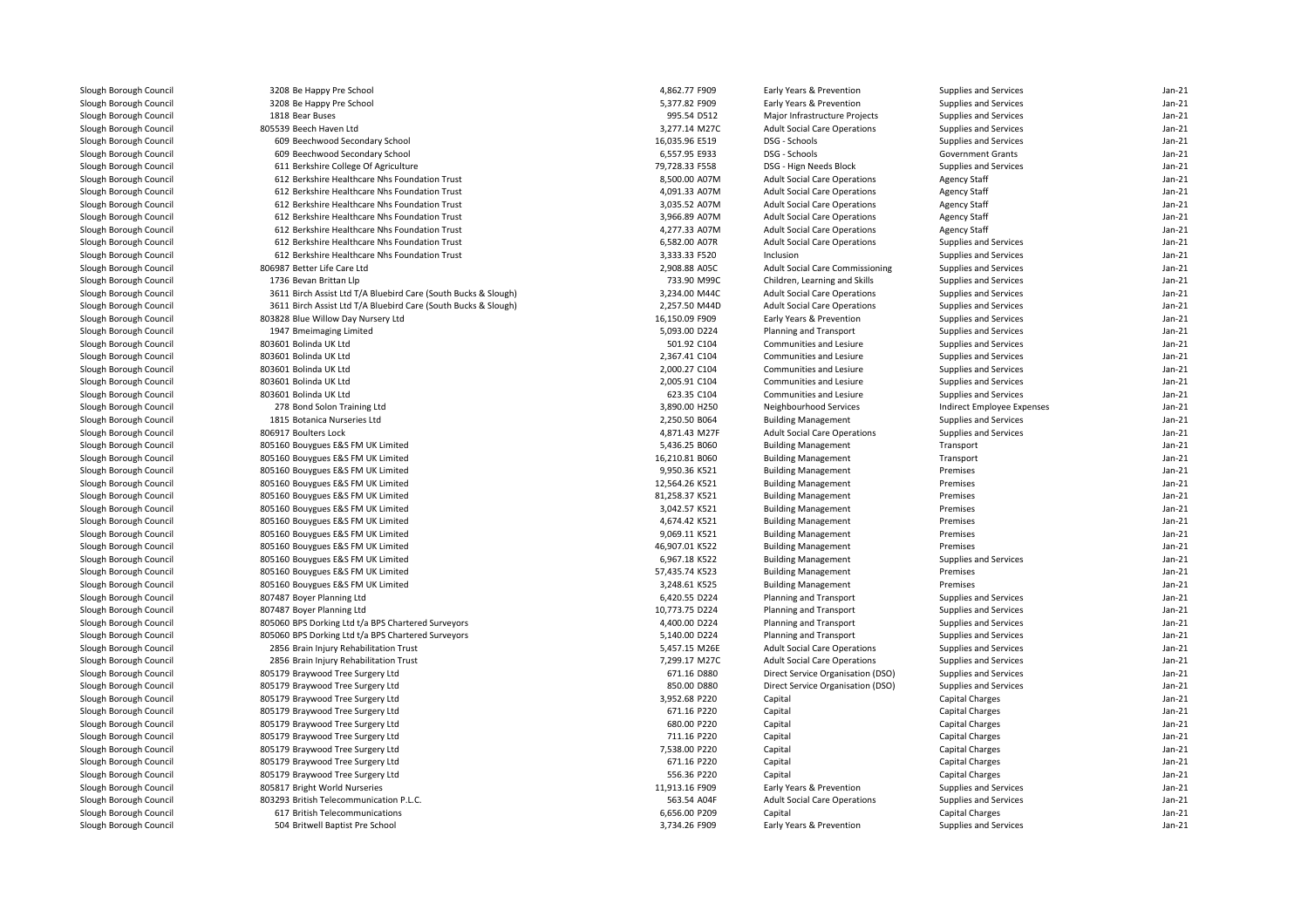| | | | | | | |
|---|---|---|---|---|---|---|
| Slough Borough Council | 3208 Be Happy Pre School | 4,862.77 F909 | Early Years & Prevention | Supplies and Services | Jan-21 |
| Slough Borough Council | 3208 Be Happy Pre School | 5,377.82 F909 | Early Years & Prevention | Supplies and Services | Jan-21 |
| Slough Borough Council | 1818 Bear Buses | 995.54 D512 | Major Infrastructure Projects | Supplies and Services | Jan-21 |
| Slough Borough Council | 805539 Beech Haven Ltd | 3,277.14 M27C | Adult Social Care Operations | Supplies and Services | Jan-21 |
| Slough Borough Council | 609 Beechwood Secondary School | 16,035.96 E519 | DSG - Schools | Supplies and Services | Jan-21 |
| Slough Borough Council | 609 Beechwood Secondary School | 6,557.95 E933 | DSG - Schools | Government Grants | Jan-21 |
| Slough Borough Council | 611 Berkshire College Of Agriculture | 79,728.33 F558 | DSG - Hign Needs Block | Supplies and Services | Jan-21 |
| Slough Borough Council | 612 Berkshire Healthcare Nhs Foundation Trust | 8,500.00 A07M | Adult Social Care Operations | Agency Staff | Jan-21 |
| Slough Borough Council | 612 Berkshire Healthcare Nhs Foundation Trust | 4,091.33 A07M | Adult Social Care Operations | Agency Staff | Jan-21 |
| Slough Borough Council | 612 Berkshire Healthcare Nhs Foundation Trust | 3,035.52 A07M | Adult Social Care Operations | Agency Staff | Jan-21 |
| Slough Borough Council | 612 Berkshire Healthcare Nhs Foundation Trust | 3,966.89 A07M | Adult Social Care Operations | Agency Staff | Jan-21 |
| Slough Borough Council | 612 Berkshire Healthcare Nhs Foundation Trust | 4,277.33 A07M | Adult Social Care Operations | Agency Staff | Jan-21 |
| Slough Borough Council | 612 Berkshire Healthcare Nhs Foundation Trust | 6,582.00 A07R | Adult Social Care Operations | Supplies and Services | Jan-21 |
| Slough Borough Council | 612 Berkshire Healthcare Nhs Foundation Trust | 3,333.33 F520 | Inclusion | Supplies and Services | Jan-21 |
| Slough Borough Council | 806987 Better Life Care Ltd | 2,908.88 A05C | Adult Social Care Commissioning | Supplies and Services | Jan-21 |
| Slough Borough Council | 1736 Bevan Brittan Llp | 733.90 M99C | Children, Learning and Skills | Supplies and Services | Jan-21 |
| Slough Borough Council | 3611 Birch Assist Ltd T/A Bluebird Care (South Bucks & Slough) | 3,234.00 M44C | Adult Social Care Operations | Supplies and Services | Jan-21 |
| Slough Borough Council | 3611 Birch Assist Ltd T/A Bluebird Care (South Bucks & Slough) | 2,257.50 M44D | Adult Social Care Operations | Supplies and Services | Jan-21 |
| Slough Borough Council | 803828 Blue Willow Day Nursery Ltd | 16,150.09 F909 | Early Years & Prevention | Supplies and Services | Jan-21 |
| Slough Borough Council | 1947 Bmeimaging Limited | 5,093.00 D224 | Planning and Transport | Supplies and Services | Jan-21 |
| Slough Borough Council | 803601 Bolinda UK Ltd | 501.92 C104 | Communities and Lesiure | Supplies and Services | Jan-21 |
| Slough Borough Council | 803601 Bolinda UK Ltd | 2,367.41 C104 | Communities and Lesiure | Supplies and Services | Jan-21 |
| Slough Borough Council | 803601 Bolinda UK Ltd | 2,000.27 C104 | Communities and Lesiure | Supplies and Services | Jan-21 |
| Slough Borough Council | 803601 Bolinda UK Ltd | 2,005.91 C104 | Communities and Lesiure | Supplies and Services | Jan-21 |
| Slough Borough Council | 803601 Bolinda UK Ltd | 623.35 C104 | Communities and Lesiure | Supplies and Services | Jan-21 |
| Slough Borough Council | 278 Bond Solon Training Ltd | 3,890.00 H250 | Neighbourhood Services | Indirect Employee Expenses | Jan-21 |
| Slough Borough Council | 1815 Botanica Nurseries Ltd | 2,250.50 B064 | Building Management | Supplies and Services | Jan-21 |
| Slough Borough Council | 806917 Boulters Lock | 4,871.43 M27F | Adult Social Care Operations | Supplies and Services | Jan-21 |
| Slough Borough Council | 805160 Bouygues E&S FM UK Limited | 5,436.25 B060 | Building Management | Transport | Jan-21 |
| Slough Borough Council | 805160 Bouygues E&S FM UK Limited | 16,210.81 B060 | Building Management | Transport | Jan-21 |
| Slough Borough Council | 805160 Bouygues E&S FM UK Limited | 9,950.36 K521 | Building Management | Premises | Jan-21 |
| Slough Borough Council | 805160 Bouygues E&S FM UK Limited | 12,564.26 K521 | Building Management | Premises | Jan-21 |
| Slough Borough Council | 805160 Bouygues E&S FM UK Limited | 81,258.37 K521 | Building Management | Premises | Jan-21 |
| Slough Borough Council | 805160 Bouygues E&S FM UK Limited | 3,042.57 K521 | Building Management | Premises | Jan-21 |
| Slough Borough Council | 805160 Bouygues E&S FM UK Limited | 4,674.42 K521 | Building Management | Premises | Jan-21 |
| Slough Borough Council | 805160 Bouygues E&S FM UK Limited | 9,069.11 K521 | Building Management | Premises | Jan-21 |
| Slough Borough Council | 805160 Bouygues E&S FM UK Limited | 46,907.01 K522 | Building Management | Premises | Jan-21 |
| Slough Borough Council | 805160 Bouygues E&S FM UK Limited | 6,967.18 K522 | Building Management | Supplies and Services | Jan-21 |
| Slough Borough Council | 805160 Bouygues E&S FM UK Limited | 57,435.74 K523 | Building Management | Premises | Jan-21 |
| Slough Borough Council | 805160 Bouygues E&S FM UK Limited | 3,248.61 K525 | Building Management | Premises | Jan-21 |
| Slough Borough Council | 807487 Boyer Planning Ltd | 6,420.55 D224 | Planning and Transport | Supplies and Services | Jan-21 |
| Slough Borough Council | 807487 Boyer Planning Ltd | 10,773.75 D224 | Planning and Transport | Supplies and Services | Jan-21 |
| Slough Borough Council | 805060 BPS Dorking Ltd t/a BPS Chartered Surveyors | 4,400.00 D224 | Planning and Transport | Supplies and Services | Jan-21 |
| Slough Borough Council | 805060 BPS Dorking Ltd t/a BPS Chartered Surveyors | 5,140.00 D224 | Planning and Transport | Supplies and Services | Jan-21 |
| Slough Borough Council | 2856 Brain Injury Rehabilitation Trust | 5,457.15 M26E | Adult Social Care Operations | Supplies and Services | Jan-21 |
| Slough Borough Council | 2856 Brain Injury Rehabilitation Trust | 7,299.17 M27C | Adult Social Care Operations | Supplies and Services | Jan-21 |
| Slough Borough Council | 805179 Braywood Tree Surgery Ltd | 671.16 D880 | Direct Service Organisation (DSO) | Supplies and Services | Jan-21 |
| Slough Borough Council | 805179 Braywood Tree Surgery Ltd | 850.00 D880 | Direct Service Organisation (DSO) | Supplies and Services | Jan-21 |
| Slough Borough Council | 805179 Braywood Tree Surgery Ltd | 3,952.68 P220 | Capital | Capital Charges | Jan-21 |
| Slough Borough Council | 805179 Braywood Tree Surgery Ltd | 671.16 P220 | Capital | Capital Charges | Jan-21 |
| Slough Borough Council | 805179 Braywood Tree Surgery Ltd | 680.00 P220 | Capital | Capital Charges | Jan-21 |
| Slough Borough Council | 805179 Braywood Tree Surgery Ltd | 711.16 P220 | Capital | Capital Charges | Jan-21 |
| Slough Borough Council | 805179 Braywood Tree Surgery Ltd | 7,538.00 P220 | Capital | Capital Charges | Jan-21 |
| Slough Borough Council | 805179 Braywood Tree Surgery Ltd | 671.16 P220 | Capital | Capital Charges | Jan-21 |
| Slough Borough Council | 805179 Braywood Tree Surgery Ltd | 556.36 P220 | Capital | Capital Charges | Jan-21 |
| Slough Borough Council | 805817 Bright World Nurseries | 11,913.16 F909 | Early Years & Prevention | Supplies and Services | Jan-21 |
| Slough Borough Council | 803293 British Telecommunication P.L.C. | 563.54 A04F | Adult Social Care Operations | Supplies and Services | Jan-21 |
| Slough Borough Council | 617 British Telecommunications | 6,656.00 P209 | Capital | Capital Charges | Jan-21 |
| Slough Borough Council | 504 Britwell Baptist Pre School | 3,734.26 F909 | Early Years & Prevention | Supplies and Services | Jan-21 |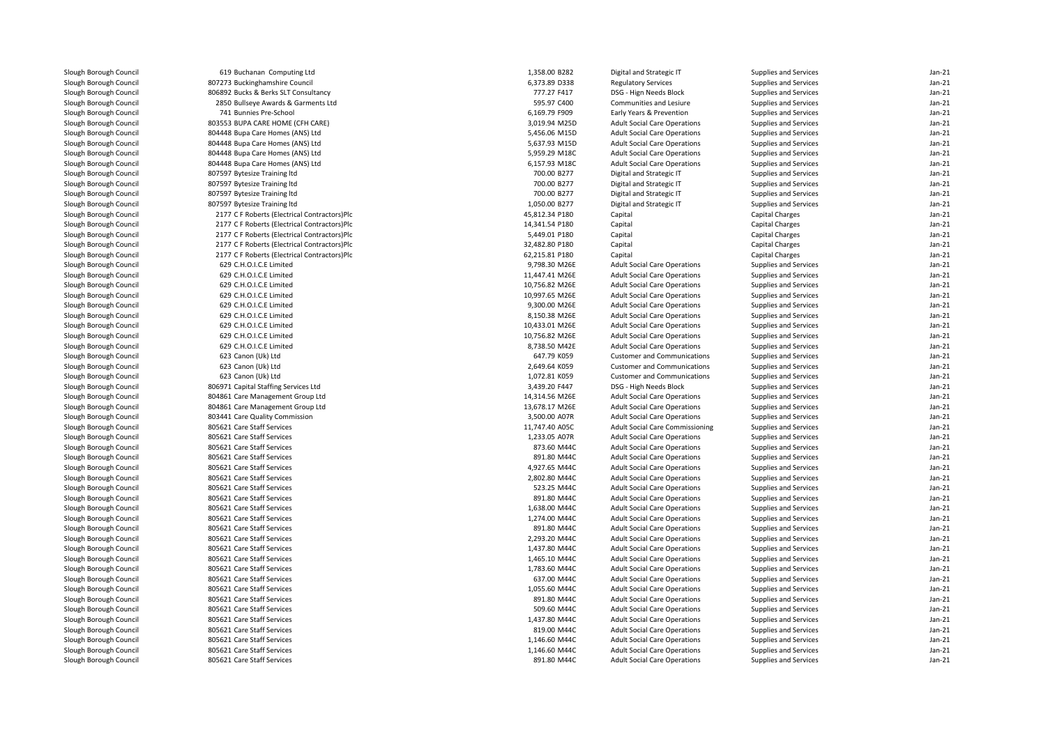| | | | | | | |
|---|---|---|---|---|---|---|
| Slough Borough Council | 619 Buchanan Computing Ltd | 1,358.00 | B282 | Digital and Strategic IT | Supplies and Services | Jan-21 |
| Slough Borough Council | 807273 Buckinghamshire Council | 6,373.89 | D338 | Regulatory Services | Supplies and Services | Jan-21 |
| Slough Borough Council | 806892 Bucks & Berks SLT Consultancy | 777.27 | F417 | DSG - Hign Needs Block | Supplies and Services | Jan-21 |
| Slough Borough Council | 2850 Bullseye Awards & Garments Ltd | 595.97 | C400 | Communities and Lesiure | Supplies and Services | Jan-21 |
| Slough Borough Council | 741 Bunnies Pre-School | 6,169.79 | F909 | Early Years & Prevention | Supplies and Services | Jan-21 |
| Slough Borough Council | 803553 BUPA CARE HOME (CFH CARE) | 3,019.94 | M25D | Adult Social Care Operations | Supplies and Services | Jan-21 |
| Slough Borough Council | 804448 Bupa Care Homes (ANS) Ltd | 5,456.06 | M15D | Adult Social Care Operations | Supplies and Services | Jan-21 |
| Slough Borough Council | 804448 Bupa Care Homes (ANS) Ltd | 5,637.93 | M15D | Adult Social Care Operations | Supplies and Services | Jan-21 |
| Slough Borough Council | 804448 Bupa Care Homes (ANS) Ltd | 5,959.29 | M18C | Adult Social Care Operations | Supplies and Services | Jan-21 |
| Slough Borough Council | 804448 Bupa Care Homes (ANS) Ltd | 6,157.93 | M18C | Adult Social Care Operations | Supplies and Services | Jan-21 |
| Slough Borough Council | 807597 Bytesize Training ltd | 700.00 | B277 | Digital and Strategic IT | Supplies and Services | Jan-21 |
| Slough Borough Council | 807597 Bytesize Training ltd | 700.00 | B277 | Digital and Strategic IT | Supplies and Services | Jan-21 |
| Slough Borough Council | 807597 Bytesize Training ltd | 700.00 | B277 | Digital and Strategic IT | Supplies and Services | Jan-21 |
| Slough Borough Council | 807597 Bytesize Training ltd | 1,050.00 | B277 | Digital and Strategic IT | Supplies and Services | Jan-21 |
| Slough Borough Council | 2177 C F Roberts (Electrical Contractors)Plc | 45,812.34 | P180 | Capital | Capital Charges | Jan-21 |
| Slough Borough Council | 2177 C F Roberts (Electrical Contractors)Plc | 14,341.54 | P180 | Capital | Capital Charges | Jan-21 |
| Slough Borough Council | 2177 C F Roberts (Electrical Contractors)Plc | 5,449.01 | P180 | Capital | Capital Charges | Jan-21 |
| Slough Borough Council | 2177 C F Roberts (Electrical Contractors)Plc | 32,482.80 | P180 | Capital | Capital Charges | Jan-21 |
| Slough Borough Council | 2177 C F Roberts (Electrical Contractors)Plc | 62,215.81 | P180 | Capital | Capital Charges | Jan-21 |
| Slough Borough Council | 629 C.H.O.I.C.E Limited | 9,798.30 | M26E | Adult Social Care Operations | Supplies and Services | Jan-21 |
| Slough Borough Council | 629 C.H.O.I.C.E Limited | 11,447.41 | M26E | Adult Social Care Operations | Supplies and Services | Jan-21 |
| Slough Borough Council | 629 C.H.O.I.C.E Limited | 10,756.82 | M26E | Adult Social Care Operations | Supplies and Services | Jan-21 |
| Slough Borough Council | 629 C.H.O.I.C.E Limited | 10,997.65 | M26E | Adult Social Care Operations | Supplies and Services | Jan-21 |
| Slough Borough Council | 629 C.H.O.I.C.E Limited | 9,300.00 | M26E | Adult Social Care Operations | Supplies and Services | Jan-21 |
| Slough Borough Council | 629 C.H.O.I.C.E Limited | 8,150.38 | M26E | Adult Social Care Operations | Supplies and Services | Jan-21 |
| Slough Borough Council | 629 C.H.O.I.C.E Limited | 10,433.01 | M26E | Adult Social Care Operations | Supplies and Services | Jan-21 |
| Slough Borough Council | 629 C.H.O.I.C.E Limited | 10,756.82 | M26E | Adult Social Care Operations | Supplies and Services | Jan-21 |
| Slough Borough Council | 629 C.H.O.I.C.E Limited | 8,738.50 | M42E | Adult Social Care Operations | Supplies and Services | Jan-21 |
| Slough Borough Council | 623 Canon (Uk) Ltd | 647.79 | K059 | Customer and Communications | Supplies and Services | Jan-21 |
| Slough Borough Council | 623 Canon (Uk) Ltd | 2,649.64 | K059 | Customer and Communications | Supplies and Services | Jan-21 |
| Slough Borough Council | 623 Canon (Uk) Ltd | 1,072.81 | K059 | Customer and Communications | Supplies and Services | Jan-21 |
| Slough Borough Council | 806971 Capital Staffing Services Ltd | 3,439.20 | F447 | DSG - High Needs Block | Supplies and Services | Jan-21 |
| Slough Borough Council | 804861 Care Management Group Ltd | 14,314.56 | M26E | Adult Social Care Operations | Supplies and Services | Jan-21 |
| Slough Borough Council | 804861 Care Management Group Ltd | 13,678.17 | M26E | Adult Social Care Operations | Supplies and Services | Jan-21 |
| Slough Borough Council | 803441 Care Quality Commission | 3,500.00 | A07R | Adult Social Care Operations | Supplies and Services | Jan-21 |
| Slough Borough Council | 805621 Care Staff Services | 11,747.40 | A05C | Adult Social Care Commissioning | Supplies and Services | Jan-21 |
| Slough Borough Council | 805621 Care Staff Services | 1,233.05 | A07R | Adult Social Care Operations | Supplies and Services | Jan-21 |
| Slough Borough Council | 805621 Care Staff Services | 873.60 | M44C | Adult Social Care Operations | Supplies and Services | Jan-21 |
| Slough Borough Council | 805621 Care Staff Services | 891.80 | M44C | Adult Social Care Operations | Supplies and Services | Jan-21 |
| Slough Borough Council | 805621 Care Staff Services | 4,927.65 | M44C | Adult Social Care Operations | Supplies and Services | Jan-21 |
| Slough Borough Council | 805621 Care Staff Services | 2,802.80 | M44C | Adult Social Care Operations | Supplies and Services | Jan-21 |
| Slough Borough Council | 805621 Care Staff Services | 523.25 | M44C | Adult Social Care Operations | Supplies and Services | Jan-21 |
| Slough Borough Council | 805621 Care Staff Services | 891.80 | M44C | Adult Social Care Operations | Supplies and Services | Jan-21 |
| Slough Borough Council | 805621 Care Staff Services | 1,638.00 | M44C | Adult Social Care Operations | Supplies and Services | Jan-21 |
| Slough Borough Council | 805621 Care Staff Services | 1,274.00 | M44C | Adult Social Care Operations | Supplies and Services | Jan-21 |
| Slough Borough Council | 805621 Care Staff Services | 891.80 | M44C | Adult Social Care Operations | Supplies and Services | Jan-21 |
| Slough Borough Council | 805621 Care Staff Services | 2,293.20 | M44C | Adult Social Care Operations | Supplies and Services | Jan-21 |
| Slough Borough Council | 805621 Care Staff Services | 1,437.80 | M44C | Adult Social Care Operations | Supplies and Services | Jan-21 |
| Slough Borough Council | 805621 Care Staff Services | 1,465.10 | M44C | Adult Social Care Operations | Supplies and Services | Jan-21 |
| Slough Borough Council | 805621 Care Staff Services | 1,783.60 | M44C | Adult Social Care Operations | Supplies and Services | Jan-21 |
| Slough Borough Council | 805621 Care Staff Services | 637.00 | M44C | Adult Social Care Operations | Supplies and Services | Jan-21 |
| Slough Borough Council | 805621 Care Staff Services | 1,055.60 | M44C | Adult Social Care Operations | Supplies and Services | Jan-21 |
| Slough Borough Council | 805621 Care Staff Services | 891.80 | M44C | Adult Social Care Operations | Supplies and Services | Jan-21 |
| Slough Borough Council | 805621 Care Staff Services | 509.60 | M44C | Adult Social Care Operations | Supplies and Services | Jan-21 |
| Slough Borough Council | 805621 Care Staff Services | 1,437.80 | M44C | Adult Social Care Operations | Supplies and Services | Jan-21 |
| Slough Borough Council | 805621 Care Staff Services | 819.00 | M44C | Adult Social Care Operations | Supplies and Services | Jan-21 |
| Slough Borough Council | 805621 Care Staff Services | 1,146.60 | M44C | Adult Social Care Operations | Supplies and Services | Jan-21 |
| Slough Borough Council | 805621 Care Staff Services | 1,146.60 | M44C | Adult Social Care Operations | Supplies and Services | Jan-21 |
| Slough Borough Council | 805621 Care Staff Services | 891.80 | M44C | Adult Social Care Operations | Supplies and Services | Jan-21 |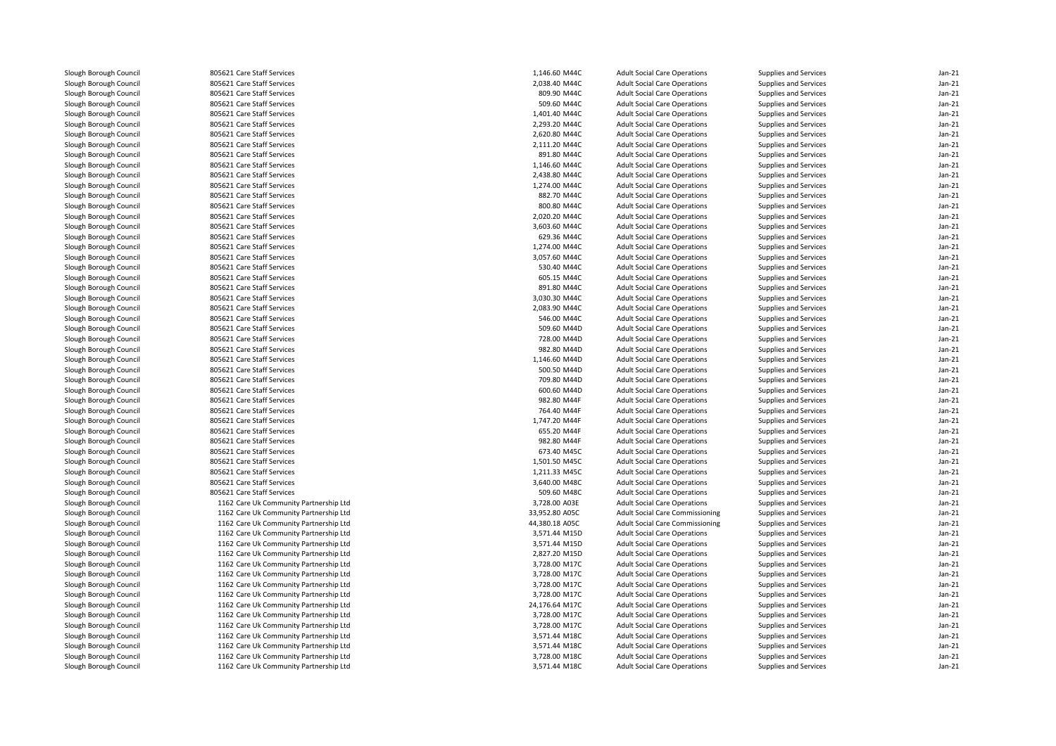| | | | | | | |
|---|---|---|---|---|---|---|
| Slough Borough Council | 805621 Care Staff Services | 1,146.60 M44C | Adult Social Care Operations | Supplies and Services | Jan-21 |
| Slough Borough Council | 805621 Care Staff Services | 2,038.40 M44C | Adult Social Care Operations | Supplies and Services | Jan-21 |
| Slough Borough Council | 805621 Care Staff Services | 809.90 M44C | Adult Social Care Operations | Supplies and Services | Jan-21 |
| Slough Borough Council | 805621 Care Staff Services | 509.60 M44C | Adult Social Care Operations | Supplies and Services | Jan-21 |
| Slough Borough Council | 805621 Care Staff Services | 1,401.40 M44C | Adult Social Care Operations | Supplies and Services | Jan-21 |
| Slough Borough Council | 805621 Care Staff Services | 2,293.20 M44C | Adult Social Care Operations | Supplies and Services | Jan-21 |
| Slough Borough Council | 805621 Care Staff Services | 2,620.80 M44C | Adult Social Care Operations | Supplies and Services | Jan-21 |
| Slough Borough Council | 805621 Care Staff Services | 2,111.20 M44C | Adult Social Care Operations | Supplies and Services | Jan-21 |
| Slough Borough Council | 805621 Care Staff Services | 891.80 M44C | Adult Social Care Operations | Supplies and Services | Jan-21 |
| Slough Borough Council | 805621 Care Staff Services | 1,146.60 M44C | Adult Social Care Operations | Supplies and Services | Jan-21 |
| Slough Borough Council | 805621 Care Staff Services | 2,438.80 M44C | Adult Social Care Operations | Supplies and Services | Jan-21 |
| Slough Borough Council | 805621 Care Staff Services | 1,274.00 M44C | Adult Social Care Operations | Supplies and Services | Jan-21 |
| Slough Borough Council | 805621 Care Staff Services | 882.70 M44C | Adult Social Care Operations | Supplies and Services | Jan-21 |
| Slough Borough Council | 805621 Care Staff Services | 800.80 M44C | Adult Social Care Operations | Supplies and Services | Jan-21 |
| Slough Borough Council | 805621 Care Staff Services | 2,020.20 M44C | Adult Social Care Operations | Supplies and Services | Jan-21 |
| Slough Borough Council | 805621 Care Staff Services | 3,603.60 M44C | Adult Social Care Operations | Supplies and Services | Jan-21 |
| Slough Borough Council | 805621 Care Staff Services | 629.36 M44C | Adult Social Care Operations | Supplies and Services | Jan-21 |
| Slough Borough Council | 805621 Care Staff Services | 1,274.00 M44C | Adult Social Care Operations | Supplies and Services | Jan-21 |
| Slough Borough Council | 805621 Care Staff Services | 3,057.60 M44C | Adult Social Care Operations | Supplies and Services | Jan-21 |
| Slough Borough Council | 805621 Care Staff Services | 530.40 M44C | Adult Social Care Operations | Supplies and Services | Jan-21 |
| Slough Borough Council | 805621 Care Staff Services | 605.15 M44C | Adult Social Care Operations | Supplies and Services | Jan-21 |
| Slough Borough Council | 805621 Care Staff Services | 891.80 M44C | Adult Social Care Operations | Supplies and Services | Jan-21 |
| Slough Borough Council | 805621 Care Staff Services | 3,030.30 M44C | Adult Social Care Operations | Supplies and Services | Jan-21 |
| Slough Borough Council | 805621 Care Staff Services | 2,083.90 M44C | Adult Social Care Operations | Supplies and Services | Jan-21 |
| Slough Borough Council | 805621 Care Staff Services | 546.00 M44C | Adult Social Care Operations | Supplies and Services | Jan-21 |
| Slough Borough Council | 805621 Care Staff Services | 509.60 M44D | Adult Social Care Operations | Supplies and Services | Jan-21 |
| Slough Borough Council | 805621 Care Staff Services | 728.00 M44D | Adult Social Care Operations | Supplies and Services | Jan-21 |
| Slough Borough Council | 805621 Care Staff Services | 982.80 M44D | Adult Social Care Operations | Supplies and Services | Jan-21 |
| Slough Borough Council | 805621 Care Staff Services | 1,146.60 M44D | Adult Social Care Operations | Supplies and Services | Jan-21 |
| Slough Borough Council | 805621 Care Staff Services | 500.50 M44D | Adult Social Care Operations | Supplies and Services | Jan-21 |
| Slough Borough Council | 805621 Care Staff Services | 709.80 M44D | Adult Social Care Operations | Supplies and Services | Jan-21 |
| Slough Borough Council | 805621 Care Staff Services | 600.60 M44D | Adult Social Care Operations | Supplies and Services | Jan-21 |
| Slough Borough Council | 805621 Care Staff Services | 982.80 M44F | Adult Social Care Operations | Supplies and Services | Jan-21 |
| Slough Borough Council | 805621 Care Staff Services | 764.40 M44F | Adult Social Care Operations | Supplies and Services | Jan-21 |
| Slough Borough Council | 805621 Care Staff Services | 1,747.20 M44F | Adult Social Care Operations | Supplies and Services | Jan-21 |
| Slough Borough Council | 805621 Care Staff Services | 655.20 M44F | Adult Social Care Operations | Supplies and Services | Jan-21 |
| Slough Borough Council | 805621 Care Staff Services | 982.80 M44F | Adult Social Care Operations | Supplies and Services | Jan-21 |
| Slough Borough Council | 805621 Care Staff Services | 673.40 M45C | Adult Social Care Operations | Supplies and Services | Jan-21 |
| Slough Borough Council | 805621 Care Staff Services | 1,501.50 M45C | Adult Social Care Operations | Supplies and Services | Jan-21 |
| Slough Borough Council | 805621 Care Staff Services | 1,211.33 M45C | Adult Social Care Operations | Supplies and Services | Jan-21 |
| Slough Borough Council | 805621 Care Staff Services | 3,640.00 M48C | Adult Social Care Operations | Supplies and Services | Jan-21 |
| Slough Borough Council | 805621 Care Staff Services | 509.60 M48C | Adult Social Care Operations | Supplies and Services | Jan-21 |
| Slough Borough Council | 1162 Care Uk Community Partnership Ltd | 3,728.00 A03E | Adult Social Care Operations | Supplies and Services | Jan-21 |
| Slough Borough Council | 1162 Care Uk Community Partnership Ltd | 33,952.80 A05C | Adult Social Care Commissioning | Supplies and Services | Jan-21 |
| Slough Borough Council | 1162 Care Uk Community Partnership Ltd | 44,380.18 A05C | Adult Social Care Commissioning | Supplies and Services | Jan-21 |
| Slough Borough Council | 1162 Care Uk Community Partnership Ltd | 3,571.44 M15D | Adult Social Care Operations | Supplies and Services | Jan-21 |
| Slough Borough Council | 1162 Care Uk Community Partnership Ltd | 3,571.44 M15D | Adult Social Care Operations | Supplies and Services | Jan-21 |
| Slough Borough Council | 1162 Care Uk Community Partnership Ltd | 2,827.20 M15D | Adult Social Care Operations | Supplies and Services | Jan-21 |
| Slough Borough Council | 1162 Care Uk Community Partnership Ltd | 3,728.00 M17C | Adult Social Care Operations | Supplies and Services | Jan-21 |
| Slough Borough Council | 1162 Care Uk Community Partnership Ltd | 3,728.00 M17C | Adult Social Care Operations | Supplies and Services | Jan-21 |
| Slough Borough Council | 1162 Care Uk Community Partnership Ltd | 3,728.00 M17C | Adult Social Care Operations | Supplies and Services | Jan-21 |
| Slough Borough Council | 1162 Care Uk Community Partnership Ltd | 3,728.00 M17C | Adult Social Care Operations | Supplies and Services | Jan-21 |
| Slough Borough Council | 1162 Care Uk Community Partnership Ltd | 24,176.64 M17C | Adult Social Care Operations | Supplies and Services | Jan-21 |
| Slough Borough Council | 1162 Care Uk Community Partnership Ltd | 3,728.00 M17C | Adult Social Care Operations | Supplies and Services | Jan-21 |
| Slough Borough Council | 1162 Care Uk Community Partnership Ltd | 3,728.00 M17C | Adult Social Care Operations | Supplies and Services | Jan-21 |
| Slough Borough Council | 1162 Care Uk Community Partnership Ltd | 3,571.44 M18C | Adult Social Care Operations | Supplies and Services | Jan-21 |
| Slough Borough Council | 1162 Care Uk Community Partnership Ltd | 3,571.44 M18C | Adult Social Care Operations | Supplies and Services | Jan-21 |
| Slough Borough Council | 1162 Care Uk Community Partnership Ltd | 3,728.00 M18C | Adult Social Care Operations | Supplies and Services | Jan-21 |
| Slough Borough Council | 1162 Care Uk Community Partnership Ltd | 3,571.44 M18C | Adult Social Care Operations | Supplies and Services | Jan-21 |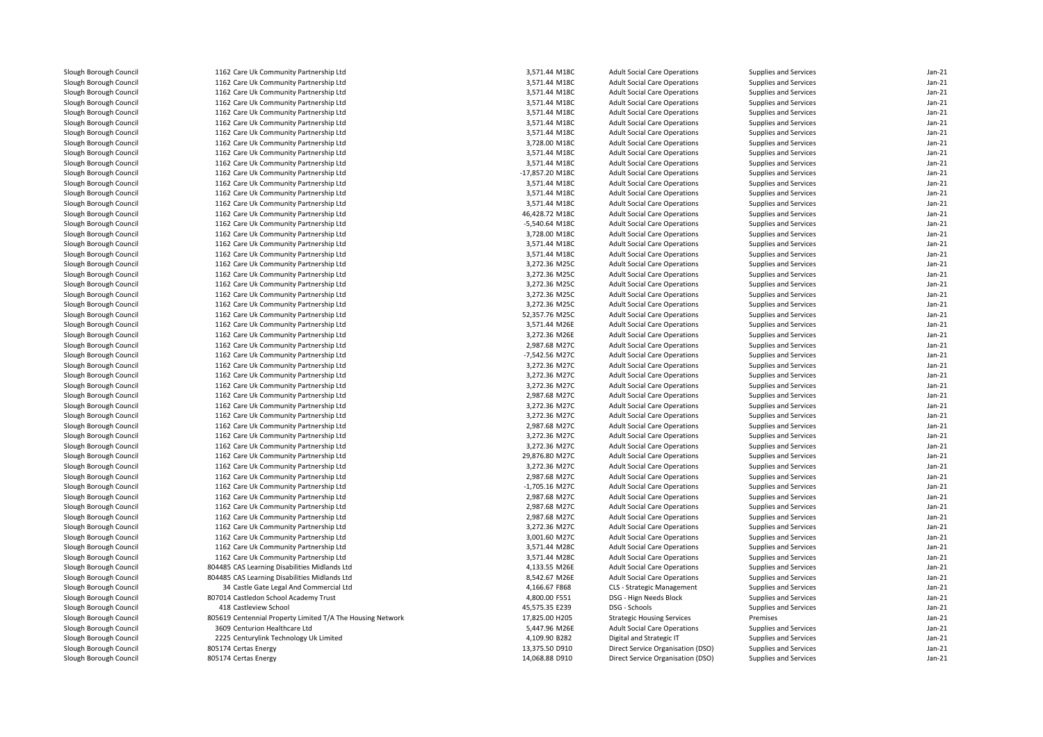| | | | | | | | |
|---|---|---|---|---|---|---|---|
| Slough Borough Council | 1162 Care Uk Community Partnership Ltd | 3,571.44 | M18C | Adult Social Care Operations | Supplies and Services | Jan-21 |
| Slough Borough Council | 1162 Care Uk Community Partnership Ltd | 3,571.44 | M18C | Adult Social Care Operations | Supplies and Services | Jan-21 |
| Slough Borough Council | 1162 Care Uk Community Partnership Ltd | 3,571.44 | M18C | Adult Social Care Operations | Supplies and Services | Jan-21 |
| Slough Borough Council | 1162 Care Uk Community Partnership Ltd | 3,571.44 | M18C | Adult Social Care Operations | Supplies and Services | Jan-21 |
| Slough Borough Council | 1162 Care Uk Community Partnership Ltd | 3,571.44 | M18C | Adult Social Care Operations | Supplies and Services | Jan-21 |
| Slough Borough Council | 1162 Care Uk Community Partnership Ltd | 3,571.44 | M18C | Adult Social Care Operations | Supplies and Services | Jan-21 |
| Slough Borough Council | 1162 Care Uk Community Partnership Ltd | 3,571.44 | M18C | Adult Social Care Operations | Supplies and Services | Jan-21 |
| Slough Borough Council | 1162 Care Uk Community Partnership Ltd | 3,728.00 | M18C | Adult Social Care Operations | Supplies and Services | Jan-21 |
| Slough Borough Council | 1162 Care Uk Community Partnership Ltd | 3,571.44 | M18C | Adult Social Care Operations | Supplies and Services | Jan-21 |
| Slough Borough Council | 1162 Care Uk Community Partnership Ltd | 3,571.44 | M18C | Adult Social Care Operations | Supplies and Services | Jan-21 |
| Slough Borough Council | 1162 Care Uk Community Partnership Ltd | -17,857.20 | M18C | Adult Social Care Operations | Supplies and Services | Jan-21 |
| Slough Borough Council | 1162 Care Uk Community Partnership Ltd | 3,571.44 | M18C | Adult Social Care Operations | Supplies and Services | Jan-21 |
| Slough Borough Council | 1162 Care Uk Community Partnership Ltd | 3,571.44 | M18C | Adult Social Care Operations | Supplies and Services | Jan-21 |
| Slough Borough Council | 1162 Care Uk Community Partnership Ltd | 3,571.44 | M18C | Adult Social Care Operations | Supplies and Services | Jan-21 |
| Slough Borough Council | 1162 Care Uk Community Partnership Ltd | 46,428.72 | M18C | Adult Social Care Operations | Supplies and Services | Jan-21 |
| Slough Borough Council | 1162 Care Uk Community Partnership Ltd | -5,540.64 | M18C | Adult Social Care Operations | Supplies and Services | Jan-21 |
| Slough Borough Council | 1162 Care Uk Community Partnership Ltd | 3,728.00 | M18C | Adult Social Care Operations | Supplies and Services | Jan-21 |
| Slough Borough Council | 1162 Care Uk Community Partnership Ltd | 3,571.44 | M18C | Adult Social Care Operations | Supplies and Services | Jan-21 |
| Slough Borough Council | 1162 Care Uk Community Partnership Ltd | 3,571.44 | M18C | Adult Social Care Operations | Supplies and Services | Jan-21 |
| Slough Borough Council | 1162 Care Uk Community Partnership Ltd | 3,272.36 | M25C | Adult Social Care Operations | Supplies and Services | Jan-21 |
| Slough Borough Council | 1162 Care Uk Community Partnership Ltd | 3,272.36 | M25C | Adult Social Care Operations | Supplies and Services | Jan-21 |
| Slough Borough Council | 1162 Care Uk Community Partnership Ltd | 3,272.36 | M25C | Adult Social Care Operations | Supplies and Services | Jan-21 |
| Slough Borough Council | 1162 Care Uk Community Partnership Ltd | 3,272.36 | M25C | Adult Social Care Operations | Supplies and Services | Jan-21 |
| Slough Borough Council | 1162 Care Uk Community Partnership Ltd | 3,272.36 | M25C | Adult Social Care Operations | Supplies and Services | Jan-21 |
| Slough Borough Council | 1162 Care Uk Community Partnership Ltd | 52,357.76 | M25C | Adult Social Care Operations | Supplies and Services | Jan-21 |
| Slough Borough Council | 1162 Care Uk Community Partnership Ltd | 3,571.44 | M26E | Adult Social Care Operations | Supplies and Services | Jan-21 |
| Slough Borough Council | 1162 Care Uk Community Partnership Ltd | 3,272.36 | M26E | Adult Social Care Operations | Supplies and Services | Jan-21 |
| Slough Borough Council | 1162 Care Uk Community Partnership Ltd | 2,987.68 | M27C | Adult Social Care Operations | Supplies and Services | Jan-21 |
| Slough Borough Council | 1162 Care Uk Community Partnership Ltd | -7,542.56 | M27C | Adult Social Care Operations | Supplies and Services | Jan-21 |
| Slough Borough Council | 1162 Care Uk Community Partnership Ltd | 3,272.36 | M27C | Adult Social Care Operations | Supplies and Services | Jan-21 |
| Slough Borough Council | 1162 Care Uk Community Partnership Ltd | 3,272.36 | M27C | Adult Social Care Operations | Supplies and Services | Jan-21 |
| Slough Borough Council | 1162 Care Uk Community Partnership Ltd | 3,272.36 | M27C | Adult Social Care Operations | Supplies and Services | Jan-21 |
| Slough Borough Council | 1162 Care Uk Community Partnership Ltd | 2,987.68 | M27C | Adult Social Care Operations | Supplies and Services | Jan-21 |
| Slough Borough Council | 1162 Care Uk Community Partnership Ltd | 3,272.36 | M27C | Adult Social Care Operations | Supplies and Services | Jan-21 |
| Slough Borough Council | 1162 Care Uk Community Partnership Ltd | 3,272.36 | M27C | Adult Social Care Operations | Supplies and Services | Jan-21 |
| Slough Borough Council | 1162 Care Uk Community Partnership Ltd | 2,987.68 | M27C | Adult Social Care Operations | Supplies and Services | Jan-21 |
| Slough Borough Council | 1162 Care Uk Community Partnership Ltd | 3,272.36 | M27C | Adult Social Care Operations | Supplies and Services | Jan-21 |
| Slough Borough Council | 1162 Care Uk Community Partnership Ltd | 3,272.36 | M27C | Adult Social Care Operations | Supplies and Services | Jan-21 |
| Slough Borough Council | 1162 Care Uk Community Partnership Ltd | 29,876.80 | M27C | Adult Social Care Operations | Supplies and Services | Jan-21 |
| Slough Borough Council | 1162 Care Uk Community Partnership Ltd | 3,272.36 | M27C | Adult Social Care Operations | Supplies and Services | Jan-21 |
| Slough Borough Council | 1162 Care Uk Community Partnership Ltd | 2,987.68 | M27C | Adult Social Care Operations | Supplies and Services | Jan-21 |
| Slough Borough Council | 1162 Care Uk Community Partnership Ltd | -1,705.16 | M27C | Adult Social Care Operations | Supplies and Services | Jan-21 |
| Slough Borough Council | 1162 Care Uk Community Partnership Ltd | 2,987.68 | M27C | Adult Social Care Operations | Supplies and Services | Jan-21 |
| Slough Borough Council | 1162 Care Uk Community Partnership Ltd | 2,987.68 | M27C | Adult Social Care Operations | Supplies and Services | Jan-21 |
| Slough Borough Council | 1162 Care Uk Community Partnership Ltd | 2,987.68 | M27C | Adult Social Care Operations | Supplies and Services | Jan-21 |
| Slough Borough Council | 1162 Care Uk Community Partnership Ltd | 3,272.36 | M27C | Adult Social Care Operations | Supplies and Services | Jan-21 |
| Slough Borough Council | 1162 Care Uk Community Partnership Ltd | 3,001.60 | M27C | Adult Social Care Operations | Supplies and Services | Jan-21 |
| Slough Borough Council | 1162 Care Uk Community Partnership Ltd | 3,571.44 | M28C | Adult Social Care Operations | Supplies and Services | Jan-21 |
| Slough Borough Council | 1162 Care Uk Community Partnership Ltd | 3,571.44 | M28C | Adult Social Care Operations | Supplies and Services | Jan-21 |
| Slough Borough Council | 804485 CAS Learning Disabilities Midlands Ltd | 4,133.55 | M26E | Adult Social Care Operations | Supplies and Services | Jan-21 |
| Slough Borough Council | 804485 CAS Learning Disabilities Midlands Ltd | 8,542.67 | M26E | Adult Social Care Operations | Supplies and Services | Jan-21 |
| Slough Borough Council | 34 Castle Gate Legal And Commercial Ltd | 4,166.67 | F868 | CLS - Strategic Management | Supplies and Services | Jan-21 |
| Slough Borough Council | 807014 Castledon School Academy Trust | 4,800.00 | F551 | DSG - Hign Needs Block | Supplies and Services | Jan-21 |
| Slough Borough Council | 418 Castleview School | 45,575.35 | E239 | DSG - Schools | Supplies and Services | Jan-21 |
| Slough Borough Council | 805619 Centennial Property Limited T/A The Housing Network | 17,825.00 | H205 | Strategic Housing Services | Premises | Jan-21 |
| Slough Borough Council | 3609 Centurion Healthcare Ltd | 5,447.96 | M26E | Adult Social Care Operations | Supplies and Services | Jan-21 |
| Slough Borough Council | 2225 Centurylink Technology Uk Limited | 4,109.90 | B282 | Digital and Strategic IT | Supplies and Services | Jan-21 |
| Slough Borough Council | 805174 Certas Energy | 13,375.50 | D910 | Direct Service Organisation (DSO) | Supplies and Services | Jan-21 |
| Slough Borough Council | 805174 Certas Energy | 14,068.88 | D910 | Direct Service Organisation (DSO) | Supplies and Services | Jan-21 |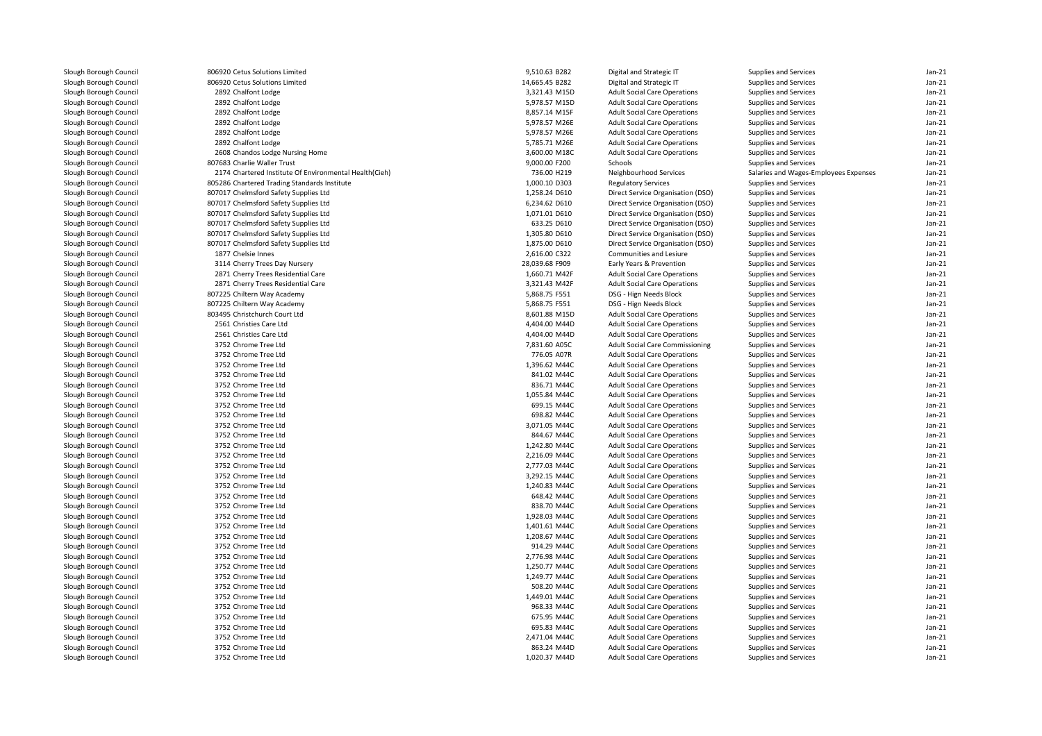| | | | | | | |
|---|---|---|---|---|---|---|
| Slough Borough Council | 806920 Cetus Solutions Limited | 9,510.63 | B282 | Digital and Strategic IT | Supplies and Services | Jan-21 |
| Slough Borough Council | 806920 Cetus Solutions Limited | 14,665.45 | B282 | Digital and Strategic IT | Supplies and Services | Jan-21 |
| Slough Borough Council | 2892 Chalfont Lodge | 3,321.43 | M15D | Adult Social Care Operations | Supplies and Services | Jan-21 |
| Slough Borough Council | 2892 Chalfont Lodge | 5,978.57 | M15D | Adult Social Care Operations | Supplies and Services | Jan-21 |
| Slough Borough Council | 2892 Chalfont Lodge | 8,857.14 | M15F | Adult Social Care Operations | Supplies and Services | Jan-21 |
| Slough Borough Council | 2892 Chalfont Lodge | 5,978.57 | M26E | Adult Social Care Operations | Supplies and Services | Jan-21 |
| Slough Borough Council | 2892 Chalfont Lodge | 5,978.57 | M26E | Adult Social Care Operations | Supplies and Services | Jan-21 |
| Slough Borough Council | 2892 Chalfont Lodge | 5,785.71 | M26E | Adult Social Care Operations | Supplies and Services | Jan-21 |
| Slough Borough Council | 2608 Chandos Lodge Nursing Home | 3,600.00 | M18C | Adult Social Care Operations | Supplies and Services | Jan-21 |
| Slough Borough Council | 807683 Charlie Waller Trust | 9,000.00 | F200 | Schools | Supplies and Services | Jan-21 |
| Slough Borough Council | 2174 Chartered Institute Of Environmental Health(Cieh) | 736.00 | H219 | Neighbourhood Services | Salaries and Wages-Employees Expenses | Jan-21 |
| Slough Borough Council | 805286 Chartered Trading Standards Institute | 1,000.10 | D303 | Regulatory Services | Supplies and Services | Jan-21 |
| Slough Borough Council | 807017 Chelmsford Safety Supplies Ltd | 1,258.24 | D610 | Direct Service Organisation (DSO) | Supplies and Services | Jan-21 |
| Slough Borough Council | 807017 Chelmsford Safety Supplies Ltd | 6,234.62 | D610 | Direct Service Organisation (DSO) | Supplies and Services | Jan-21 |
| Slough Borough Council | 807017 Chelmsford Safety Supplies Ltd | 1,071.01 | D610 | Direct Service Organisation (DSO) | Supplies and Services | Jan-21 |
| Slough Borough Council | 807017 Chelmsford Safety Supplies Ltd | 633.25 | D610 | Direct Service Organisation (DSO) | Supplies and Services | Jan-21 |
| Slough Borough Council | 807017 Chelmsford Safety Supplies Ltd | 1,305.80 | D610 | Direct Service Organisation (DSO) | Supplies and Services | Jan-21 |
| Slough Borough Council | 807017 Chelmsford Safety Supplies Ltd | 1,875.00 | D610 | Direct Service Organisation (DSO) | Supplies and Services | Jan-21 |
| Slough Borough Council | 1877 Chelsie Innes | 2,616.00 | C322 | Communities and Lesiure | Supplies and Services | Jan-21 |
| Slough Borough Council | 3114 Cherry Trees Day Nursery | 28,039.68 | F909 | Early Years & Prevention | Supplies and Services | Jan-21 |
| Slough Borough Council | 2871 Cherry Trees Residential Care | 1,660.71 | M42F | Adult Social Care Operations | Supplies and Services | Jan-21 |
| Slough Borough Council | 2871 Cherry Trees Residential Care | 3,321.43 | M42F | Adult Social Care Operations | Supplies and Services | Jan-21 |
| Slough Borough Council | 807225 Chiltern Way Academy | 5,868.75 | F551 | DSG - Hign Needs Block | Supplies and Services | Jan-21 |
| Slough Borough Council | 807225 Chiltern Way Academy | 5,868.75 | F551 | DSG - Hign Needs Block | Supplies and Services | Jan-21 |
| Slough Borough Council | 803495 Christchurch Court Ltd | 8,601.88 | M15D | Adult Social Care Operations | Supplies and Services | Jan-21 |
| Slough Borough Council | 2561 Christies Care Ltd | 4,404.00 | M44D | Adult Social Care Operations | Supplies and Services | Jan-21 |
| Slough Borough Council | 2561 Christies Care Ltd | 4,404.00 | M44D | Adult Social Care Operations | Supplies and Services | Jan-21 |
| Slough Borough Council | 3752 Chrome Tree Ltd | 7,831.60 | A05C | Adult Social Care Commissioning | Supplies and Services | Jan-21 |
| Slough Borough Council | 3752 Chrome Tree Ltd | 776.05 | A07R | Adult Social Care Operations | Supplies and Services | Jan-21 |
| Slough Borough Council | 3752 Chrome Tree Ltd | 1,396.62 | M44C | Adult Social Care Operations | Supplies and Services | Jan-21 |
| Slough Borough Council | 3752 Chrome Tree Ltd | 841.02 | M44C | Adult Social Care Operations | Supplies and Services | Jan-21 |
| Slough Borough Council | 3752 Chrome Tree Ltd | 836.71 | M44C | Adult Social Care Operations | Supplies and Services | Jan-21 |
| Slough Borough Council | 3752 Chrome Tree Ltd | 1,055.84 | M44C | Adult Social Care Operations | Supplies and Services | Jan-21 |
| Slough Borough Council | 3752 Chrome Tree Ltd | 699.15 | M44C | Adult Social Care Operations | Supplies and Services | Jan-21 |
| Slough Borough Council | 3752 Chrome Tree Ltd | 698.82 | M44C | Adult Social Care Operations | Supplies and Services | Jan-21 |
| Slough Borough Council | 3752 Chrome Tree Ltd | 3,071.05 | M44C | Adult Social Care Operations | Supplies and Services | Jan-21 |
| Slough Borough Council | 3752 Chrome Tree Ltd | 844.67 | M44C | Adult Social Care Operations | Supplies and Services | Jan-21 |
| Slough Borough Council | 3752 Chrome Tree Ltd | 1,242.80 | M44C | Adult Social Care Operations | Supplies and Services | Jan-21 |
| Slough Borough Council | 3752 Chrome Tree Ltd | 2,216.09 | M44C | Adult Social Care Operations | Supplies and Services | Jan-21 |
| Slough Borough Council | 3752 Chrome Tree Ltd | 2,777.03 | M44C | Adult Social Care Operations | Supplies and Services | Jan-21 |
| Slough Borough Council | 3752 Chrome Tree Ltd | 3,292.15 | M44C | Adult Social Care Operations | Supplies and Services | Jan-21 |
| Slough Borough Council | 3752 Chrome Tree Ltd | 1,240.83 | M44C | Adult Social Care Operations | Supplies and Services | Jan-21 |
| Slough Borough Council | 3752 Chrome Tree Ltd | 648.42 | M44C | Adult Social Care Operations | Supplies and Services | Jan-21 |
| Slough Borough Council | 3752 Chrome Tree Ltd | 838.70 | M44C | Adult Social Care Operations | Supplies and Services | Jan-21 |
| Slough Borough Council | 3752 Chrome Tree Ltd | 1,928.03 | M44C | Adult Social Care Operations | Supplies and Services | Jan-21 |
| Slough Borough Council | 3752 Chrome Tree Ltd | 1,401.61 | M44C | Adult Social Care Operations | Supplies and Services | Jan-21 |
| Slough Borough Council | 3752 Chrome Tree Ltd | 1,208.67 | M44C | Adult Social Care Operations | Supplies and Services | Jan-21 |
| Slough Borough Council | 3752 Chrome Tree Ltd | 914.29 | M44C | Adult Social Care Operations | Supplies and Services | Jan-21 |
| Slough Borough Council | 3752 Chrome Tree Ltd | 2,776.98 | M44C | Adult Social Care Operations | Supplies and Services | Jan-21 |
| Slough Borough Council | 3752 Chrome Tree Ltd | 1,250.77 | M44C | Adult Social Care Operations | Supplies and Services | Jan-21 |
| Slough Borough Council | 3752 Chrome Tree Ltd | 1,249.77 | M44C | Adult Social Care Operations | Supplies and Services | Jan-21 |
| Slough Borough Council | 3752 Chrome Tree Ltd | 508.20 | M44C | Adult Social Care Operations | Supplies and Services | Jan-21 |
| Slough Borough Council | 3752 Chrome Tree Ltd | 1,449.01 | M44C | Adult Social Care Operations | Supplies and Services | Jan-21 |
| Slough Borough Council | 3752 Chrome Tree Ltd | 968.33 | M44C | Adult Social Care Operations | Supplies and Services | Jan-21 |
| Slough Borough Council | 3752 Chrome Tree Ltd | 675.95 | M44C | Adult Social Care Operations | Supplies and Services | Jan-21 |
| Slough Borough Council | 3752 Chrome Tree Ltd | 695.83 | M44C | Adult Social Care Operations | Supplies and Services | Jan-21 |
| Slough Borough Council | 3752 Chrome Tree Ltd | 2,471.04 | M44C | Adult Social Care Operations | Supplies and Services | Jan-21 |
| Slough Borough Council | 3752 Chrome Tree Ltd | 863.24 | M44D | Adult Social Care Operations | Supplies and Services | Jan-21 |
| Slough Borough Council | 3752 Chrome Tree Ltd | 1,020.37 | M44D | Adult Social Care Operations | Supplies and Services | Jan-21 |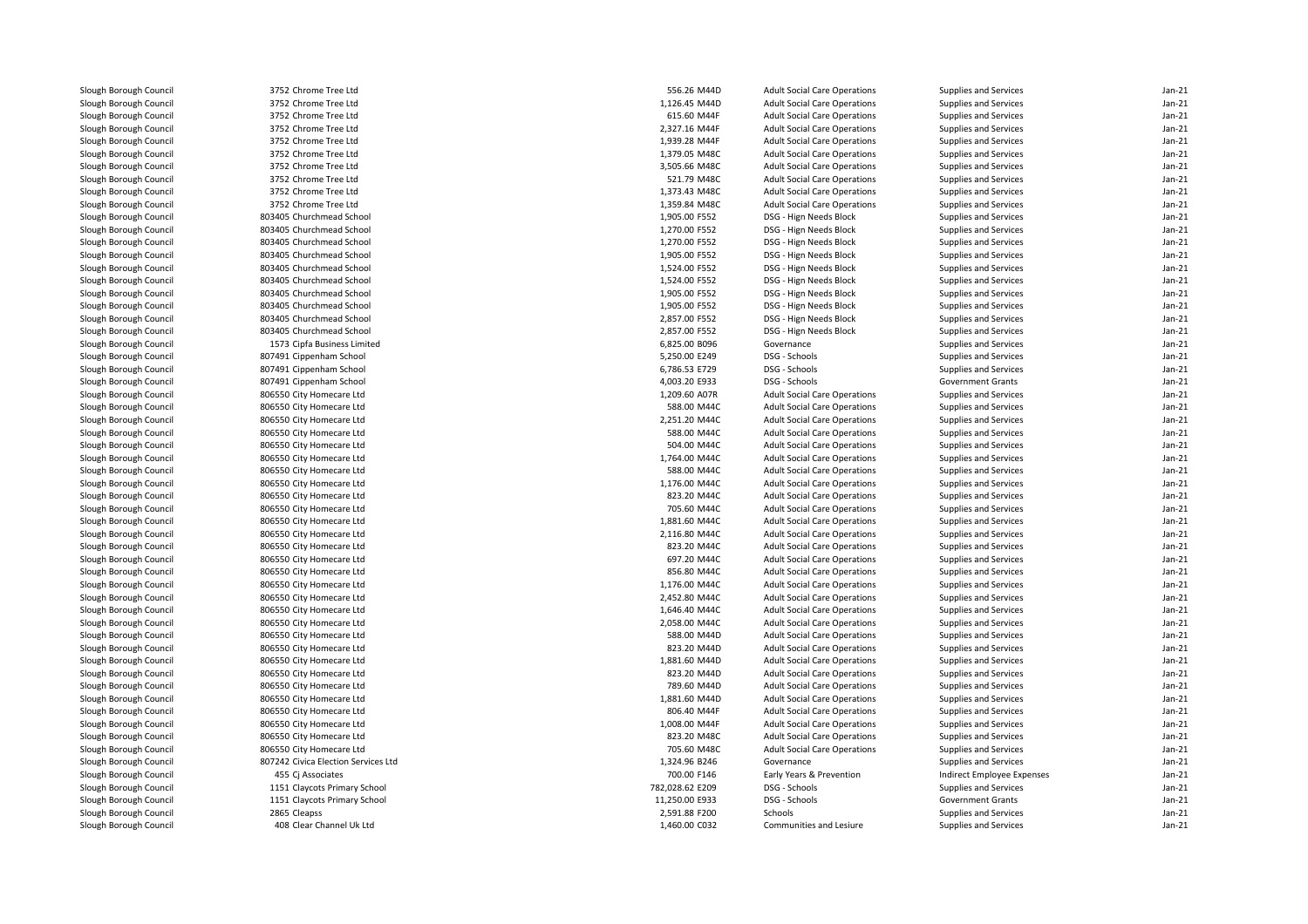| | | | | | | | |
|---|---|---|---|---|---|---|---|
| Slough Borough Council | 3752 Chrome Tree Ltd | 556.26 | M44D | Adult Social Care Operations | Supplies and Services | Jan-21 |
| Slough Borough Council | 3752 Chrome Tree Ltd | 1,126.45 | M44D | Adult Social Care Operations | Supplies and Services | Jan-21 |
| Slough Borough Council | 3752 Chrome Tree Ltd | 615.60 | M44F | Adult Social Care Operations | Supplies and Services | Jan-21 |
| Slough Borough Council | 3752 Chrome Tree Ltd | 2,327.16 | M44F | Adult Social Care Operations | Supplies and Services | Jan-21 |
| Slough Borough Council | 3752 Chrome Tree Ltd | 1,939.28 | M44F | Adult Social Care Operations | Supplies and Services | Jan-21 |
| Slough Borough Council | 3752 Chrome Tree Ltd | 1,379.05 | M48C | Adult Social Care Operations | Supplies and Services | Jan-21 |
| Slough Borough Council | 3752 Chrome Tree Ltd | 3,505.66 | M48C | Adult Social Care Operations | Supplies and Services | Jan-21 |
| Slough Borough Council | 3752 Chrome Tree Ltd | 521.79 | M48C | Adult Social Care Operations | Supplies and Services | Jan-21 |
| Slough Borough Council | 3752 Chrome Tree Ltd | 1,373.43 | M48C | Adult Social Care Operations | Supplies and Services | Jan-21 |
| Slough Borough Council | 3752 Chrome Tree Ltd | 1,359.84 | M48C | Adult Social Care Operations | Supplies and Services | Jan-21 |
| Slough Borough Council | 803405 Churchmead School | 1,905.00 | F552 | DSG - Hign Needs Block | Supplies and Services | Jan-21 |
| Slough Borough Council | 803405 Churchmead School | 1,270.00 | F552 | DSG - Hign Needs Block | Supplies and Services | Jan-21 |
| Slough Borough Council | 803405 Churchmead School | 1,270.00 | F552 | DSG - Hign Needs Block | Supplies and Services | Jan-21 |
| Slough Borough Council | 803405 Churchmead School | 1,905.00 | F552 | DSG - Hign Needs Block | Supplies and Services | Jan-21 |
| Slough Borough Council | 803405 Churchmead School | 1,524.00 | F552 | DSG - Hign Needs Block | Supplies and Services | Jan-21 |
| Slough Borough Council | 803405 Churchmead School | 1,524.00 | F552 | DSG - Hign Needs Block | Supplies and Services | Jan-21 |
| Slough Borough Council | 803405 Churchmead School | 1,905.00 | F552 | DSG - Hign Needs Block | Supplies and Services | Jan-21 |
| Slough Borough Council | 803405 Churchmead School | 1,905.00 | F552 | DSG - Hign Needs Block | Supplies and Services | Jan-21 |
| Slough Borough Council | 803405 Churchmead School | 2,857.00 | F552 | DSG - Hign Needs Block | Supplies and Services | Jan-21 |
| Slough Borough Council | 803405 Churchmead School | 2,857.00 | F552 | DSG - Hign Needs Block | Supplies and Services | Jan-21 |
| Slough Borough Council | 1573 Cipfa Business Limited | 6,825.00 | B096 | Governance | Supplies and Services | Jan-21 |
| Slough Borough Council | 807491 Cippenham School | 5,250.00 | E249 | DSG - Schools | Supplies and Services | Jan-21 |
| Slough Borough Council | 807491 Cippenham School | 6,786.53 | E729 | DSG - Schools | Supplies and Services | Jan-21 |
| Slough Borough Council | 807491 Cippenham School | 4,003.20 | E933 | DSG - Schools | Government Grants | Jan-21 |
| Slough Borough Council | 806550 City Homecare Ltd | 1,209.60 | A07R | Adult Social Care Operations | Supplies and Services | Jan-21 |
| Slough Borough Council | 806550 City Homecare Ltd | 588.00 | M44C | Adult Social Care Operations | Supplies and Services | Jan-21 |
| Slough Borough Council | 806550 City Homecare Ltd | 2,251.20 | M44C | Adult Social Care Operations | Supplies and Services | Jan-21 |
| Slough Borough Council | 806550 City Homecare Ltd | 588.00 | M44C | Adult Social Care Operations | Supplies and Services | Jan-21 |
| Slough Borough Council | 806550 City Homecare Ltd | 504.00 | M44C | Adult Social Care Operations | Supplies and Services | Jan-21 |
| Slough Borough Council | 806550 City Homecare Ltd | 1,764.00 | M44C | Adult Social Care Operations | Supplies and Services | Jan-21 |
| Slough Borough Council | 806550 City Homecare Ltd | 588.00 | M44C | Adult Social Care Operations | Supplies and Services | Jan-21 |
| Slough Borough Council | 806550 City Homecare Ltd | 1,176.00 | M44C | Adult Social Care Operations | Supplies and Services | Jan-21 |
| Slough Borough Council | 806550 City Homecare Ltd | 823.20 | M44C | Adult Social Care Operations | Supplies and Services | Jan-21 |
| Slough Borough Council | 806550 City Homecare Ltd | 705.60 | M44C | Adult Social Care Operations | Supplies and Services | Jan-21 |
| Slough Borough Council | 806550 City Homecare Ltd | 1,881.60 | M44C | Adult Social Care Operations | Supplies and Services | Jan-21 |
| Slough Borough Council | 806550 City Homecare Ltd | 2,116.80 | M44C | Adult Social Care Operations | Supplies and Services | Jan-21 |
| Slough Borough Council | 806550 City Homecare Ltd | 823.20 | M44C | Adult Social Care Operations | Supplies and Services | Jan-21 |
| Slough Borough Council | 806550 City Homecare Ltd | 697.20 | M44C | Adult Social Care Operations | Supplies and Services | Jan-21 |
| Slough Borough Council | 806550 City Homecare Ltd | 856.80 | M44C | Adult Social Care Operations | Supplies and Services | Jan-21 |
| Slough Borough Council | 806550 City Homecare Ltd | 1,176.00 | M44C | Adult Social Care Operations | Supplies and Services | Jan-21 |
| Slough Borough Council | 806550 City Homecare Ltd | 2,452.80 | M44C | Adult Social Care Operations | Supplies and Services | Jan-21 |
| Slough Borough Council | 806550 City Homecare Ltd | 1,646.40 | M44C | Adult Social Care Operations | Supplies and Services | Jan-21 |
| Slough Borough Council | 806550 City Homecare Ltd | 2,058.00 | M44C | Adult Social Care Operations | Supplies and Services | Jan-21 |
| Slough Borough Council | 806550 City Homecare Ltd | 588.00 | M44D | Adult Social Care Operations | Supplies and Services | Jan-21 |
| Slough Borough Council | 806550 City Homecare Ltd | 823.20 | M44D | Adult Social Care Operations | Supplies and Services | Jan-21 |
| Slough Borough Council | 806550 City Homecare Ltd | 1,881.60 | M44D | Adult Social Care Operations | Supplies and Services | Jan-21 |
| Slough Borough Council | 806550 City Homecare Ltd | 823.20 | M44D | Adult Social Care Operations | Supplies and Services | Jan-21 |
| Slough Borough Council | 806550 City Homecare Ltd | 789.60 | M44D | Adult Social Care Operations | Supplies and Services | Jan-21 |
| Slough Borough Council | 806550 City Homecare Ltd | 1,881.60 | M44D | Adult Social Care Operations | Supplies and Services | Jan-21 |
| Slough Borough Council | 806550 City Homecare Ltd | 806.40 | M44F | Adult Social Care Operations | Supplies and Services | Jan-21 |
| Slough Borough Council | 806550 City Homecare Ltd | 1,008.00 | M44F | Adult Social Care Operations | Supplies and Services | Jan-21 |
| Slough Borough Council | 806550 City Homecare Ltd | 823.20 | M48C | Adult Social Care Operations | Supplies and Services | Jan-21 |
| Slough Borough Council | 806550 City Homecare Ltd | 705.60 | M48C | Adult Social Care Operations | Supplies and Services | Jan-21 |
| Slough Borough Council | 807242 Civica Election Services Ltd | 1,324.96 | B246 | Governance | Supplies and Services | Jan-21 |
| Slough Borough Council | 455 Cj Associates | 700.00 | F146 | Early Years & Prevention | Indirect Employee Expenses | Jan-21 |
| Slough Borough Council | 1151 Claycots Primary School | 782,028.62 | E209 | DSG - Schools | Supplies and Services | Jan-21 |
| Slough Borough Council | 1151 Claycots Primary School | 11,250.00 | E933 | DSG - Schools | Government Grants | Jan-21 |
| Slough Borough Council | 2865 Cleapss | 2,591.88 | F200 | Schools | Supplies and Services | Jan-21 |
| Slough Borough Council | 408 Clear Channel Uk Ltd | 1,460.00 | C032 | Communities and Lesiure | Supplies and Services | Jan-21 |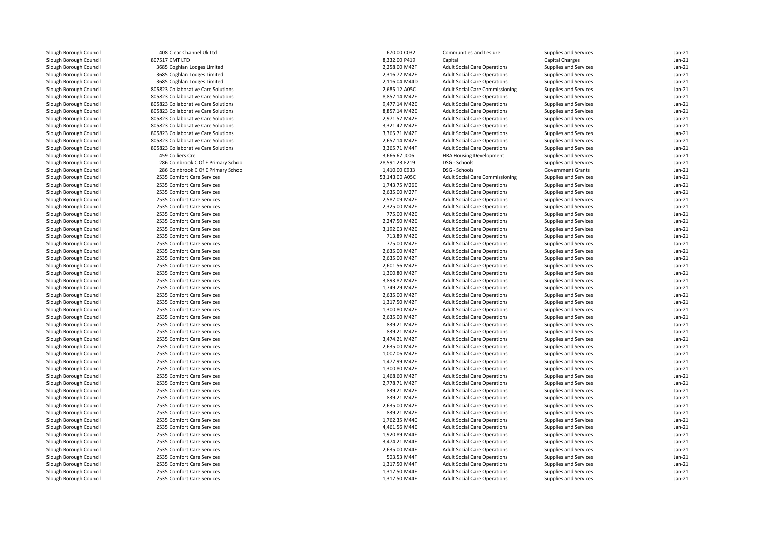| | | | | | | |
|---|---|---|---|---|---|---|
| Slough Borough Council | 408 Clear Channel Uk Ltd | 670.00 C032 | Communities and Lesiure | Supplies and Services | Jan-21 |
| Slough Borough Council | 807517 CMT LTD | 8,332.00 P419 | Capital | Capital Charges | Jan-21 |
| Slough Borough Council | 3685 Coghlan Lodges Limited | 2,258.00 M42F | Adult Social Care Operations | Supplies and Services | Jan-21 |
| Slough Borough Council | 3685 Coghlan Lodges Limited | 2,316.72 M42F | Adult Social Care Operations | Supplies and Services | Jan-21 |
| Slough Borough Council | 3685 Coghlan Lodges Limited | 2,116.04 M44D | Adult Social Care Operations | Supplies and Services | Jan-21 |
| Slough Borough Council | 805823 Collaborative Care Solutions | 2,685.12 A05C | Adult Social Care Commissioning | Supplies and Services | Jan-21 |
| Slough Borough Council | 805823 Collaborative Care Solutions | 8,857.14 M42E | Adult Social Care Operations | Supplies and Services | Jan-21 |
| Slough Borough Council | 805823 Collaborative Care Solutions | 9,477.14 M42E | Adult Social Care Operations | Supplies and Services | Jan-21 |
| Slough Borough Council | 805823 Collaborative Care Solutions | 8,857.14 M42E | Adult Social Care Operations | Supplies and Services | Jan-21 |
| Slough Borough Council | 805823 Collaborative Care Solutions | 2,971.57 M42F | Adult Social Care Operations | Supplies and Services | Jan-21 |
| Slough Borough Council | 805823 Collaborative Care Solutions | 3,321.42 M42F | Adult Social Care Operations | Supplies and Services | Jan-21 |
| Slough Borough Council | 805823 Collaborative Care Solutions | 3,365.71 M42F | Adult Social Care Operations | Supplies and Services | Jan-21 |
| Slough Borough Council | 805823 Collaborative Care Solutions | 2,657.14 M42F | Adult Social Care Operations | Supplies and Services | Jan-21 |
| Slough Borough Council | 805823 Collaborative Care Solutions | 3,365.71 M44F | Adult Social Care Operations | Supplies and Services | Jan-21 |
| Slough Borough Council | 459 Colliers Cre | 3,666.67 J006 | HRA Housing Development | Supplies and Services | Jan-21 |
| Slough Borough Council | 286 Colnbrook C Of E Primary School | 28,591.23 E219 | DSG - Schools | Supplies and Services | Jan-21 |
| Slough Borough Council | 286 Colnbrook C Of E Primary School | 1,410.00 E933 | DSG - Schools | Government Grants | Jan-21 |
| Slough Borough Council | 2535 Comfort Care Services | 53,143.00 A05C | Adult Social Care Commissioning | Supplies and Services | Jan-21 |
| Slough Borough Council | 2535 Comfort Care Services | 1,743.75 M26E | Adult Social Care Operations | Supplies and Services | Jan-21 |
| Slough Borough Council | 2535 Comfort Care Services | 2,635.00 M27F | Adult Social Care Operations | Supplies and Services | Jan-21 |
| Slough Borough Council | 2535 Comfort Care Services | 2,587.09 M42E | Adult Social Care Operations | Supplies and Services | Jan-21 |
| Slough Borough Council | 2535 Comfort Care Services | 2,325.00 M42E | Adult Social Care Operations | Supplies and Services | Jan-21 |
| Slough Borough Council | 2535 Comfort Care Services | 775.00 M42E | Adult Social Care Operations | Supplies and Services | Jan-21 |
| Slough Borough Council | 2535 Comfort Care Services | 2,247.50 M42E | Adult Social Care Operations | Supplies and Services | Jan-21 |
| Slough Borough Council | 2535 Comfort Care Services | 3,192.03 M42E | Adult Social Care Operations | Supplies and Services | Jan-21 |
| Slough Borough Council | 2535 Comfort Care Services | 713.89 M42E | Adult Social Care Operations | Supplies and Services | Jan-21 |
| Slough Borough Council | 2535 Comfort Care Services | 775.00 M42E | Adult Social Care Operations | Supplies and Services | Jan-21 |
| Slough Borough Council | 2535 Comfort Care Services | 2,635.00 M42F | Adult Social Care Operations | Supplies and Services | Jan-21 |
| Slough Borough Council | 2535 Comfort Care Services | 2,635.00 M42F | Adult Social Care Operations | Supplies and Services | Jan-21 |
| Slough Borough Council | 2535 Comfort Care Services | 2,601.56 M42F | Adult Social Care Operations | Supplies and Services | Jan-21 |
| Slough Borough Council | 2535 Comfort Care Services | 1,300.80 M42F | Adult Social Care Operations | Supplies and Services | Jan-21 |
| Slough Borough Council | 2535 Comfort Care Services | 3,893.82 M42F | Adult Social Care Operations | Supplies and Services | Jan-21 |
| Slough Borough Council | 2535 Comfort Care Services | 1,749.29 M42F | Adult Social Care Operations | Supplies and Services | Jan-21 |
| Slough Borough Council | 2535 Comfort Care Services | 2,635.00 M42F | Adult Social Care Operations | Supplies and Services | Jan-21 |
| Slough Borough Council | 2535 Comfort Care Services | 1,317.50 M42F | Adult Social Care Operations | Supplies and Services | Jan-21 |
| Slough Borough Council | 2535 Comfort Care Services | 1,300.80 M42F | Adult Social Care Operations | Supplies and Services | Jan-21 |
| Slough Borough Council | 2535 Comfort Care Services | 2,635.00 M42F | Adult Social Care Operations | Supplies and Services | Jan-21 |
| Slough Borough Council | 2535 Comfort Care Services | 839.21 M42F | Adult Social Care Operations | Supplies and Services | Jan-21 |
| Slough Borough Council | 2535 Comfort Care Services | 839.21 M42F | Adult Social Care Operations | Supplies and Services | Jan-21 |
| Slough Borough Council | 2535 Comfort Care Services | 3,474.21 M42F | Adult Social Care Operations | Supplies and Services | Jan-21 |
| Slough Borough Council | 2535 Comfort Care Services | 2,635.00 M42F | Adult Social Care Operations | Supplies and Services | Jan-21 |
| Slough Borough Council | 2535 Comfort Care Services | 1,007.06 M42F | Adult Social Care Operations | Supplies and Services | Jan-21 |
| Slough Borough Council | 2535 Comfort Care Services | 1,477.99 M42F | Adult Social Care Operations | Supplies and Services | Jan-21 |
| Slough Borough Council | 2535 Comfort Care Services | 1,300.80 M42F | Adult Social Care Operations | Supplies and Services | Jan-21 |
| Slough Borough Council | 2535 Comfort Care Services | 1,468.60 M42F | Adult Social Care Operations | Supplies and Services | Jan-21 |
| Slough Borough Council | 2535 Comfort Care Services | 2,778.71 M42F | Adult Social Care Operations | Supplies and Services | Jan-21 |
| Slough Borough Council | 2535 Comfort Care Services | 839.21 M42F | Adult Social Care Operations | Supplies and Services | Jan-21 |
| Slough Borough Council | 2535 Comfort Care Services | 839.21 M42F | Adult Social Care Operations | Supplies and Services | Jan-21 |
| Slough Borough Council | 2535 Comfort Care Services | 2,635.00 M42F | Adult Social Care Operations | Supplies and Services | Jan-21 |
| Slough Borough Council | 2535 Comfort Care Services | 839.21 M42F | Adult Social Care Operations | Supplies and Services | Jan-21 |
| Slough Borough Council | 2535 Comfort Care Services | 1,762.35 M44C | Adult Social Care Operations | Supplies and Services | Jan-21 |
| Slough Borough Council | 2535 Comfort Care Services | 4,461.56 M44E | Adult Social Care Operations | Supplies and Services | Jan-21 |
| Slough Borough Council | 2535 Comfort Care Services | 1,920.89 M44E | Adult Social Care Operations | Supplies and Services | Jan-21 |
| Slough Borough Council | 2535 Comfort Care Services | 3,474.21 M44F | Adult Social Care Operations | Supplies and Services | Jan-21 |
| Slough Borough Council | 2535 Comfort Care Services | 2,635.00 M44F | Adult Social Care Operations | Supplies and Services | Jan-21 |
| Slough Borough Council | 2535 Comfort Care Services | 503.53 M44F | Adult Social Care Operations | Supplies and Services | Jan-21 |
| Slough Borough Council | 2535 Comfort Care Services | 1,317.50 M44F | Adult Social Care Operations | Supplies and Services | Jan-21 |
| Slough Borough Council | 2535 Comfort Care Services | 1,317.50 M44F | Adult Social Care Operations | Supplies and Services | Jan-21 |
| Slough Borough Council | 2535 Comfort Care Services | 1,317.50 M44F | Adult Social Care Operations | Supplies and Services | Jan-21 |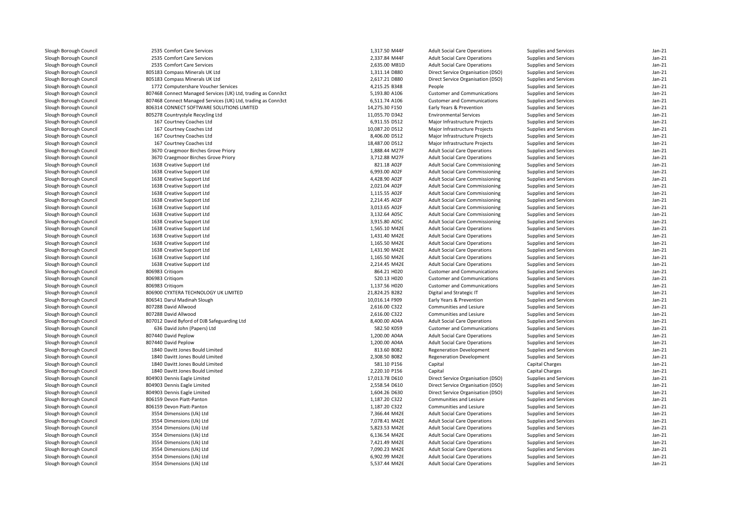| | | | | | | |
|---|---|---|---|---|---|---|
| Slough Borough Council | 2535 Comfort Care Services | 1,317.50 M44F | Adult Social Care Operations | Supplies and Services | Jan-21 |
| Slough Borough Council | 2535 Comfort Care Services | 2,337.84 M44F | Adult Social Care Operations | Supplies and Services | Jan-21 |
| Slough Borough Council | 2535 Comfort Care Services | 2,635.00 M81D | Adult Social Care Operations | Supplies and Services | Jan-21 |
| Slough Borough Council | 805183 Compass Minerals UK Ltd | 1,311.14 D880 | Direct Service Organisation (DSO) | Supplies and Services | Jan-21 |
| Slough Borough Council | 805183 Compass Minerals UK Ltd | 2,617.21 D880 | Direct Service Organisation (DSO) | Supplies and Services | Jan-21 |
| Slough Borough Council | 1772 Computershare Voucher Services | 4,215.25 B348 | People | Supplies and Services | Jan-21 |
| Slough Borough Council | 807468 Connect Managed Services (UK) Ltd, trading as Conn3ct | 5,193.80 A106 | Customer and Communications | Supplies and Services | Jan-21 |
| Slough Borough Council | 807468 Connect Managed Services (UK) Ltd, trading as Conn3ct | 6,511.74 A106 | Customer and Communications | Supplies and Services | Jan-21 |
| Slough Borough Council | 806314 CONNECT SOFTWARE SOLUTIONS LIMITED | 14,275.30 F150 | Early Years & Prevention | Supplies and Services | Jan-21 |
| Slough Borough Council | 805278 Countrystyle Recycling Ltd | 11,055.70 D342 | Environmental Services | Supplies and Services | Jan-21 |
| Slough Borough Council | 167 Courtney Coaches Ltd | 6,911.55 D512 | Major Infrastructure Projects | Supplies and Services | Jan-21 |
| Slough Borough Council | 167 Courtney Coaches Ltd | 10,087.20 D512 | Major Infrastructure Projects | Supplies and Services | Jan-21 |
| Slough Borough Council | 167 Courtney Coaches Ltd | 8,406.00 D512 | Major Infrastructure Projects | Supplies and Services | Jan-21 |
| Slough Borough Council | 167 Courtney Coaches Ltd | 18,487.00 D512 | Major Infrastructure Projects | Supplies and Services | Jan-21 |
| Slough Borough Council | 3670 Craegmoor Birches Grove Priory | 1,888.44 M27F | Adult Social Care Operations | Supplies and Services | Jan-21 |
| Slough Borough Council | 3670 Craegmoor Birches Grove Priory | 3,712.88 M27F | Adult Social Care Operations | Supplies and Services | Jan-21 |
| Slough Borough Council | 1638 Creative Support Ltd | 821.18 A02F | Adult Social Care Commissioning | Supplies and Services | Jan-21 |
| Slough Borough Council | 1638 Creative Support Ltd | 6,993.00 A02F | Adult Social Care Commissioning | Supplies and Services | Jan-21 |
| Slough Borough Council | 1638 Creative Support Ltd | 4,428.90 A02F | Adult Social Care Commissioning | Supplies and Services | Jan-21 |
| Slough Borough Council | 1638 Creative Support Ltd | 2,021.04 A02F | Adult Social Care Commissioning | Supplies and Services | Jan-21 |
| Slough Borough Council | 1638 Creative Support Ltd | 1,115.55 A02F | Adult Social Care Commissioning | Supplies and Services | Jan-21 |
| Slough Borough Council | 1638 Creative Support Ltd | 2,214.45 A02F | Adult Social Care Commissioning | Supplies and Services | Jan-21 |
| Slough Borough Council | 1638 Creative Support Ltd | 3,013.65 A02F | Adult Social Care Commissioning | Supplies and Services | Jan-21 |
| Slough Borough Council | 1638 Creative Support Ltd | 3,132.64 A05C | Adult Social Care Commissioning | Supplies and Services | Jan-21 |
| Slough Borough Council | 1638 Creative Support Ltd | 3,915.80 A05C | Adult Social Care Commissioning | Supplies and Services | Jan-21 |
| Slough Borough Council | 1638 Creative Support Ltd | 1,565.10 M42E | Adult Social Care Operations | Supplies and Services | Jan-21 |
| Slough Borough Council | 1638 Creative Support Ltd | 1,431.40 M42E | Adult Social Care Operations | Supplies and Services | Jan-21 |
| Slough Borough Council | 1638 Creative Support Ltd | 1,165.50 M42E | Adult Social Care Operations | Supplies and Services | Jan-21 |
| Slough Borough Council | 1638 Creative Support Ltd | 1,431.90 M42E | Adult Social Care Operations | Supplies and Services | Jan-21 |
| Slough Borough Council | 1638 Creative Support Ltd | 1,165.50 M42E | Adult Social Care Operations | Supplies and Services | Jan-21 |
| Slough Borough Council | 1638 Creative Support Ltd | 2,214.45 M42E | Adult Social Care Operations | Supplies and Services | Jan-21 |
| Slough Borough Council | 806983 Critiqom | 864.21 H020 | Customer and Communications | Supplies and Services | Jan-21 |
| Slough Borough Council | 806983 Critiqom | 520.13 H020 | Customer and Communications | Supplies and Services | Jan-21 |
| Slough Borough Council | 806983 Critiqom | 1,137.56 H020 | Customer and Communications | Supplies and Services | Jan-21 |
| Slough Borough Council | 806900 CYXTERA TECHNOLOGY UK LIMITED | 21,824.25 B282 | Digital and Strategic IT | Supplies and Services | Jan-21 |
| Slough Borough Council | 806541 Darul Madinah Slough | 10,016.14 F909 | Early Years & Prevention | Supplies and Services | Jan-21 |
| Slough Borough Council | 807288 David Allwood | 2,616.00 C322 | Communities and Lesiure | Supplies and Services | Jan-21 |
| Slough Borough Council | 807288 David Allwood | 2,616.00 C322 | Communities and Lesiure | Supplies and Services | Jan-21 |
| Slough Borough Council | 807012 David Byford of DJB Safeguarding Ltd | 8,400.00 A04A | Adult Social Care Operations | Supplies and Services | Jan-21 |
| Slough Borough Council | 636 David John (Papers) Ltd | 582.50 K059 | Customer and Communications | Supplies and Services | Jan-21 |
| Slough Borough Council | 807440 David Peplow | 1,200.00 A04A | Adult Social Care Operations | Supplies and Services | Jan-21 |
| Slough Borough Council | 807440 David Peplow | 1,200.00 A04A | Adult Social Care Operations | Supplies and Services | Jan-21 |
| Slough Borough Council | 1840 Davitt Jones Bould Limited | 813.60 B082 | Regeneration Development | Supplies and Services | Jan-21 |
| Slough Borough Council | 1840 Davitt Jones Bould Limited | 2,308.50 B082 | Regeneration Development | Supplies and Services | Jan-21 |
| Slough Borough Council | 1840 Davitt Jones Bould Limited | 581.10 P156 | Capital | Capital Charges | Jan-21 |
| Slough Borough Council | 1840 Davitt Jones Bould Limited | 2,220.10 P156 | Capital | Capital Charges | Jan-21 |
| Slough Borough Council | 804903 Dennis Eagle Limited | 17,013.78 D610 | Direct Service Organisation (DSO) | Supplies and Services | Jan-21 |
| Slough Borough Council | 804903 Dennis Eagle Limited | 2,558.54 D610 | Direct Service Organisation (DSO) | Supplies and Services | Jan-21 |
| Slough Borough Council | 804903 Dennis Eagle Limited | 1,604.26 D630 | Direct Service Organisation (DSO) | Supplies and Services | Jan-21 |
| Slough Borough Council | 806159 Devon Piatt-Panton | 1,187.20 C322 | Communities and Lesiure | Supplies and Services | Jan-21 |
| Slough Borough Council | 806159 Devon Piatt-Panton | 1,187.20 C322 | Communities and Lesiure | Supplies and Services | Jan-21 |
| Slough Borough Council | 3554 Dimensions (Uk) Ltd | 7,366.44 M42E | Adult Social Care Operations | Supplies and Services | Jan-21 |
| Slough Borough Council | 3554 Dimensions (Uk) Ltd | 7,078.41 M42E | Adult Social Care Operations | Supplies and Services | Jan-21 |
| Slough Borough Council | 3554 Dimensions (Uk) Ltd | 5,823.53 M42E | Adult Social Care Operations | Supplies and Services | Jan-21 |
| Slough Borough Council | 3554 Dimensions (Uk) Ltd | 6,136.54 M42E | Adult Social Care Operations | Supplies and Services | Jan-21 |
| Slough Borough Council | 3554 Dimensions (Uk) Ltd | 7,421.49 M42E | Adult Social Care Operations | Supplies and Services | Jan-21 |
| Slough Borough Council | 3554 Dimensions (Uk) Ltd | 7,090.23 M42E | Adult Social Care Operations | Supplies and Services | Jan-21 |
| Slough Borough Council | 3554 Dimensions (Uk) Ltd | 6,902.99 M42E | Adult Social Care Operations | Supplies and Services | Jan-21 |
| Slough Borough Council | 3554 Dimensions (Uk) Ltd | 5,537.44 M42E | Adult Social Care Operations | Supplies and Services | Jan-21 |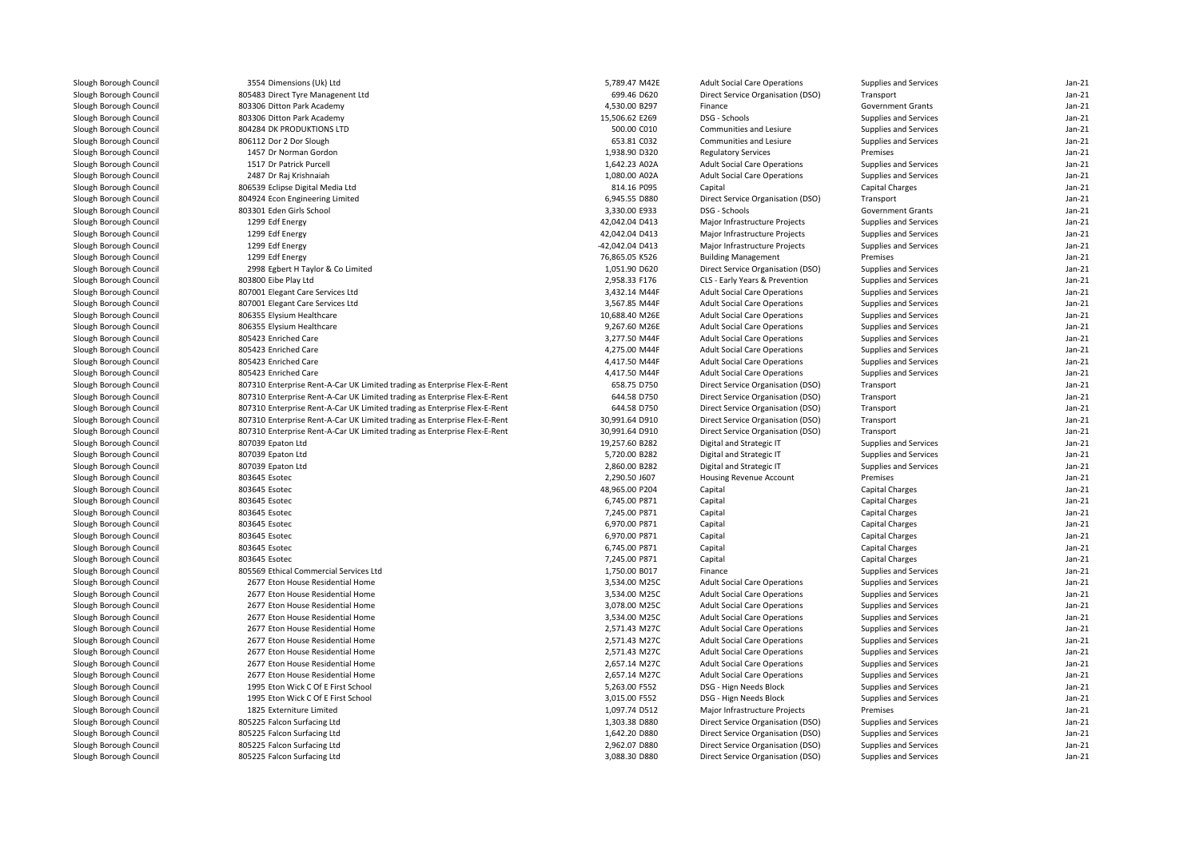| | | | | | | |
|---|---|---|---|---|---|---|
| Slough Borough Council | 3554 Dimensions (Uk) Ltd | 5,789.47 M42E | Adult Social Care Operations | Supplies and Services | Jan-21 |
| Slough Borough Council | 805483 Direct Tyre Managenent Ltd | 699.46 D620 | Direct Service Organisation (DSO) | Transport | Jan-21 |
| Slough Borough Council | 803306 Ditton Park Academy | 4,530.00 B297 | Finance | Government Grants | Jan-21 |
| Slough Borough Council | 803306 Ditton Park Academy | 15,506.62 E269 | DSG - Schools | Supplies and Services | Jan-21 |
| Slough Borough Council | 804284 DK PRODUKTIONS LTD | 500.00 C010 | Communities and Lesiure | Supplies and Services | Jan-21 |
| Slough Borough Council | 806112 Dor 2 Dor Slough | 653.81 C032 | Communities and Lesiure | Supplies and Services | Jan-21 |
| Slough Borough Council | 1457 Dr Norman Gordon | 1,938.90 D320 | Regulatory Services | Premises | Jan-21 |
| Slough Borough Council | 1517 Dr Patrick Purcell | 1,642.23 A02A | Adult Social Care Operations | Supplies and Services | Jan-21 |
| Slough Borough Council | 2487 Dr Raj Krishnaiah | 1,080.00 A02A | Adult Social Care Operations | Supplies and Services | Jan-21 |
| Slough Borough Council | 806539 Eclipse Digital Media Ltd | 814.16 P095 | Capital | Capital Charges | Jan-21 |
| Slough Borough Council | 804924 Econ Engineering Limited | 6,945.55 D880 | Direct Service Organisation (DSO) | Transport | Jan-21 |
| Slough Borough Council | 803301 Eden Girls School | 3,330.00 E933 | DSG - Schools | Government Grants | Jan-21 |
| Slough Borough Council | 1299 Edf Energy | 42,042.04 D413 | Major Infrastructure Projects | Supplies and Services | Jan-21 |
| Slough Borough Council | 1299 Edf Energy | 42,042.04 D413 | Major Infrastructure Projects | Supplies and Services | Jan-21 |
| Slough Borough Council | 1299 Edf Energy | -42,042.04 D413 | Major Infrastructure Projects | Supplies and Services | Jan-21 |
| Slough Borough Council | 1299 Edf Energy | 76,865.05 K526 | Building Management | Premises | Jan-21 |
| Slough Borough Council | 2998 Egbert H Taylor & Co Limited | 1,051.90 D620 | Direct Service Organisation (DSO) | Supplies and Services | Jan-21 |
| Slough Borough Council | 803800 Eibe Play Ltd | 2,958.33 F176 | CLS - Early Years & Prevention | Supplies and Services | Jan-21 |
| Slough Borough Council | 807001 Elegant Care Services Ltd | 3,432.14 M44F | Adult Social Care Operations | Supplies and Services | Jan-21 |
| Slough Borough Council | 807001 Elegant Care Services Ltd | 3,567.85 M44F | Adult Social Care Operations | Supplies and Services | Jan-21 |
| Slough Borough Council | 806355 Elysium Healthcare | 10,688.40 M26E | Adult Social Care Operations | Supplies and Services | Jan-21 |
| Slough Borough Council | 806355 Elysium Healthcare | 9,267.60 M26E | Adult Social Care Operations | Supplies and Services | Jan-21 |
| Slough Borough Council | 805423 Enriched Care | 3,277.50 M44F | Adult Social Care Operations | Supplies and Services | Jan-21 |
| Slough Borough Council | 805423 Enriched Care | 4,275.00 M44F | Adult Social Care Operations | Supplies and Services | Jan-21 |
| Slough Borough Council | 805423 Enriched Care | 4,417.50 M44F | Adult Social Care Operations | Supplies and Services | Jan-21 |
| Slough Borough Council | 805423 Enriched Care | 4,417.50 M44F | Adult Social Care Operations | Supplies and Services | Jan-21 |
| Slough Borough Council | 807310 Enterprise Rent-A-Car UK Limited trading as Enterprise Flex-E-Rent | 658.75 D750 | Direct Service Organisation (DSO) | Transport | Jan-21 |
| Slough Borough Council | 807310 Enterprise Rent-A-Car UK Limited trading as Enterprise Flex-E-Rent | 644.58 D750 | Direct Service Organisation (DSO) | Transport | Jan-21 |
| Slough Borough Council | 807310 Enterprise Rent-A-Car UK Limited trading as Enterprise Flex-E-Rent | 644.58 D750 | Direct Service Organisation (DSO) | Transport | Jan-21 |
| Slough Borough Council | 807310 Enterprise Rent-A-Car UK Limited trading as Enterprise Flex-E-Rent | 30,991.64 D910 | Direct Service Organisation (DSO) | Transport | Jan-21 |
| Slough Borough Council | 807310 Enterprise Rent-A-Car UK Limited trading as Enterprise Flex-E-Rent | 30,991.64 D910 | Direct Service Organisation (DSO) | Transport | Jan-21 |
| Slough Borough Council | 807039 Epaton Ltd | 19,257.60 B282 | Digital and Strategic IT | Supplies and Services | Jan-21 |
| Slough Borough Council | 807039 Epaton Ltd | 5,720.00 B282 | Digital and Strategic IT | Supplies and Services | Jan-21 |
| Slough Borough Council | 807039 Epaton Ltd | 2,860.00 B282 | Digital and Strategic IT | Supplies and Services | Jan-21 |
| Slough Borough Council | 803645 Esotec | 2,290.50 J607 | Housing Revenue Account | Premises | Jan-21 |
| Slough Borough Council | 803645 Esotec | 48,965.00 P204 | Capital | Capital Charges | Jan-21 |
| Slough Borough Council | 803645 Esotec | 6,745.00 P871 | Capital | Capital Charges | Jan-21 |
| Slough Borough Council | 803645 Esotec | 7,245.00 P871 | Capital | Capital Charges | Jan-21 |
| Slough Borough Council | 803645 Esotec | 6,970.00 P871 | Capital | Capital Charges | Jan-21 |
| Slough Borough Council | 803645 Esotec | 6,970.00 P871 | Capital | Capital Charges | Jan-21 |
| Slough Borough Council | 803645 Esotec | 6,745.00 P871 | Capital | Capital Charges | Jan-21 |
| Slough Borough Council | 803645 Esotec | 7,245.00 P871 | Capital | Capital Charges | Jan-21 |
| Slough Borough Council | 805569 Ethical Commercial Services Ltd | 1,750.00 B017 | Finance | Supplies and Services | Jan-21 |
| Slough Borough Council | 2677 Eton House Residential Home | 3,534.00 M25C | Adult Social Care Operations | Supplies and Services | Jan-21 |
| Slough Borough Council | 2677 Eton House Residential Home | 3,534.00 M25C | Adult Social Care Operations | Supplies and Services | Jan-21 |
| Slough Borough Council | 2677 Eton House Residential Home | 3,078.00 M25C | Adult Social Care Operations | Supplies and Services | Jan-21 |
| Slough Borough Council | 2677 Eton House Residential Home | 3,534.00 M25C | Adult Social Care Operations | Supplies and Services | Jan-21 |
| Slough Borough Council | 2677 Eton House Residential Home | 2,571.43 M27C | Adult Social Care Operations | Supplies and Services | Jan-21 |
| Slough Borough Council | 2677 Eton House Residential Home | 2,571.43 M27C | Adult Social Care Operations | Supplies and Services | Jan-21 |
| Slough Borough Council | 2677 Eton House Residential Home | 2,571.43 M27C | Adult Social Care Operations | Supplies and Services | Jan-21 |
| Slough Borough Council | 2677 Eton House Residential Home | 2,657.14 M27C | Adult Social Care Operations | Supplies and Services | Jan-21 |
| Slough Borough Council | 2677 Eton House Residential Home | 2,657.14 M27C | Adult Social Care Operations | Supplies and Services | Jan-21 |
| Slough Borough Council | 1995 Eton Wick C Of E First School | 5,263.00 F552 | DSG - Hign Needs Block | Supplies and Services | Jan-21 |
| Slough Borough Council | 1995 Eton Wick C Of E First School | 3,015.00 F552 | DSG - Hign Needs Block | Supplies and Services | Jan-21 |
| Slough Borough Council | 1825 Externiture Limited | 1,097.74 D512 | Major Infrastructure Projects | Premises | Jan-21 |
| Slough Borough Council | 805225 Falcon Surfacing Ltd | 1,303.38 D880 | Direct Service Organisation (DSO) | Supplies and Services | Jan-21 |
| Slough Borough Council | 805225 Falcon Surfacing Ltd | 1,642.20 D880 | Direct Service Organisation (DSO) | Supplies and Services | Jan-21 |
| Slough Borough Council | 805225 Falcon Surfacing Ltd | 2,962.07 D880 | Direct Service Organisation (DSO) | Supplies and Services | Jan-21 |
| Slough Borough Council | 805225 Falcon Surfacing Ltd | 3,088.30 D880 | Direct Service Organisation (DSO) | Supplies and Services | Jan-21 |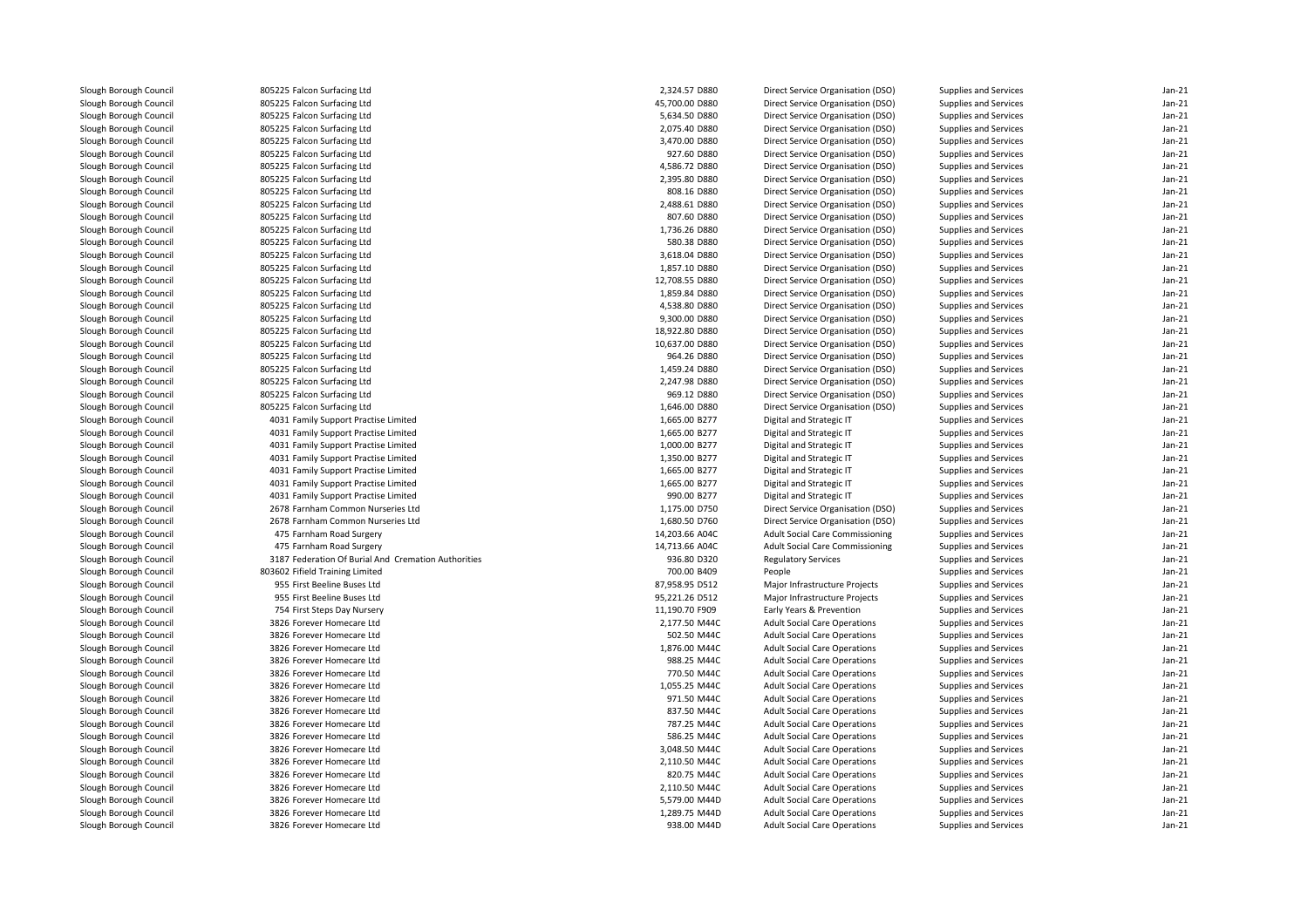| | | | | | | |
|---|---|---|---|---|---|---|
| Slough Borough Council | 805225 Falcon Surfacing Ltd | 2,324.57 D880 | Direct Service Organisation (DSO) | Supplies and Services | Jan-21 |
| Slough Borough Council | 805225 Falcon Surfacing Ltd | 45,700.00 D880 | Direct Service Organisation (DSO) | Supplies and Services | Jan-21 |
| Slough Borough Council | 805225 Falcon Surfacing Ltd | 5,634.50 D880 | Direct Service Organisation (DSO) | Supplies and Services | Jan-21 |
| Slough Borough Council | 805225 Falcon Surfacing Ltd | 2,075.40 D880 | Direct Service Organisation (DSO) | Supplies and Services | Jan-21 |
| Slough Borough Council | 805225 Falcon Surfacing Ltd | 3,470.00 D880 | Direct Service Organisation (DSO) | Supplies and Services | Jan-21 |
| Slough Borough Council | 805225 Falcon Surfacing Ltd | 927.60 D880 | Direct Service Organisation (DSO) | Supplies and Services | Jan-21 |
| Slough Borough Council | 805225 Falcon Surfacing Ltd | 4,586.72 D880 | Direct Service Organisation (DSO) | Supplies and Services | Jan-21 |
| Slough Borough Council | 805225 Falcon Surfacing Ltd | 2,395.80 D880 | Direct Service Organisation (DSO) | Supplies and Services | Jan-21 |
| Slough Borough Council | 805225 Falcon Surfacing Ltd | 808.16 D880 | Direct Service Organisation (DSO) | Supplies and Services | Jan-21 |
| Slough Borough Council | 805225 Falcon Surfacing Ltd | 2,488.61 D880 | Direct Service Organisation (DSO) | Supplies and Services | Jan-21 |
| Slough Borough Council | 805225 Falcon Surfacing Ltd | 807.60 D880 | Direct Service Organisation (DSO) | Supplies and Services | Jan-21 |
| Slough Borough Council | 805225 Falcon Surfacing Ltd | 1,736.26 D880 | Direct Service Organisation (DSO) | Supplies and Services | Jan-21 |
| Slough Borough Council | 805225 Falcon Surfacing Ltd | 580.38 D880 | Direct Service Organisation (DSO) | Supplies and Services | Jan-21 |
| Slough Borough Council | 805225 Falcon Surfacing Ltd | 3,618.04 D880 | Direct Service Organisation (DSO) | Supplies and Services | Jan-21 |
| Slough Borough Council | 805225 Falcon Surfacing Ltd | 1,857.10 D880 | Direct Service Organisation (DSO) | Supplies and Services | Jan-21 |
| Slough Borough Council | 805225 Falcon Surfacing Ltd | 12,708.55 D880 | Direct Service Organisation (DSO) | Supplies and Services | Jan-21 |
| Slough Borough Council | 805225 Falcon Surfacing Ltd | 1,859.84 D880 | Direct Service Organisation (DSO) | Supplies and Services | Jan-21 |
| Slough Borough Council | 805225 Falcon Surfacing Ltd | 4,538.80 D880 | Direct Service Organisation (DSO) | Supplies and Services | Jan-21 |
| Slough Borough Council | 805225 Falcon Surfacing Ltd | 9,300.00 D880 | Direct Service Organisation (DSO) | Supplies and Services | Jan-21 |
| Slough Borough Council | 805225 Falcon Surfacing Ltd | 18,922.80 D880 | Direct Service Organisation (DSO) | Supplies and Services | Jan-21 |
| Slough Borough Council | 805225 Falcon Surfacing Ltd | 10,637.00 D880 | Direct Service Organisation (DSO) | Supplies and Services | Jan-21 |
| Slough Borough Council | 805225 Falcon Surfacing Ltd | 964.26 D880 | Direct Service Organisation (DSO) | Supplies and Services | Jan-21 |
| Slough Borough Council | 805225 Falcon Surfacing Ltd | 1,459.24 D880 | Direct Service Organisation (DSO) | Supplies and Services | Jan-21 |
| Slough Borough Council | 805225 Falcon Surfacing Ltd | 2,247.98 D880 | Direct Service Organisation (DSO) | Supplies and Services | Jan-21 |
| Slough Borough Council | 805225 Falcon Surfacing Ltd | 969.12 D880 | Direct Service Organisation (DSO) | Supplies and Services | Jan-21 |
| Slough Borough Council | 805225 Falcon Surfacing Ltd | 1,646.00 D880 | Direct Service Organisation (DSO) | Supplies and Services | Jan-21 |
| Slough Borough Council | 4031 Family Support Practise Limited | 1,665.00 B277 | Digital and Strategic IT | Supplies and Services | Jan-21 |
| Slough Borough Council | 4031 Family Support Practise Limited | 1,665.00 B277 | Digital and Strategic IT | Supplies and Services | Jan-21 |
| Slough Borough Council | 4031 Family Support Practise Limited | 1,000.00 B277 | Digital and Strategic IT | Supplies and Services | Jan-21 |
| Slough Borough Council | 4031 Family Support Practise Limited | 1,350.00 B277 | Digital and Strategic IT | Supplies and Services | Jan-21 |
| Slough Borough Council | 4031 Family Support Practise Limited | 1,665.00 B277 | Digital and Strategic IT | Supplies and Services | Jan-21 |
| Slough Borough Council | 4031 Family Support Practise Limited | 1,665.00 B277 | Digital and Strategic IT | Supplies and Services | Jan-21 |
| Slough Borough Council | 4031 Family Support Practise Limited | 990.00 B277 | Digital and Strategic IT | Supplies and Services | Jan-21 |
| Slough Borough Council | 2678 Farnham Common Nurseries Ltd | 1,175.00 D750 | Direct Service Organisation (DSO) | Supplies and Services | Jan-21 |
| Slough Borough Council | 2678 Farnham Common Nurseries Ltd | 1,680.50 D760 | Direct Service Organisation (DSO) | Supplies and Services | Jan-21 |
| Slough Borough Council | 475 Farnham Road Surgery | 14,203.66 A04C | Adult Social Care Commissioning | Supplies and Services | Jan-21 |
| Slough Borough Council | 475 Farnham Road Surgery | 14,713.66 A04C | Adult Social Care Commissioning | Supplies and Services | Jan-21 |
| Slough Borough Council | 3187 Federation Of Burial And Cremation Authorities | 936.80 D320 | Regulatory Services | Supplies and Services | Jan-21 |
| Slough Borough Council | 803602 Fifield Training Limited | 700.00 B409 | People | Supplies and Services | Jan-21 |
| Slough Borough Council | 955 First Beeline Buses Ltd | 87,958.95 D512 | Major Infrastructure Projects | Supplies and Services | Jan-21 |
| Slough Borough Council | 955 First Beeline Buses Ltd | 95,221.26 D512 | Major Infrastructure Projects | Supplies and Services | Jan-21 |
| Slough Borough Council | 754 First Steps Day Nursery | 11,190.70 F909 | Early Years & Prevention | Supplies and Services | Jan-21 |
| Slough Borough Council | 3826 Forever Homecare Ltd | 2,177.50 M44C | Adult Social Care Operations | Supplies and Services | Jan-21 |
| Slough Borough Council | 3826 Forever Homecare Ltd | 502.50 M44C | Adult Social Care Operations | Supplies and Services | Jan-21 |
| Slough Borough Council | 3826 Forever Homecare Ltd | 1,876.00 M44C | Adult Social Care Operations | Supplies and Services | Jan-21 |
| Slough Borough Council | 3826 Forever Homecare Ltd | 988.25 M44C | Adult Social Care Operations | Supplies and Services | Jan-21 |
| Slough Borough Council | 3826 Forever Homecare Ltd | 770.50 M44C | Adult Social Care Operations | Supplies and Services | Jan-21 |
| Slough Borough Council | 3826 Forever Homecare Ltd | 1,055.25 M44C | Adult Social Care Operations | Supplies and Services | Jan-21 |
| Slough Borough Council | 3826 Forever Homecare Ltd | 971.50 M44C | Adult Social Care Operations | Supplies and Services | Jan-21 |
| Slough Borough Council | 3826 Forever Homecare Ltd | 837.50 M44C | Adult Social Care Operations | Supplies and Services | Jan-21 |
| Slough Borough Council | 3826 Forever Homecare Ltd | 787.25 M44C | Adult Social Care Operations | Supplies and Services | Jan-21 |
| Slough Borough Council | 3826 Forever Homecare Ltd | 586.25 M44C | Adult Social Care Operations | Supplies and Services | Jan-21 |
| Slough Borough Council | 3826 Forever Homecare Ltd | 3,048.50 M44C | Adult Social Care Operations | Supplies and Services | Jan-21 |
| Slough Borough Council | 3826 Forever Homecare Ltd | 2,110.50 M44C | Adult Social Care Operations | Supplies and Services | Jan-21 |
| Slough Borough Council | 3826 Forever Homecare Ltd | 820.75 M44C | Adult Social Care Operations | Supplies and Services | Jan-21 |
| Slough Borough Council | 3826 Forever Homecare Ltd | 2,110.50 M44C | Adult Social Care Operations | Supplies and Services | Jan-21 |
| Slough Borough Council | 3826 Forever Homecare Ltd | 5,579.00 M44D | Adult Social Care Operations | Supplies and Services | Jan-21 |
| Slough Borough Council | 3826 Forever Homecare Ltd | 1,289.75 M44D | Adult Social Care Operations | Supplies and Services | Jan-21 |
| Slough Borough Council | 3826 Forever Homecare Ltd | 938.00 M44D | Adult Social Care Operations | Supplies and Services | Jan-21 |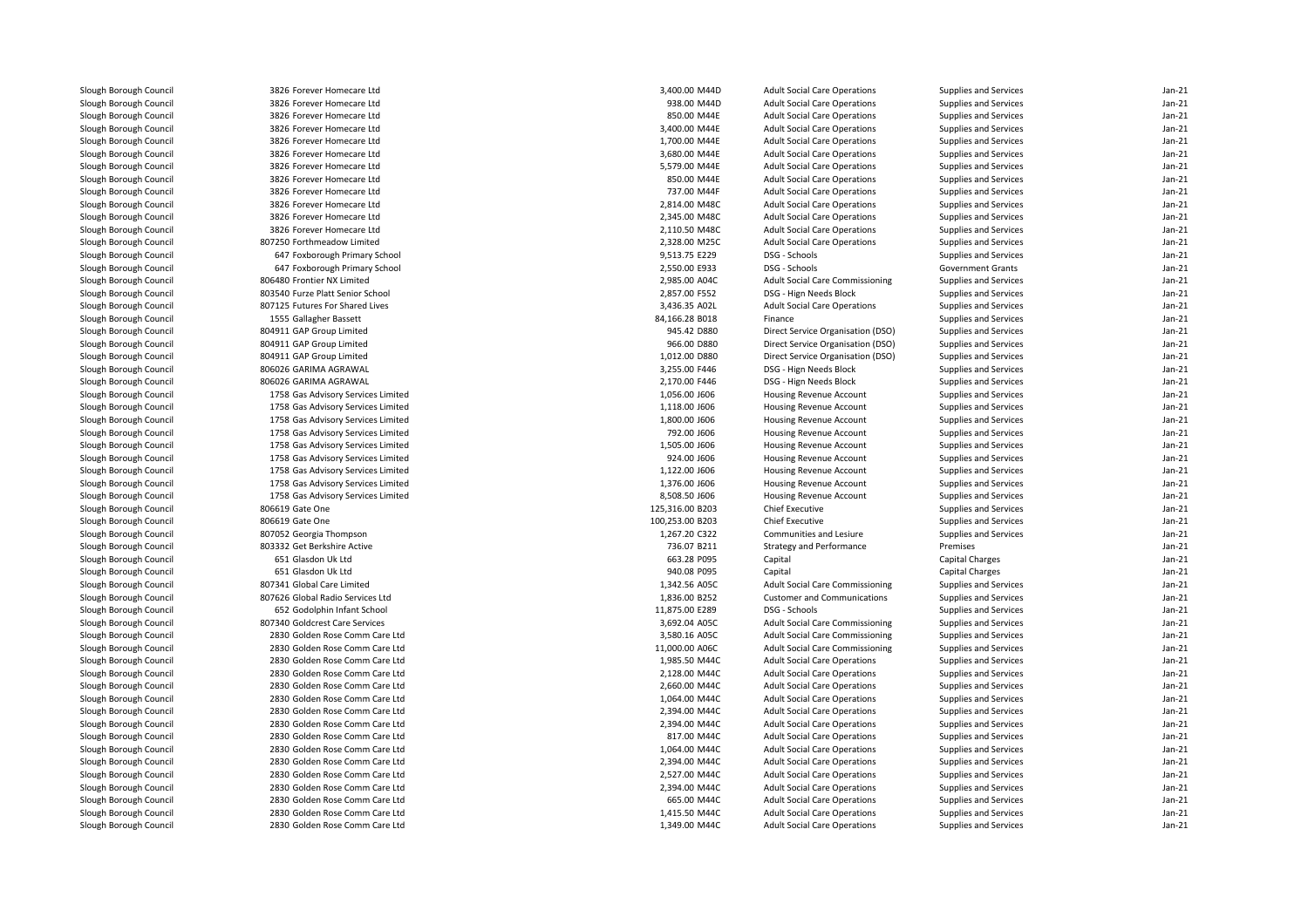| | | | | | | |
|---|---|---|---|---|---|---|
| Slough Borough Council | 3826 Forever Homecare Ltd | 3,400.00 M44D | Adult Social Care Operations | Supplies and Services | Jan-21 |
| Slough Borough Council | 3826 Forever Homecare Ltd | 938.00 M44D | Adult Social Care Operations | Supplies and Services | Jan-21 |
| Slough Borough Council | 3826 Forever Homecare Ltd | 850.00 M44E | Adult Social Care Operations | Supplies and Services | Jan-21 |
| Slough Borough Council | 3826 Forever Homecare Ltd | 3,400.00 M44E | Adult Social Care Operations | Supplies and Services | Jan-21 |
| Slough Borough Council | 3826 Forever Homecare Ltd | 1,700.00 M44E | Adult Social Care Operations | Supplies and Services | Jan-21 |
| Slough Borough Council | 3826 Forever Homecare Ltd | 3,680.00 M44E | Adult Social Care Operations | Supplies and Services | Jan-21 |
| Slough Borough Council | 3826 Forever Homecare Ltd | 5,579.00 M44E | Adult Social Care Operations | Supplies and Services | Jan-21 |
| Slough Borough Council | 3826 Forever Homecare Ltd | 850.00 M44E | Adult Social Care Operations | Supplies and Services | Jan-21 |
| Slough Borough Council | 3826 Forever Homecare Ltd | 737.00 M44F | Adult Social Care Operations | Supplies and Services | Jan-21 |
| Slough Borough Council | 3826 Forever Homecare Ltd | 2,814.00 M48C | Adult Social Care Operations | Supplies and Services | Jan-21 |
| Slough Borough Council | 3826 Forever Homecare Ltd | 2,345.00 M48C | Adult Social Care Operations | Supplies and Services | Jan-21 |
| Slough Borough Council | 3826 Forever Homecare Ltd | 2,110.50 M48C | Adult Social Care Operations | Supplies and Services | Jan-21 |
| Slough Borough Council | 807250 Forthmeadow Limited | 2,328.00 M25C | Adult Social Care Operations | Supplies and Services | Jan-21 |
| Slough Borough Council | 647 Foxborough Primary School | 9,513.75 E229 | DSG - Schools | Supplies and Services | Jan-21 |
| Slough Borough Council | 647 Foxborough Primary School | 2,550.00 E933 | DSG - Schools | Government Grants | Jan-21 |
| Slough Borough Council | 806480 Frontier NX Limited | 2,985.00 A04C | Adult Social Care Commissioning | Supplies and Services | Jan-21 |
| Slough Borough Council | 803540 Furze Platt Senior School | 2,857.00 F552 | DSG - Hign Needs Block | Supplies and Services | Jan-21 |
| Slough Borough Council | 807125 Futures For Shared Lives | 3,436.35 A02L | Adult Social Care Operations | Supplies and Services | Jan-21 |
| Slough Borough Council | 1555 Gallagher Bassett | 84,166.28 B018 | Finance | Supplies and Services | Jan-21 |
| Slough Borough Council | 804911 GAP Group Limited | 945.42 D880 | Direct Service Organisation (DSO) | Supplies and Services | Jan-21 |
| Slough Borough Council | 804911 GAP Group Limited | 966.00 D880 | Direct Service Organisation (DSO) | Supplies and Services | Jan-21 |
| Slough Borough Council | 804911 GAP Group Limited | 1,012.00 D880 | Direct Service Organisation (DSO) | Supplies and Services | Jan-21 |
| Slough Borough Council | 806026 GARIMA AGRAWAL | 3,255.00 F446 | DSG - Hign Needs Block | Supplies and Services | Jan-21 |
| Slough Borough Council | 806026 GARIMA AGRAWAL | 2,170.00 F446 | DSG - Hign Needs Block | Supplies and Services | Jan-21 |
| Slough Borough Council | 1758 Gas Advisory Services Limited | 1,056.00 J606 | Housing Revenue Account | Supplies and Services | Jan-21 |
| Slough Borough Council | 1758 Gas Advisory Services Limited | 1,118.00 J606 | Housing Revenue Account | Supplies and Services | Jan-21 |
| Slough Borough Council | 1758 Gas Advisory Services Limited | 1,800.00 J606 | Housing Revenue Account | Supplies and Services | Jan-21 |
| Slough Borough Council | 1758 Gas Advisory Services Limited | 792.00 J606 | Housing Revenue Account | Supplies and Services | Jan-21 |
| Slough Borough Council | 1758 Gas Advisory Services Limited | 1,505.00 J606 | Housing Revenue Account | Supplies and Services | Jan-21 |
| Slough Borough Council | 1758 Gas Advisory Services Limited | 924.00 J606 | Housing Revenue Account | Supplies and Services | Jan-21 |
| Slough Borough Council | 1758 Gas Advisory Services Limited | 1,122.00 J606 | Housing Revenue Account | Supplies and Services | Jan-21 |
| Slough Borough Council | 1758 Gas Advisory Services Limited | 1,376.00 J606 | Housing Revenue Account | Supplies and Services | Jan-21 |
| Slough Borough Council | 1758 Gas Advisory Services Limited | 8,508.50 J606 | Housing Revenue Account | Supplies and Services | Jan-21 |
| Slough Borough Council | 806619 Gate One | 125,316.00 B203 | Chief Executive | Supplies and Services | Jan-21 |
| Slough Borough Council | 806619 Gate One | 100,253.00 B203 | Chief Executive | Supplies and Services | Jan-21 |
| Slough Borough Council | 807052 Georgia Thompson | 1,267.20 C322 | Communities and Lesiure | Supplies and Services | Jan-21 |
| Slough Borough Council | 803332 Get Berkshire Active | 736.07 B211 | Strategy and Performance | Premises | Jan-21 |
| Slough Borough Council | 651 Glasdon Uk Ltd | 663.28 P095 | Capital | Capital Charges | Jan-21 |
| Slough Borough Council | 651 Glasdon Uk Ltd | 940.08 P095 | Capital | Capital Charges | Jan-21 |
| Slough Borough Council | 807341 Global Care Limited | 1,342.56 A05C | Adult Social Care Commissioning | Supplies and Services | Jan-21 |
| Slough Borough Council | 807626 Global Radio Services Ltd | 1,836.00 B252 | Customer and Communications | Supplies and Services | Jan-21 |
| Slough Borough Council | 652 Godolphin Infant School | 11,875.00 E289 | DSG - Schools | Supplies and Services | Jan-21 |
| Slough Borough Council | 807340 Goldcrest Care Services | 3,692.04 A05C | Adult Social Care Commissioning | Supplies and Services | Jan-21 |
| Slough Borough Council | 2830 Golden Rose Comm Care Ltd | 3,580.16 A05C | Adult Social Care Commissioning | Supplies and Services | Jan-21 |
| Slough Borough Council | 2830 Golden Rose Comm Care Ltd | 11,000.00 A06C | Adult Social Care Commissioning | Supplies and Services | Jan-21 |
| Slough Borough Council | 2830 Golden Rose Comm Care Ltd | 1,985.50 M44C | Adult Social Care Operations | Supplies and Services | Jan-21 |
| Slough Borough Council | 2830 Golden Rose Comm Care Ltd | 2,128.00 M44C | Adult Social Care Operations | Supplies and Services | Jan-21 |
| Slough Borough Council | 2830 Golden Rose Comm Care Ltd | 2,660.00 M44C | Adult Social Care Operations | Supplies and Services | Jan-21 |
| Slough Borough Council | 2830 Golden Rose Comm Care Ltd | 1,064.00 M44C | Adult Social Care Operations | Supplies and Services | Jan-21 |
| Slough Borough Council | 2830 Golden Rose Comm Care Ltd | 2,394.00 M44C | Adult Social Care Operations | Supplies and Services | Jan-21 |
| Slough Borough Council | 2830 Golden Rose Comm Care Ltd | 2,394.00 M44C | Adult Social Care Operations | Supplies and Services | Jan-21 |
| Slough Borough Council | 2830 Golden Rose Comm Care Ltd | 817.00 M44C | Adult Social Care Operations | Supplies and Services | Jan-21 |
| Slough Borough Council | 2830 Golden Rose Comm Care Ltd | 1,064.00 M44C | Adult Social Care Operations | Supplies and Services | Jan-21 |
| Slough Borough Council | 2830 Golden Rose Comm Care Ltd | 2,394.00 M44C | Adult Social Care Operations | Supplies and Services | Jan-21 |
| Slough Borough Council | 2830 Golden Rose Comm Care Ltd | 2,527.00 M44C | Adult Social Care Operations | Supplies and Services | Jan-21 |
| Slough Borough Council | 2830 Golden Rose Comm Care Ltd | 2,394.00 M44C | Adult Social Care Operations | Supplies and Services | Jan-21 |
| Slough Borough Council | 2830 Golden Rose Comm Care Ltd | 665.00 M44C | Adult Social Care Operations | Supplies and Services | Jan-21 |
| Slough Borough Council | 2830 Golden Rose Comm Care Ltd | 1,415.50 M44C | Adult Social Care Operations | Supplies and Services | Jan-21 |
| Slough Borough Council | 2830 Golden Rose Comm Care Ltd | 1,349.00 M44C | Adult Social Care Operations | Supplies and Services | Jan-21 |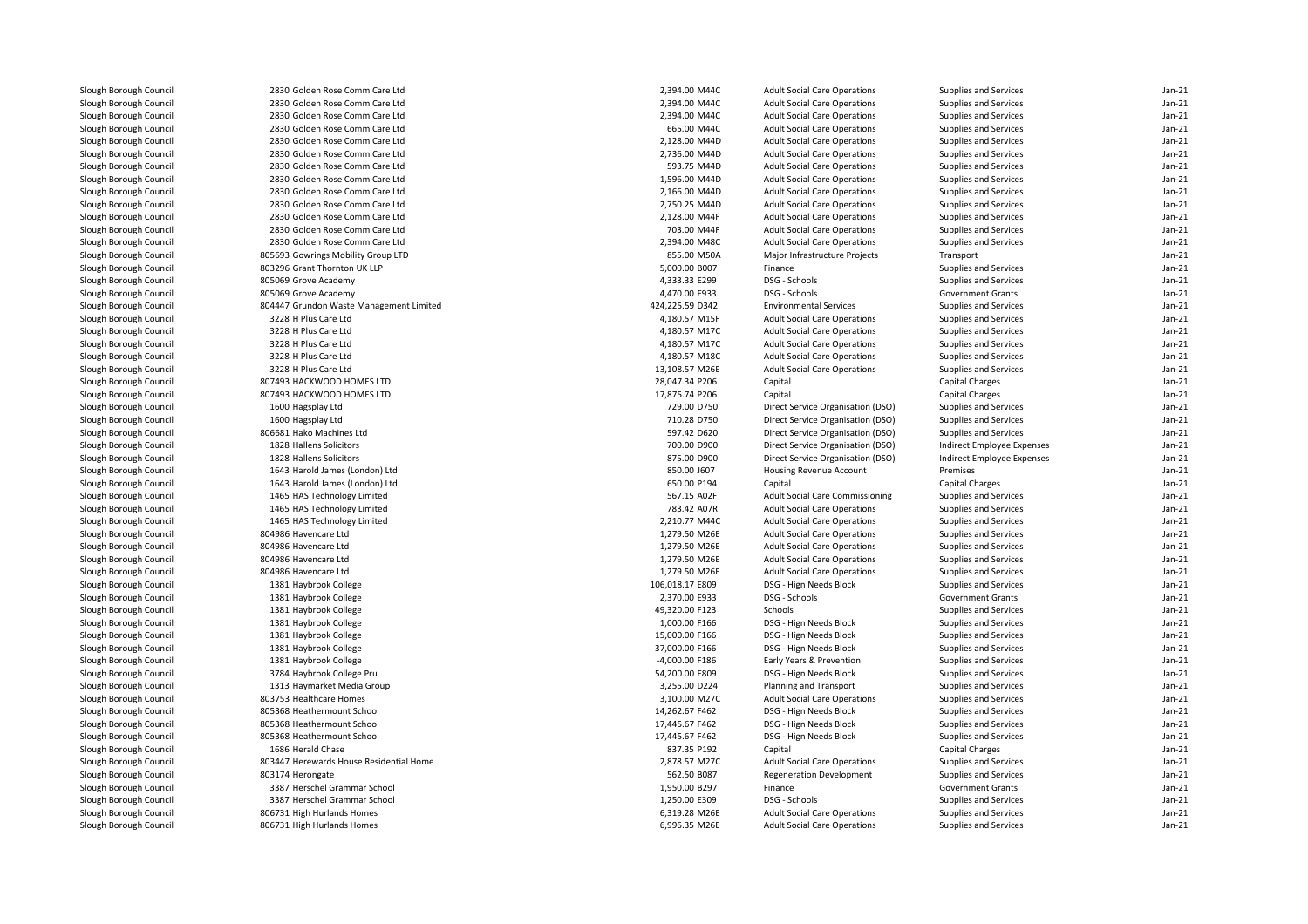| | | | | | | |
|---|---|---|---|---|---|---|
| Slough Borough Council | 2830 Golden Rose Comm Care Ltd | 2,394.00 M44C | Adult Social Care Operations | Supplies and Services | Jan-21 |
| Slough Borough Council | 2830 Golden Rose Comm Care Ltd | 2,394.00 M44C | Adult Social Care Operations | Supplies and Services | Jan-21 |
| Slough Borough Council | 2830 Golden Rose Comm Care Ltd | 2,394.00 M44C | Adult Social Care Operations | Supplies and Services | Jan-21 |
| Slough Borough Council | 2830 Golden Rose Comm Care Ltd | 665.00 M44C | Adult Social Care Operations | Supplies and Services | Jan-21 |
| Slough Borough Council | 2830 Golden Rose Comm Care Ltd | 2,128.00 M44D | Adult Social Care Operations | Supplies and Services | Jan-21 |
| Slough Borough Council | 2830 Golden Rose Comm Care Ltd | 2,736.00 M44D | Adult Social Care Operations | Supplies and Services | Jan-21 |
| Slough Borough Council | 2830 Golden Rose Comm Care Ltd | 593.75 M44D | Adult Social Care Operations | Supplies and Services | Jan-21 |
| Slough Borough Council | 2830 Golden Rose Comm Care Ltd | 1,596.00 M44D | Adult Social Care Operations | Supplies and Services | Jan-21 |
| Slough Borough Council | 2830 Golden Rose Comm Care Ltd | 2,166.00 M44D | Adult Social Care Operations | Supplies and Services | Jan-21 |
| Slough Borough Council | 2830 Golden Rose Comm Care Ltd | 2,750.25 M44D | Adult Social Care Operations | Supplies and Services | Jan-21 |
| Slough Borough Council | 2830 Golden Rose Comm Care Ltd | 2,128.00 M44F | Adult Social Care Operations | Supplies and Services | Jan-21 |
| Slough Borough Council | 2830 Golden Rose Comm Care Ltd | 703.00 M44F | Adult Social Care Operations | Supplies and Services | Jan-21 |
| Slough Borough Council | 2830 Golden Rose Comm Care Ltd | 2,394.00 M48C | Adult Social Care Operations | Supplies and Services | Jan-21 |
| Slough Borough Council | 805693 Gowrings Mobility Group LTD | 855.00 M50A | Major Infrastructure Projects | Transport | Jan-21 |
| Slough Borough Council | 803296 Grant Thornton UK LLP | 5,000.00 B007 | Finance | Supplies and Services | Jan-21 |
| Slough Borough Council | 805069 Grove Academy | 4,333.33 E299 | DSG - Schools | Supplies and Services | Jan-21 |
| Slough Borough Council | 805069 Grove Academy | 4,470.00 E933 | DSG - Schools | Government Grants | Jan-21 |
| Slough Borough Council | 804447 Grundon Waste Management Limited | 424,225.59 D342 | Environmental Services | Supplies and Services | Jan-21 |
| Slough Borough Council | 3228 H Plus Care Ltd | 4,180.57 M15F | Adult Social Care Operations | Supplies and Services | Jan-21 |
| Slough Borough Council | 3228 H Plus Care Ltd | 4,180.57 M17C | Adult Social Care Operations | Supplies and Services | Jan-21 |
| Slough Borough Council | 3228 H Plus Care Ltd | 4,180.57 M17C | Adult Social Care Operations | Supplies and Services | Jan-21 |
| Slough Borough Council | 3228 H Plus Care Ltd | 4,180.57 M18C | Adult Social Care Operations | Supplies and Services | Jan-21 |
| Slough Borough Council | 3228 H Plus Care Ltd | 13,108.57 M26E | Adult Social Care Operations | Supplies and Services | Jan-21 |
| Slough Borough Council | 807493 HACKWOOD HOMES LTD | 28,047.34 P206 | Capital | Capital Charges | Jan-21 |
| Slough Borough Council | 807493 HACKWOOD HOMES LTD | 17,875.74 P206 | Capital | Capital Charges | Jan-21 |
| Slough Borough Council | 1600 Hagsplay Ltd | 729.00 D750 | Direct Service Organisation (DSO) | Supplies and Services | Jan-21 |
| Slough Borough Council | 1600 Hagsplay Ltd | 710.28 D750 | Direct Service Organisation (DSO) | Supplies and Services | Jan-21 |
| Slough Borough Council | 806681 Hako Machines Ltd | 597.42 D620 | Direct Service Organisation (DSO) | Supplies and Services | Jan-21 |
| Slough Borough Council | 1828 Hallens Solicitors | 700.00 D900 | Direct Service Organisation (DSO) | Indirect Employee Expenses | Jan-21 |
| Slough Borough Council | 1828 Hallens Solicitors | 875.00 D900 | Direct Service Organisation (DSO) | Indirect Employee Expenses | Jan-21 |
| Slough Borough Council | 1643 Harold James (London) Ltd | 850.00 J607 | Housing Revenue Account | Premises | Jan-21 |
| Slough Borough Council | 1643 Harold James (London) Ltd | 650.00 P194 | Capital | Capital Charges | Jan-21 |
| Slough Borough Council | 1465 HAS Technology Limited | 567.15 A02F | Adult Social Care Commissioning | Supplies and Services | Jan-21 |
| Slough Borough Council | 1465 HAS Technology Limited | 783.42 A07R | Adult Social Care Operations | Supplies and Services | Jan-21 |
| Slough Borough Council | 1465 HAS Technology Limited | 2,210.77 M44C | Adult Social Care Operations | Supplies and Services | Jan-21 |
| Slough Borough Council | 804986 Havencare Ltd | 1,279.50 M26E | Adult Social Care Operations | Supplies and Services | Jan-21 |
| Slough Borough Council | 804986 Havencare Ltd | 1,279.50 M26E | Adult Social Care Operations | Supplies and Services | Jan-21 |
| Slough Borough Council | 804986 Havencare Ltd | 1,279.50 M26E | Adult Social Care Operations | Supplies and Services | Jan-21 |
| Slough Borough Council | 804986 Havencare Ltd | 1,279.50 M26E | Adult Social Care Operations | Supplies and Services | Jan-21 |
| Slough Borough Council | 1381 Haybrook College | 106,018.17 E809 | DSG - Hign Needs Block | Supplies and Services | Jan-21 |
| Slough Borough Council | 1381 Haybrook College | 2,370.00 E933 | DSG - Schools | Government Grants | Jan-21 |
| Slough Borough Council | 1381 Haybrook College | 49,320.00 F123 | Schools | Supplies and Services | Jan-21 |
| Slough Borough Council | 1381 Haybrook College | 1,000.00 F166 | DSG - Hign Needs Block | Supplies and Services | Jan-21 |
| Slough Borough Council | 1381 Haybrook College | 15,000.00 F166 | DSG - Hign Needs Block | Supplies and Services | Jan-21 |
| Slough Borough Council | 1381 Haybrook College | 37,000.00 F166 | DSG - Hign Needs Block | Supplies and Services | Jan-21 |
| Slough Borough Council | 1381 Haybrook College | -4,000.00 F186 | Early Years & Prevention | Supplies and Services | Jan-21 |
| Slough Borough Council | 3784 Haybrook College Pru | 54,200.00 E809 | DSG - Hign Needs Block | Supplies and Services | Jan-21 |
| Slough Borough Council | 1313 Haymarket Media Group | 3,255.00 D224 | Planning and Transport | Supplies and Services | Jan-21 |
| Slough Borough Council | 803753 Healthcare Homes | 3,100.00 M27C | Adult Social Care Operations | Supplies and Services | Jan-21 |
| Slough Borough Council | 805368 Heathermount School | 14,262.67 F462 | DSG - Hign Needs Block | Supplies and Services | Jan-21 |
| Slough Borough Council | 805368 Heathermount School | 17,445.67 F462 | DSG - Hign Needs Block | Supplies and Services | Jan-21 |
| Slough Borough Council | 805368 Heathermount School | 17,445.67 F462 | DSG - Hign Needs Block | Supplies and Services | Jan-21 |
| Slough Borough Council | 1686 Herald Chase | 837.35 P192 | Capital | Capital Charges | Jan-21 |
| Slough Borough Council | 803447 Herewards House Residential Home | 2,878.57 M27C | Adult Social Care Operations | Supplies and Services | Jan-21 |
| Slough Borough Council | 803174 Herongate | 562.50 B087 | Regeneration Development | Supplies and Services | Jan-21 |
| Slough Borough Council | 3387 Herschel Grammar School | 1,950.00 B297 | Finance | Government Grants | Jan-21 |
| Slough Borough Council | 3387 Herschel Grammar School | 1,250.00 E309 | DSG - Schools | Supplies and Services | Jan-21 |
| Slough Borough Council | 806731 High Hurlands Homes | 6,319.28 M26E | Adult Social Care Operations | Supplies and Services | Jan-21 |
| Slough Borough Council | 806731 High Hurlands Homes | 6,996.35 M26E | Adult Social Care Operations | Supplies and Services | Jan-21 |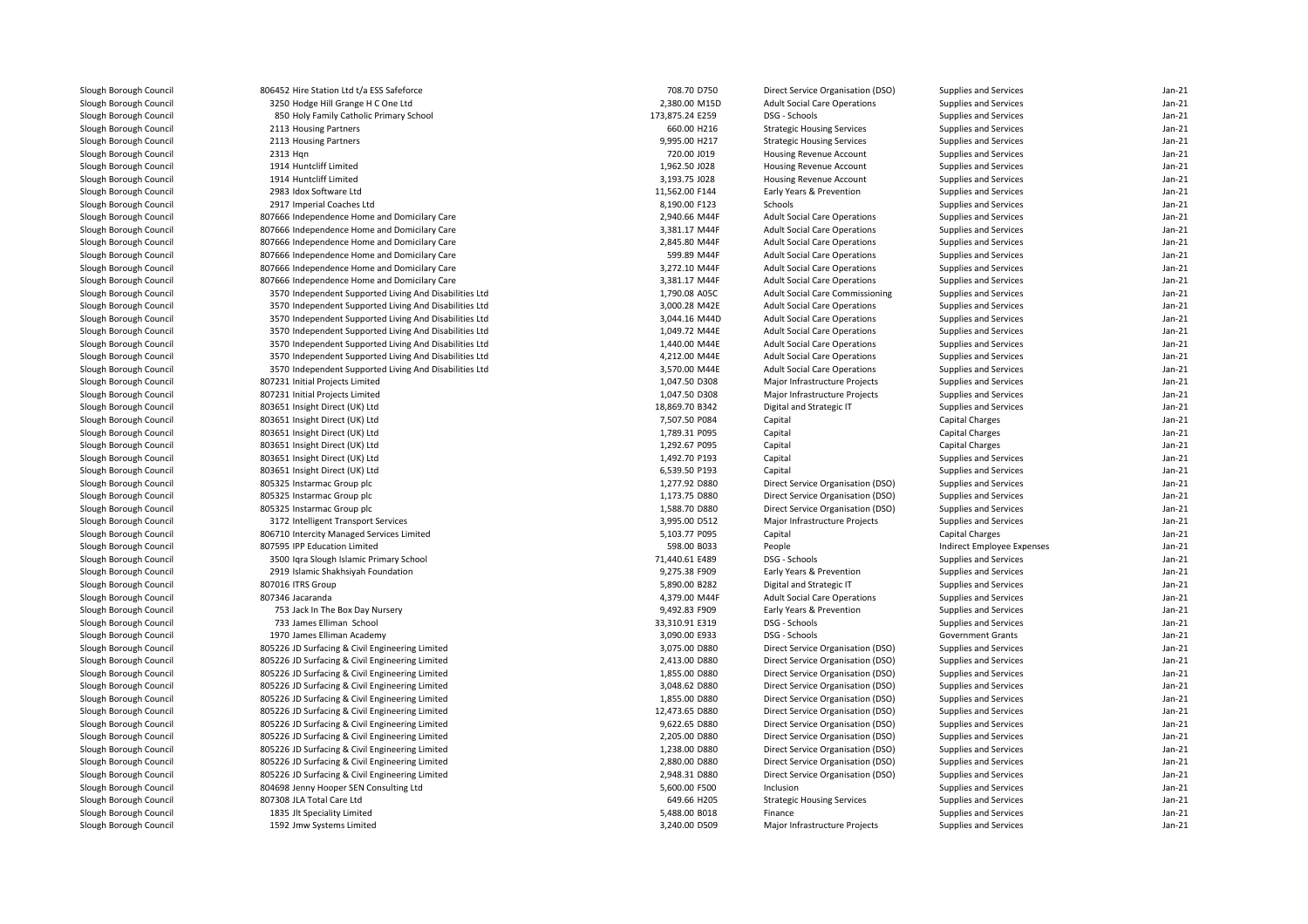| | | | | | | |
|---|---|---|---|---|---|---|
| Slough Borough Council | 806452 Hire Station Ltd t/a ESS Safeforce | 708.70 D750 | Direct Service Organisation (DSO) | Supplies and Services | Jan-21 |
| Slough Borough Council | 3250 Hodge Hill Grange H C One Ltd | 2,380.00 M15D | Adult Social Care Operations | Supplies and Services | Jan-21 |
| Slough Borough Council | 850 Holy Family Catholic Primary School | 173,875.24 E259 | DSG - Schools | Supplies and Services | Jan-21 |
| Slough Borough Council | 2113 Housing Partners | 660.00 H216 | Strategic Housing Services | Supplies and Services | Jan-21 |
| Slough Borough Council | 2113 Housing Partners | 9,995.00 H217 | Strategic Housing Services | Supplies and Services | Jan-21 |
| Slough Borough Council | 2313 Hqn | 720.00 J019 | Housing Revenue Account | Supplies and Services | Jan-21 |
| Slough Borough Council | 1914 Huntcliff Limited | 1,962.50 J028 | Housing Revenue Account | Supplies and Services | Jan-21 |
| Slough Borough Council | 1914 Huntcliff Limited | 3,193.75 J028 | Housing Revenue Account | Supplies and Services | Jan-21 |
| Slough Borough Council | 2983 Idox Software Ltd | 11,562.00 F144 | Early Years & Prevention | Supplies and Services | Jan-21 |
| Slough Borough Council | 2917 Imperial Coaches Ltd | 8,190.00 F123 | Schools | Supplies and Services | Jan-21 |
| Slough Borough Council | 807666 Independence Home and Domicilary Care | 2,940.66 M44F | Adult Social Care Operations | Supplies and Services | Jan-21 |
| Slough Borough Council | 807666 Independence Home and Domicilary Care | 3,381.17 M44F | Adult Social Care Operations | Supplies and Services | Jan-21 |
| Slough Borough Council | 807666 Independence Home and Domicilary Care | 2,845.80 M44F | Adult Social Care Operations | Supplies and Services | Jan-21 |
| Slough Borough Council | 807666 Independence Home and Domicilary Care | 599.89 M44F | Adult Social Care Operations | Supplies and Services | Jan-21 |
| Slough Borough Council | 807666 Independence Home and Domicilary Care | 3,272.10 M44F | Adult Social Care Operations | Supplies and Services | Jan-21 |
| Slough Borough Council | 807666 Independence Home and Domicilary Care | 3,381.17 M44F | Adult Social Care Operations | Supplies and Services | Jan-21 |
| Slough Borough Council | 3570 Independent Supported Living And Disabilities Ltd | 1,790.08 A05C | Adult Social Care Commissioning | Supplies and Services | Jan-21 |
| Slough Borough Council | 3570 Independent Supported Living And Disabilities Ltd | 3,000.28 M42E | Adult Social Care Operations | Supplies and Services | Jan-21 |
| Slough Borough Council | 3570 Independent Supported Living And Disabilities Ltd | 3,044.16 M44D | Adult Social Care Operations | Supplies and Services | Jan-21 |
| Slough Borough Council | 3570 Independent Supported Living And Disabilities Ltd | 1,049.72 M44E | Adult Social Care Operations | Supplies and Services | Jan-21 |
| Slough Borough Council | 3570 Independent Supported Living And Disabilities Ltd | 1,440.00 M44E | Adult Social Care Operations | Supplies and Services | Jan-21 |
| Slough Borough Council | 3570 Independent Supported Living And Disabilities Ltd | 4,212.00 M44E | Adult Social Care Operations | Supplies and Services | Jan-21 |
| Slough Borough Council | 3570 Independent Supported Living And Disabilities Ltd | 3,570.00 M44E | Adult Social Care Operations | Supplies and Services | Jan-21 |
| Slough Borough Council | 807231 Initial Projects Limited | 1,047.50 D308 | Major Infrastructure Projects | Supplies and Services | Jan-21 |
| Slough Borough Council | 807231 Initial Projects Limited | 1,047.50 D308 | Major Infrastructure Projects | Supplies and Services | Jan-21 |
| Slough Borough Council | 803651 Insight Direct (UK) Ltd | 18,869.70 B342 | Digital and Strategic IT | Supplies and Services | Jan-21 |
| Slough Borough Council | 803651 Insight Direct (UK) Ltd | 7,507.50 P084 | Capital | Capital Charges | Jan-21 |
| Slough Borough Council | 803651 Insight Direct (UK) Ltd | 1,789.31 P095 | Capital | Capital Charges | Jan-21 |
| Slough Borough Council | 803651 Insight Direct (UK) Ltd | 1,292.67 P095 | Capital | Capital Charges | Jan-21 |
| Slough Borough Council | 803651 Insight Direct (UK) Ltd | 1,492.70 P193 | Capital | Supplies and Services | Jan-21 |
| Slough Borough Council | 803651 Insight Direct (UK) Ltd | 6,539.50 P193 | Capital | Supplies and Services | Jan-21 |
| Slough Borough Council | 805325 Instarmac Group plc | 1,277.92 D880 | Direct Service Organisation (DSO) | Supplies and Services | Jan-21 |
| Slough Borough Council | 805325 Instarmac Group plc | 1,173.75 D880 | Direct Service Organisation (DSO) | Supplies and Services | Jan-21 |
| Slough Borough Council | 805325 Instarmac Group plc | 1,588.70 D880 | Direct Service Organisation (DSO) | Supplies and Services | Jan-21 |
| Slough Borough Council | 3172 Intelligent Transport Services | 3,995.00 D512 | Major Infrastructure Projects | Supplies and Services | Jan-21 |
| Slough Borough Council | 806710 Intercity Managed Services Limited | 5,103.77 P095 | Capital | Capital Charges | Jan-21 |
| Slough Borough Council | 807595 IPP Education Limited | 598.00 B033 | People | Indirect Employee Expenses | Jan-21 |
| Slough Borough Council | 3500 Iqra Slough Islamic Primary School | 71,440.61 E489 | DSG - Schools | Supplies and Services | Jan-21 |
| Slough Borough Council | 2919 Islamic Shakhsiyah Foundation | 9,275.38 F909 | Early Years & Prevention | Supplies and Services | Jan-21 |
| Slough Borough Council | 807016 ITRS Group | 5,890.00 B282 | Digital and Strategic IT | Supplies and Services | Jan-21 |
| Slough Borough Council | 807346 Jacaranda | 4,379.00 M44F | Adult Social Care Operations | Supplies and Services | Jan-21 |
| Slough Borough Council | 753 Jack In The Box Day Nursery | 9,492.83 F909 | Early Years & Prevention | Supplies and Services | Jan-21 |
| Slough Borough Council | 733 James Elliman School | 33,310.91 E319 | DSG - Schools | Supplies and Services | Jan-21 |
| Slough Borough Council | 1970 James Elliman Academy | 3,090.00 E933 | DSG - Schools | Government Grants | Jan-21 |
| Slough Borough Council | 805226 JD Surfacing & Civil Engineering Limited | 3,075.00 D880 | Direct Service Organisation (DSO) | Supplies and Services | Jan-21 |
| Slough Borough Council | 805226 JD Surfacing & Civil Engineering Limited | 2,413.00 D880 | Direct Service Organisation (DSO) | Supplies and Services | Jan-21 |
| Slough Borough Council | 805226 JD Surfacing & Civil Engineering Limited | 1,855.00 D880 | Direct Service Organisation (DSO) | Supplies and Services | Jan-21 |
| Slough Borough Council | 805226 JD Surfacing & Civil Engineering Limited | 3,048.62 D880 | Direct Service Organisation (DSO) | Supplies and Services | Jan-21 |
| Slough Borough Council | 805226 JD Surfacing & Civil Engineering Limited | 1,855.00 D880 | Direct Service Organisation (DSO) | Supplies and Services | Jan-21 |
| Slough Borough Council | 805226 JD Surfacing & Civil Engineering Limited | 12,473.65 D880 | Direct Service Organisation (DSO) | Supplies and Services | Jan-21 |
| Slough Borough Council | 805226 JD Surfacing & Civil Engineering Limited | 9,622.65 D880 | Direct Service Organisation (DSO) | Supplies and Services | Jan-21 |
| Slough Borough Council | 805226 JD Surfacing & Civil Engineering Limited | 2,205.00 D880 | Direct Service Organisation (DSO) | Supplies and Services | Jan-21 |
| Slough Borough Council | 805226 JD Surfacing & Civil Engineering Limited | 1,238.00 D880 | Direct Service Organisation (DSO) | Supplies and Services | Jan-21 |
| Slough Borough Council | 805226 JD Surfacing & Civil Engineering Limited | 2,880.00 D880 | Direct Service Organisation (DSO) | Supplies and Services | Jan-21 |
| Slough Borough Council | 805226 JD Surfacing & Civil Engineering Limited | 2,948.31 D880 | Direct Service Organisation (DSO) | Supplies and Services | Jan-21 |
| Slough Borough Council | 804698 Jenny Hooper SEN Consulting Ltd | 5,600.00 F500 | Inclusion | Supplies and Services | Jan-21 |
| Slough Borough Council | 807308 JLA Total Care Ltd | 649.66 H205 | Strategic Housing Services | Supplies and Services | Jan-21 |
| Slough Borough Council | 1835 Jlt Speciality Limited | 5,488.00 B018 | Finance | Supplies and Services | Jan-21 |
| Slough Borough Council | 1592 Jmw Systems Limited | 3,240.00 D509 | Major Infrastructure Projects | Supplies and Services | Jan-21 |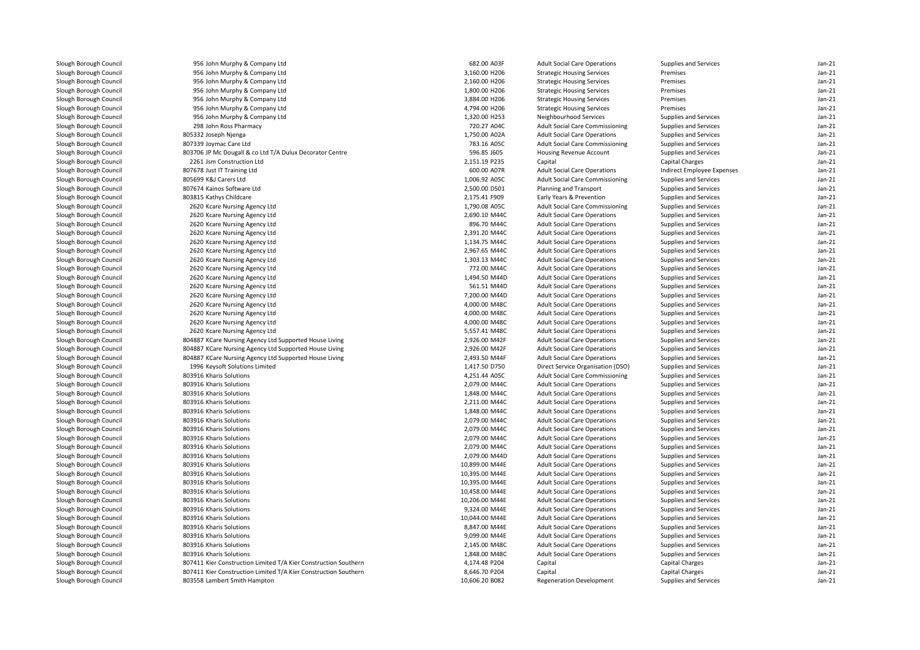| | | | | | | |
|---|---|---|---|---|---|---|
| Slough Borough Council | 956 John Murphy & Company Ltd | 682.00 A03F | Adult Social Care Operations | Supplies and Services | Jan-21 |
| Slough Borough Council | 956 John Murphy & Company Ltd | 3,160.00 H206 | Strategic Housing Services | Premises | Jan-21 |
| Slough Borough Council | 956 John Murphy & Company Ltd | 2,160.00 H206 | Strategic Housing Services | Premises | Jan-21 |
| Slough Borough Council | 956 John Murphy & Company Ltd | 1,800.00 H206 | Strategic Housing Services | Premises | Jan-21 |
| Slough Borough Council | 956 John Murphy & Company Ltd | 3,884.00 H206 | Strategic Housing Services | Premises | Jan-21 |
| Slough Borough Council | 956 John Murphy & Company Ltd | 4,794.00 H206 | Strategic Housing Services | Premises | Jan-21 |
| Slough Borough Council | 956 John Murphy & Company Ltd | 1,320.00 H253 | Neighbourhood Services | Supplies and Services | Jan-21 |
| Slough Borough Council | 298 John Ross Pharmacy | 720.27 A04C | Adult Social Care Commissioning | Supplies and Services | Jan-21 |
| Slough Borough Council | 805332 Joseph Njenga | 1,750.00 A02A | Adult Social Care Operations | Supplies and Services | Jan-21 |
| Slough Borough Council | 807339 Joymac Care Ltd | 783.16 A05C | Adult Social Care Commissioning | Supplies and Services | Jan-21 |
| Slough Borough Council | 803706 JP Mc Dougall & co Ltd T/A Dulux Decorator Centre | 596.85 J605 | Housing Revenue Account | Supplies and Services | Jan-21 |
| Slough Borough Council | 2261 Jsm Construction Ltd | 2,151.19 P235 | Capital | Capital Charges | Jan-21 |
| Slough Borough Council | 807678 Just IT Training Ltd | 600.00 A07R | Adult Social Care Operations | Indirect Employee Expenses | Jan-21 |
| Slough Borough Council | 805699 K&J Carers Ltd | 1,006.92 A05C | Adult Social Care Commissioning | Supplies and Services | Jan-21 |
| Slough Borough Council | 807674 Kainos Software Ltd | 2,500.00 D501 | Planning and Transport | Supplies and Services | Jan-21 |
| Slough Borough Council | 803815 Kathys Childcare | 2,175.41 F909 | Early Years & Prevention | Supplies and Services | Jan-21 |
| Slough Borough Council | 2620 Kcare Nursing Agency Ltd | 1,790.08 A05C | Adult Social Care Commissioning | Supplies and Services | Jan-21 |
| Slough Borough Council | 2620 Kcare Nursing Agency Ltd | 2,690.10 M44C | Adult Social Care Operations | Supplies and Services | Jan-21 |
| Slough Borough Council | 2620 Kcare Nursing Agency Ltd | 896.70 M44C | Adult Social Care Operations | Supplies and Services | Jan-21 |
| Slough Borough Council | 2620 Kcare Nursing Agency Ltd | 2,391.20 M44C | Adult Social Care Operations | Supplies and Services | Jan-21 |
| Slough Borough Council | 2620 Kcare Nursing Agency Ltd | 1,134.75 M44C | Adult Social Care Operations | Supplies and Services | Jan-21 |
| Slough Borough Council | 2620 Kcare Nursing Agency Ltd | 2,967.65 M44C | Adult Social Care Operations | Supplies and Services | Jan-21 |
| Slough Borough Council | 2620 Kcare Nursing Agency Ltd | 1,303.13 M44C | Adult Social Care Operations | Supplies and Services | Jan-21 |
| Slough Borough Council | 2620 Kcare Nursing Agency Ltd | 772.00 M44C | Adult Social Care Operations | Supplies and Services | Jan-21 |
| Slough Borough Council | 2620 Kcare Nursing Agency Ltd | 1,494.50 M44D | Adult Social Care Operations | Supplies and Services | Jan-21 |
| Slough Borough Council | 2620 Kcare Nursing Agency Ltd | 561.51 M44D | Adult Social Care Operations | Supplies and Services | Jan-21 |
| Slough Borough Council | 2620 Kcare Nursing Agency Ltd | 7,200.00 M44D | Adult Social Care Operations | Supplies and Services | Jan-21 |
| Slough Borough Council | 2620 Kcare Nursing Agency Ltd | 4,000.00 M48C | Adult Social Care Operations | Supplies and Services | Jan-21 |
| Slough Borough Council | 2620 Kcare Nursing Agency Ltd | 4,000.00 M48C | Adult Social Care Operations | Supplies and Services | Jan-21 |
| Slough Borough Council | 2620 Kcare Nursing Agency Ltd | 4,000.00 M48C | Adult Social Care Operations | Supplies and Services | Jan-21 |
| Slough Borough Council | 2620 Kcare Nursing Agency Ltd | 5,557.41 M48C | Adult Social Care Operations | Supplies and Services | Jan-21 |
| Slough Borough Council | 804887 KCare Nursing Agency Ltd Supported House Living | 2,926.00 M42F | Adult Social Care Operations | Supplies and Services | Jan-21 |
| Slough Borough Council | 804887 KCare Nursing Agency Ltd Supported House Living | 2,926.00 M42F | Adult Social Care Operations | Supplies and Services | Jan-21 |
| Slough Borough Council | 804887 KCare Nursing Agency Ltd Supported House Living | 2,493.50 M44F | Adult Social Care Operations | Supplies and Services | Jan-21 |
| Slough Borough Council | 1996 Keysoft Solutions Limited | 1,417.50 D750 | Direct Service Organisation (DSO) | Supplies and Services | Jan-21 |
| Slough Borough Council | 803916 Kharis Solutions | 4,251.44 A05C | Adult Social Care Commissioning | Supplies and Services | Jan-21 |
| Slough Borough Council | 803916 Kharis Solutions | 2,079.00 M44C | Adult Social Care Operations | Supplies and Services | Jan-21 |
| Slough Borough Council | 803916 Kharis Solutions | 1,848.00 M44C | Adult Social Care Operations | Supplies and Services | Jan-21 |
| Slough Borough Council | 803916 Kharis Solutions | 2,211.00 M44C | Adult Social Care Operations | Supplies and Services | Jan-21 |
| Slough Borough Council | 803916 Kharis Solutions | 1,848.00 M44C | Adult Social Care Operations | Supplies and Services | Jan-21 |
| Slough Borough Council | 803916 Kharis Solutions | 2,079.00 M44C | Adult Social Care Operations | Supplies and Services | Jan-21 |
| Slough Borough Council | 803916 Kharis Solutions | 2,079.00 M44C | Adult Social Care Operations | Supplies and Services | Jan-21 |
| Slough Borough Council | 803916 Kharis Solutions | 2,079.00 M44C | Adult Social Care Operations | Supplies and Services | Jan-21 |
| Slough Borough Council | 803916 Kharis Solutions | 2,079.00 M44C | Adult Social Care Operations | Supplies and Services | Jan-21 |
| Slough Borough Council | 803916 Kharis Solutions | 2,079.00 M44D | Adult Social Care Operations | Supplies and Services | Jan-21 |
| Slough Borough Council | 803916 Kharis Solutions | 10,899.00 M44E | Adult Social Care Operations | Supplies and Services | Jan-21 |
| Slough Borough Council | 803916 Kharis Solutions | 10,395.00 M44E | Adult Social Care Operations | Supplies and Services | Jan-21 |
| Slough Borough Council | 803916 Kharis Solutions | 10,395.00 M44E | Adult Social Care Operations | Supplies and Services | Jan-21 |
| Slough Borough Council | 803916 Kharis Solutions | 10,458.00 M44E | Adult Social Care Operations | Supplies and Services | Jan-21 |
| Slough Borough Council | 803916 Kharis Solutions | 10,206.00 M44E | Adult Social Care Operations | Supplies and Services | Jan-21 |
| Slough Borough Council | 803916 Kharis Solutions | 9,324.00 M44E | Adult Social Care Operations | Supplies and Services | Jan-21 |
| Slough Borough Council | 803916 Kharis Solutions | 10,044.00 M44E | Adult Social Care Operations | Supplies and Services | Jan-21 |
| Slough Borough Council | 803916 Kharis Solutions | 8,847.00 M44E | Adult Social Care Operations | Supplies and Services | Jan-21 |
| Slough Borough Council | 803916 Kharis Solutions | 9,099.00 M44E | Adult Social Care Operations | Supplies and Services | Jan-21 |
| Slough Borough Council | 803916 Kharis Solutions | 2,145.00 M48C | Adult Social Care Operations | Supplies and Services | Jan-21 |
| Slough Borough Council | 803916 Kharis Solutions | 1,848.00 M48C | Adult Social Care Operations | Supplies and Services | Jan-21 |
| Slough Borough Council | 807411 Kier Construction Limited T/A Kier Construction Southern | 4,174.48 P204 | Capital | Capital Charges | Jan-21 |
| Slough Borough Council | 807411 Kier Construction Limited T/A Kier Construction Southern | 8,646.70 P204 | Capital | Capital Charges | Jan-21 |
| Slough Borough Council | 803558 Lambert Smith Hampton | 10,606.20 B082 | Regeneration Development | Supplies and Services | Jan-21 |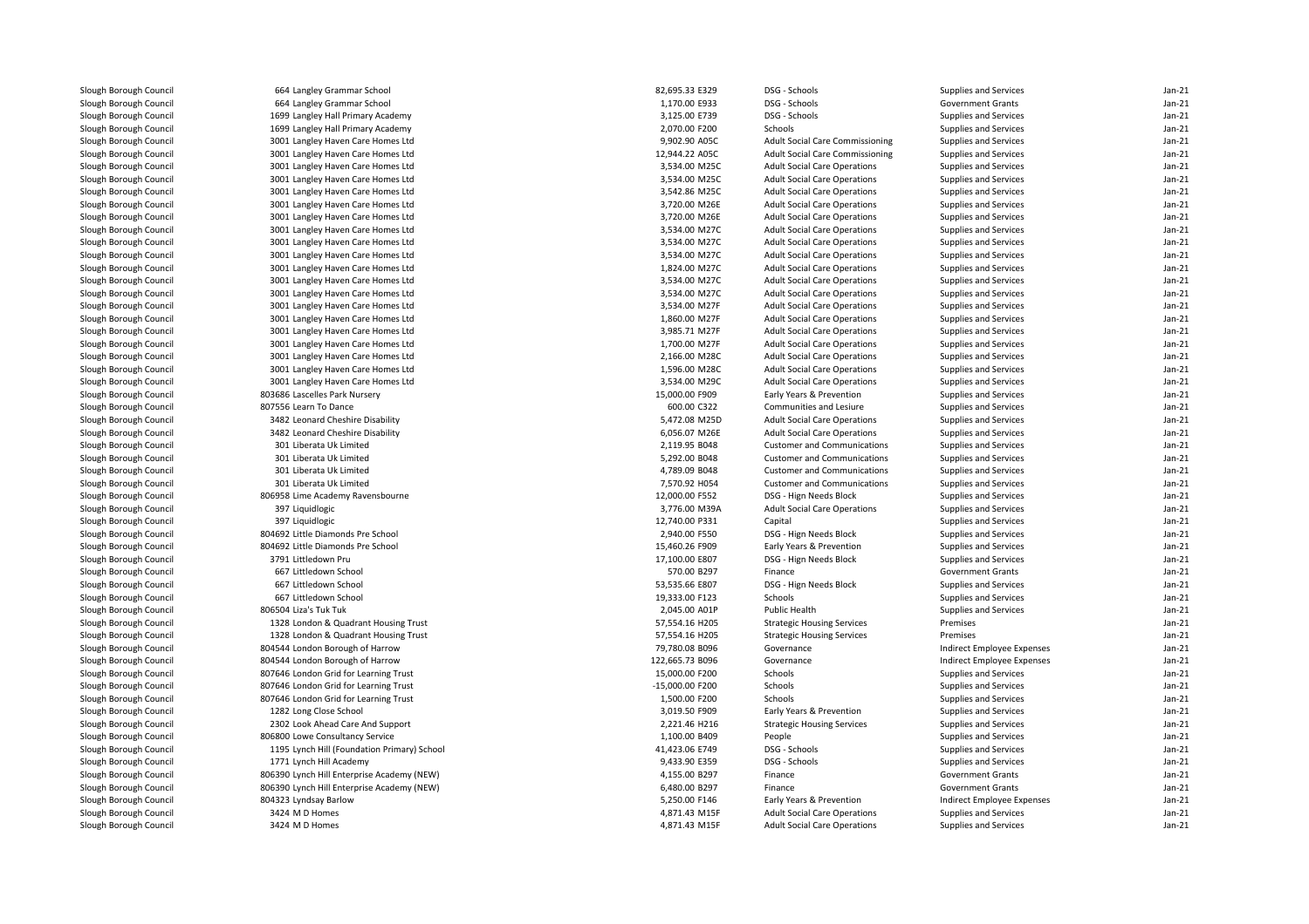| | | | | | | |
|---|---|---|---|---|---|---|
| Slough Borough Council | 664 Langley Grammar School | 82,695.33 E329 | DSG - Schools | Supplies and Services | Jan-21 |
| Slough Borough Council | 664 Langley Grammar School | 1,170.00 E933 | DSG - Schools | Government Grants | Jan-21 |
| Slough Borough Council | 1699 Langley Hall Primary Academy | 3,125.00 E739 | DSG - Schools | Supplies and Services | Jan-21 |
| Slough Borough Council | 1699 Langley Hall Primary Academy | 2,070.00 F200 | Schools | Supplies and Services | Jan-21 |
| Slough Borough Council | 3001 Langley Haven Care Homes Ltd | 9,902.90 A05C | Adult Social Care Commissioning | Supplies and Services | Jan-21 |
| Slough Borough Council | 3001 Langley Haven Care Homes Ltd | 12,944.22 A05C | Adult Social Care Commissioning | Supplies and Services | Jan-21 |
| Slough Borough Council | 3001 Langley Haven Care Homes Ltd | 3,534.00 M25C | Adult Social Care Operations | Supplies and Services | Jan-21 |
| Slough Borough Council | 3001 Langley Haven Care Homes Ltd | 3,534.00 M25C | Adult Social Care Operations | Supplies and Services | Jan-21 |
| Slough Borough Council | 3001 Langley Haven Care Homes Ltd | 3,542.86 M25C | Adult Social Care Operations | Supplies and Services | Jan-21 |
| Slough Borough Council | 3001 Langley Haven Care Homes Ltd | 3,720.00 M26E | Adult Social Care Operations | Supplies and Services | Jan-21 |
| Slough Borough Council | 3001 Langley Haven Care Homes Ltd | 3,720.00 M26E | Adult Social Care Operations | Supplies and Services | Jan-21 |
| Slough Borough Council | 3001 Langley Haven Care Homes Ltd | 3,534.00 M27C | Adult Social Care Operations | Supplies and Services | Jan-21 |
| Slough Borough Council | 3001 Langley Haven Care Homes Ltd | 3,534.00 M27C | Adult Social Care Operations | Supplies and Services | Jan-21 |
| Slough Borough Council | 3001 Langley Haven Care Homes Ltd | 3,534.00 M27C | Adult Social Care Operations | Supplies and Services | Jan-21 |
| Slough Borough Council | 3001 Langley Haven Care Homes Ltd | 1,824.00 M27C | Adult Social Care Operations | Supplies and Services | Jan-21 |
| Slough Borough Council | 3001 Langley Haven Care Homes Ltd | 3,534.00 M27C | Adult Social Care Operations | Supplies and Services | Jan-21 |
| Slough Borough Council | 3001 Langley Haven Care Homes Ltd | 3,534.00 M27C | Adult Social Care Operations | Supplies and Services | Jan-21 |
| Slough Borough Council | 3001 Langley Haven Care Homes Ltd | 3,534.00 M27F | Adult Social Care Operations | Supplies and Services | Jan-21 |
| Slough Borough Council | 3001 Langley Haven Care Homes Ltd | 1,860.00 M27F | Adult Social Care Operations | Supplies and Services | Jan-21 |
| Slough Borough Council | 3001 Langley Haven Care Homes Ltd | 3,985.71 M27F | Adult Social Care Operations | Supplies and Services | Jan-21 |
| Slough Borough Council | 3001 Langley Haven Care Homes Ltd | 1,700.00 M27F | Adult Social Care Operations | Supplies and Services | Jan-21 |
| Slough Borough Council | 3001 Langley Haven Care Homes Ltd | 2,166.00 M28C | Adult Social Care Operations | Supplies and Services | Jan-21 |
| Slough Borough Council | 3001 Langley Haven Care Homes Ltd | 1,596.00 M28C | Adult Social Care Operations | Supplies and Services | Jan-21 |
| Slough Borough Council | 3001 Langley Haven Care Homes Ltd | 3,534.00 M29C | Adult Social Care Operations | Supplies and Services | Jan-21 |
| Slough Borough Council | 803686 Lascelles Park Nursery | 15,000.00 F909 | Early Years & Prevention | Supplies and Services | Jan-21 |
| Slough Borough Council | 807556 Learn To Dance | 600.00 C322 | Communities and Lesiure | Supplies and Services | Jan-21 |
| Slough Borough Council | 3482 Leonard Cheshire Disability | 5,472.08 M25D | Adult Social Care Operations | Supplies and Services | Jan-21 |
| Slough Borough Council | 3482 Leonard Cheshire Disability | 6,056.07 M26E | Adult Social Care Operations | Supplies and Services | Jan-21 |
| Slough Borough Council | 301 Liberata Uk Limited | 2,119.95 B048 | Customer and Communications | Supplies and Services | Jan-21 |
| Slough Borough Council | 301 Liberata Uk Limited | 5,292.00 B048 | Customer and Communications | Supplies and Services | Jan-21 |
| Slough Borough Council | 301 Liberata Uk Limited | 4,789.09 B048 | Customer and Communications | Supplies and Services | Jan-21 |
| Slough Borough Council | 301 Liberata Uk Limited | 7,570.92 H054 | Customer and Communications | Supplies and Services | Jan-21 |
| Slough Borough Council | 806958 Lime Academy Ravensbourne | 12,000.00 F552 | DSG - Hign Needs Block | Supplies and Services | Jan-21 |
| Slough Borough Council | 397 Liquidlogic | 3,776.00 M39A | Adult Social Care Operations | Supplies and Services | Jan-21 |
| Slough Borough Council | 397 Liquidlogic | 12,740.00 P331 | Capital | Supplies and Services | Jan-21 |
| Slough Borough Council | 804692 Little Diamonds Pre School | 2,940.00 F550 | DSG - Hign Needs Block | Supplies and Services | Jan-21 |
| Slough Borough Council | 804692 Little Diamonds Pre School | 15,460.26 F909 | Early Years & Prevention | Supplies and Services | Jan-21 |
| Slough Borough Council | 3791 Littledown Pru | 17,100.00 E807 | DSG - Hign Needs Block | Supplies and Services | Jan-21 |
| Slough Borough Council | 667 Littledown School | 570.00 B297 | Finance | Government Grants | Jan-21 |
| Slough Borough Council | 667 Littledown School | 53,535.66 E807 | DSG - Hign Needs Block | Supplies and Services | Jan-21 |
| Slough Borough Council | 667 Littledown School | 19,333.00 F123 | Schools | Supplies and Services | Jan-21 |
| Slough Borough Council | 806504 Liza's Tuk Tuk | 2,045.00 A01P | Public Health | Supplies and Services | Jan-21 |
| Slough Borough Council | 1328 London & Quadrant Housing Trust | 57,554.16 H205 | Strategic Housing Services | Premises | Jan-21 |
| Slough Borough Council | 1328 London & Quadrant Housing Trust | 57,554.16 H205 | Strategic Housing Services | Premises | Jan-21 |
| Slough Borough Council | 804544 London Borough of Harrow | 79,780.08 B096 | Governance | Indirect Employee Expenses | Jan-21 |
| Slough Borough Council | 804544 London Borough of Harrow | 122,665.73 B096 | Governance | Indirect Employee Expenses | Jan-21 |
| Slough Borough Council | 807646 London Grid for Learning Trust | 15,000.00 F200 | Schools | Supplies and Services | Jan-21 |
| Slough Borough Council | 807646 London Grid for Learning Trust | -15,000.00 F200 | Schools | Supplies and Services | Jan-21 |
| Slough Borough Council | 807646 London Grid for Learning Trust | 1,500.00 F200 | Schools | Supplies and Services | Jan-21 |
| Slough Borough Council | 1282 Long Close School | 3,019.50 F909 | Early Years & Prevention | Supplies and Services | Jan-21 |
| Slough Borough Council | 2302 Look Ahead Care And Support | 2,221.46 H216 | Strategic Housing Services | Supplies and Services | Jan-21 |
| Slough Borough Council | 806800 Lowe Consultancy Service | 1,100.00 B409 | People | Supplies and Services | Jan-21 |
| Slough Borough Council | 1195 Lynch Hill (Foundation Primary) School | 41,423.06 E749 | DSG - Schools | Supplies and Services | Jan-21 |
| Slough Borough Council | 1771 Lynch Hill Academy | 9,433.90 E359 | DSG - Schools | Supplies and Services | Jan-21 |
| Slough Borough Council | 806390 Lynch Hill Enterprise Academy (NEW) | 4,155.00 B297 | Finance | Government Grants | Jan-21 |
| Slough Borough Council | 806390 Lynch Hill Enterprise Academy (NEW) | 6,480.00 B297 | Finance | Government Grants | Jan-21 |
| Slough Borough Council | 804323 Lyndsay Barlow | 5,250.00 F146 | Early Years & Prevention | Indirect Employee Expenses | Jan-21 |
| Slough Borough Council | 3424 M D Homes | 4,871.43 M15F | Adult Social Care Operations | Supplies and Services | Jan-21 |
| Slough Borough Council | 3424 M D Homes | 4,871.43 M15F | Adult Social Care Operations | Supplies and Services | Jan-21 |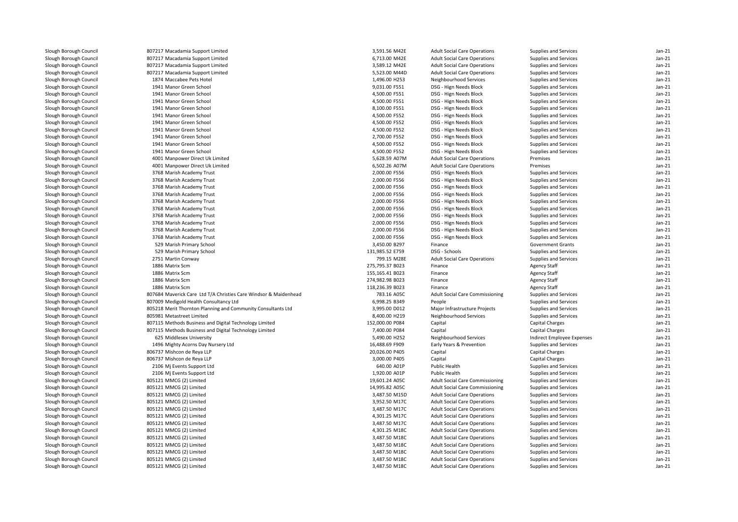| | | | | | | |
|---|---|---|---|---|---|---|
| Slough Borough Council | 807217 Macadamia Support Limited | 3,591.56 M42E | Adult Social Care Operations | Supplies and Services | Jan-21 |
| Slough Borough Council | 807217 Macadamia Support Limited | 6,713.00 M42E | Adult Social Care Operations | Supplies and Services | Jan-21 |
| Slough Borough Council | 807217 Macadamia Support Limited | 3,589.12 M42E | Adult Social Care Operations | Supplies and Services | Jan-21 |
| Slough Borough Council | 807217 Macadamia Support Limited | 5,523.00 M44D | Adult Social Care Operations | Supplies and Services | Jan-21 |
| Slough Borough Council | 1874 Maccabee Pets Hotel | 1,496.00 H253 | Neighbourhood Services | Supplies and Services | Jan-21 |
| Slough Borough Council | 1941 Manor Green School | 9,031.00 F551 | DSG - Hign Needs Block | Supplies and Services | Jan-21 |
| Slough Borough Council | 1941 Manor Green School | 4,500.00 F551 | DSG - Hign Needs Block | Supplies and Services | Jan-21 |
| Slough Borough Council | 1941 Manor Green School | 4,500.00 F551 | DSG - Hign Needs Block | Supplies and Services | Jan-21 |
| Slough Borough Council | 1941 Manor Green School | 8,100.00 F551 | DSG - Hign Needs Block | Supplies and Services | Jan-21 |
| Slough Borough Council | 1941 Manor Green School | 4,500.00 F552 | DSG - Hign Needs Block | Supplies and Services | Jan-21 |
| Slough Borough Council | 1941 Manor Green School | 4,500.00 F552 | DSG - Hign Needs Block | Supplies and Services | Jan-21 |
| Slough Borough Council | 1941 Manor Green School | 4,500.00 F552 | DSG - Hign Needs Block | Supplies and Services | Jan-21 |
| Slough Borough Council | 1941 Manor Green School | 2,700.00 F552 | DSG - Hign Needs Block | Supplies and Services | Jan-21 |
| Slough Borough Council | 1941 Manor Green School | 4,500.00 F552 | DSG - Hign Needs Block | Supplies and Services | Jan-21 |
| Slough Borough Council | 1941 Manor Green School | 4,500.00 F552 | DSG - Hign Needs Block | Supplies and Services | Jan-21 |
| Slough Borough Council | 4001 Manpower Direct Uk Limited | 5,628.59 A07M | Adult Social Care Operations | Premises | Jan-21 |
| Slough Borough Council | 4001 Manpower Direct Uk Limited | 6,502.26 A07M | Adult Social Care Operations | Premises | Jan-21 |
| Slough Borough Council | 3768 Marish Academy Trust | 2,000.00 F556 | DSG - Hign Needs Block | Supplies and Services | Jan-21 |
| Slough Borough Council | 3768 Marish Academy Trust | 2,000.00 F556 | DSG - Hign Needs Block | Supplies and Services | Jan-21 |
| Slough Borough Council | 3768 Marish Academy Trust | 2,000.00 F556 | DSG - Hign Needs Block | Supplies and Services | Jan-21 |
| Slough Borough Council | 3768 Marish Academy Trust | 2,000.00 F556 | DSG - Hign Needs Block | Supplies and Services | Jan-21 |
| Slough Borough Council | 3768 Marish Academy Trust | 2,000.00 F556 | DSG - Hign Needs Block | Supplies and Services | Jan-21 |
| Slough Borough Council | 3768 Marish Academy Trust | 2,000.00 F556 | DSG - Hign Needs Block | Supplies and Services | Jan-21 |
| Slough Borough Council | 3768 Marish Academy Trust | 2,000.00 F556 | DSG - Hign Needs Block | Supplies and Services | Jan-21 |
| Slough Borough Council | 3768 Marish Academy Trust | 2,000.00 F556 | DSG - Hign Needs Block | Supplies and Services | Jan-21 |
| Slough Borough Council | 3768 Marish Academy Trust | 2,000.00 F556 | DSG - Hign Needs Block | Supplies and Services | Jan-21 |
| Slough Borough Council | 3768 Marish Academy Trust | 2,000.00 F556 | DSG - Hign Needs Block | Supplies and Services | Jan-21 |
| Slough Borough Council | 529 Marish Primary School | 3,450.00 B297 | Finance | Government Grants | Jan-21 |
| Slough Borough Council | 529 Marish Primary School | 131,985.52 E759 | DSG - Schools | Supplies and Services | Jan-21 |
| Slough Borough Council | 2751 Martin Conway | 799.15 M28E | Adult Social Care Operations | Supplies and Services | Jan-21 |
| Slough Borough Council | 1886 Matrix Scm | 275,795.37 B023 | Finance | Agency Staff | Jan-21 |
| Slough Borough Council | 1886 Matrix Scm | 155,165.41 B023 | Finance | Agency Staff | Jan-21 |
| Slough Borough Council | 1886 Matrix Scm | 274,982.98 B023 | Finance | Agency Staff | Jan-21 |
| Slough Borough Council | 1886 Matrix Scm | 118,236.39 B023 | Finance | Agency Staff | Jan-21 |
| Slough Borough Council | 807684 Maverick Care Ltd T/A Christies Care Windsor & Maidenhead | 783.16 A05C | Adult Social Care Commissioning | Supplies and Services | Jan-21 |
| Slough Borough Council | 807009 Medigold Health Consultancy Ltd | 6,998.25 B349 | People | Supplies and Services | Jan-21 |
| Slough Borough Council | 805218 Merit Thornton Planning and Community Consultants Ltd | 3,995.00 D012 | Major Infrastructure Projects | Supplies and Services | Jan-21 |
| Slough Borough Council | 805981 Metastreet Limited | 8,400.00 H219 | Neighbourhood Services | Supplies and Services | Jan-21 |
| Slough Borough Council | 807115 Methods Business and Digital Technology Limited | 152,000.00 P084 | Capital | Capital Charges | Jan-21 |
| Slough Borough Council | 807115 Methods Business and Digital Technology Limited | 7,400.00 P084 | Capital | Capital Charges | Jan-21 |
| Slough Borough Council | 625 Middlesex University | 5,490.00 H252 | Neighbourhood Services | Indirect Employee Expenses | Jan-21 |
| Slough Borough Council | 1496 Mighty Acorns Day Nursery Ltd | 16,488.69 F909 | Early Years & Prevention | Supplies and Services | Jan-21 |
| Slough Borough Council | 806737 Mishcon de Reya LLP | 20,026.00 P405 | Capital | Capital Charges | Jan-21 |
| Slough Borough Council | 806737 Mishcon de Reya LLP | 3,000.00 P405 | Capital | Capital Charges | Jan-21 |
| Slough Borough Council | 2106 Mj Events Support Ltd | 640.00 A01P | Public Health | Supplies and Services | Jan-21 |
| Slough Borough Council | 2106 Mj Events Support Ltd | 1,920.00 A01P | Public Health | Supplies and Services | Jan-21 |
| Slough Borough Council | 805121 MMCG (2) Limited | 19,601.24 A05C | Adult Social Care Commissioning | Supplies and Services | Jan-21 |
| Slough Borough Council | 805121 MMCG (2) Limited | 14,995.82 A05C | Adult Social Care Commissioning | Supplies and Services | Jan-21 |
| Slough Borough Council | 805121 MMCG (2) Limited | 3,487.50 M15D | Adult Social Care Operations | Supplies and Services | Jan-21 |
| Slough Borough Council | 805121 MMCG (2) Limited | 3,952.50 M17C | Adult Social Care Operations | Supplies and Services | Jan-21 |
| Slough Borough Council | 805121 MMCG (2) Limited | 3,487.50 M17C | Adult Social Care Operations | Supplies and Services | Jan-21 |
| Slough Borough Council | 805121 MMCG (2) Limited | 4,301.25 M17C | Adult Social Care Operations | Supplies and Services | Jan-21 |
| Slough Borough Council | 805121 MMCG (2) Limited | 3,487.50 M17C | Adult Social Care Operations | Supplies and Services | Jan-21 |
| Slough Borough Council | 805121 MMCG (2) Limited | 4,301.25 M18C | Adult Social Care Operations | Supplies and Services | Jan-21 |
| Slough Borough Council | 805121 MMCG (2) Limited | 3,487.50 M18C | Adult Social Care Operations | Supplies and Services | Jan-21 |
| Slough Borough Council | 805121 MMCG (2) Limited | 3,487.50 M18C | Adult Social Care Operations | Supplies and Services | Jan-21 |
| Slough Borough Council | 805121 MMCG (2) Limited | 3,487.50 M18C | Adult Social Care Operations | Supplies and Services | Jan-21 |
| Slough Borough Council | 805121 MMCG (2) Limited | 3,487.50 M18C | Adult Social Care Operations | Supplies and Services | Jan-21 |
| Slough Borough Council | 805121 MMCG (2) Limited | 3,487.50 M18C | Adult Social Care Operations | Supplies and Services | Jan-21 |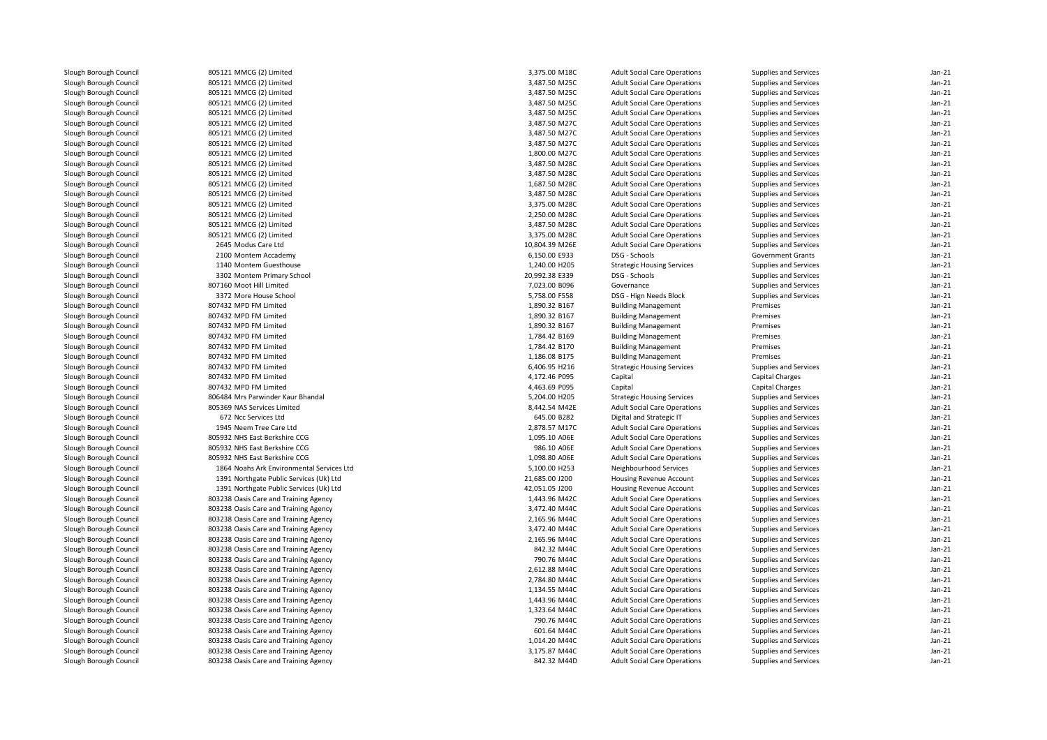| | | | | | | |
|---|---|---|---|---|---|---|
| Slough Borough Council | 805121 MMCG (2) Limited | 3,375.00 M18C | Adult Social Care Operations | Supplies and Services | Jan-21 |
| Slough Borough Council | 805121 MMCG (2) Limited | 3,487.50 M25C | Adult Social Care Operations | Supplies and Services | Jan-21 |
| Slough Borough Council | 805121 MMCG (2) Limited | 3,487.50 M25C | Adult Social Care Operations | Supplies and Services | Jan-21 |
| Slough Borough Council | 805121 MMCG (2) Limited | 3,487.50 M25C | Adult Social Care Operations | Supplies and Services | Jan-21 |
| Slough Borough Council | 805121 MMCG (2) Limited | 3,487.50 M25C | Adult Social Care Operations | Supplies and Services | Jan-21 |
| Slough Borough Council | 805121 MMCG (2) Limited | 3,487.50 M27C | Adult Social Care Operations | Supplies and Services | Jan-21 |
| Slough Borough Council | 805121 MMCG (2) Limited | 3,487.50 M27C | Adult Social Care Operations | Supplies and Services | Jan-21 |
| Slough Borough Council | 805121 MMCG (2) Limited | 3,487.50 M27C | Adult Social Care Operations | Supplies and Services | Jan-21 |
| Slough Borough Council | 805121 MMCG (2) Limited | 1,800.00 M27C | Adult Social Care Operations | Supplies and Services | Jan-21 |
| Slough Borough Council | 805121 MMCG (2) Limited | 3,487.50 M28C | Adult Social Care Operations | Supplies and Services | Jan-21 |
| Slough Borough Council | 805121 MMCG (2) Limited | 3,487.50 M28C | Adult Social Care Operations | Supplies and Services | Jan-21 |
| Slough Borough Council | 805121 MMCG (2) Limited | 1,687.50 M28C | Adult Social Care Operations | Supplies and Services | Jan-21 |
| Slough Borough Council | 805121 MMCG (2) Limited | 3,487.50 M28C | Adult Social Care Operations | Supplies and Services | Jan-21 |
| Slough Borough Council | 805121 MMCG (2) Limited | 3,375.00 M28C | Adult Social Care Operations | Supplies and Services | Jan-21 |
| Slough Borough Council | 805121 MMCG (2) Limited | 2,250.00 M28C | Adult Social Care Operations | Supplies and Services | Jan-21 |
| Slough Borough Council | 805121 MMCG (2) Limited | 3,487.50 M28C | Adult Social Care Operations | Supplies and Services | Jan-21 |
| Slough Borough Council | 805121 MMCG (2) Limited | 3,375.00 M28C | Adult Social Care Operations | Supplies and Services | Jan-21 |
| Slough Borough Council | 2645 Modus Care Ltd | 10,804.39 M26E | Adult Social Care Operations | Supplies and Services | Jan-21 |
| Slough Borough Council | 2100 Montem Accademy | 6,150.00 E933 | DSG - Schools | Government Grants | Jan-21 |
| Slough Borough Council | 1140 Montem Guesthouse | 1,240.00 H205 | Strategic Housing Services | Supplies and Services | Jan-21 |
| Slough Borough Council | 3302 Montem Primary School | 20,992.38 E339 | DSG - Schools | Supplies and Services | Jan-21 |
| Slough Borough Council | 807160 Moot Hill Limited | 7,023.00 B096 | Governance | Supplies and Services | Jan-21 |
| Slough Borough Council | 3372 More House School | 5,758.00 F558 | DSG - Hign Needs Block | Supplies and Services | Jan-21 |
| Slough Borough Council | 807432 MPD FM Limited | 1,890.32 B167 | Building Management | Premises | Jan-21 |
| Slough Borough Council | 807432 MPD FM Limited | 1,890.32 B167 | Building Management | Premises | Jan-21 |
| Slough Borough Council | 807432 MPD FM Limited | 1,890.32 B167 | Building Management | Premises | Jan-21 |
| Slough Borough Council | 807432 MPD FM Limited | 1,784.42 B169 | Building Management | Premises | Jan-21 |
| Slough Borough Council | 807432 MPD FM Limited | 1,784.42 B170 | Building Management | Premises | Jan-21 |
| Slough Borough Council | 807432 MPD FM Limited | 1,186.08 B175 | Building Management | Premises | Jan-21 |
| Slough Borough Council | 807432 MPD FM Limited | 6,406.95 H216 | Strategic Housing Services | Supplies and Services | Jan-21 |
| Slough Borough Council | 807432 MPD FM Limited | 4,172.46 P095 | Capital | Capital Charges | Jan-21 |
| Slough Borough Council | 807432 MPD FM Limited | 4,463.69 P095 | Capital | Capital Charges | Jan-21 |
| Slough Borough Council | 806484 Mrs Parwinder Kaur Bhandal | 5,204.00 H205 | Strategic Housing Services | Supplies and Services | Jan-21 |
| Slough Borough Council | 805369 NAS Services Limited | 8,442.54 M42E | Adult Social Care Operations | Supplies and Services | Jan-21 |
| Slough Borough Council | 672 Ncc Services Ltd | 645.00 B282 | Digital and Strategic IT | Supplies and Services | Jan-21 |
| Slough Borough Council | 1945 Neem Tree Care Ltd | 2,878.57 M17C | Adult Social Care Operations | Supplies and Services | Jan-21 |
| Slough Borough Council | 805932 NHS East Berkshire CCG | 1,095.10 A06E | Adult Social Care Operations | Supplies and Services | Jan-21 |
| Slough Borough Council | 805932 NHS East Berkshire CCG | 986.10 A06E | Adult Social Care Operations | Supplies and Services | Jan-21 |
| Slough Borough Council | 805932 NHS East Berkshire CCG | 1,098.80 A06E | Adult Social Care Operations | Supplies and Services | Jan-21 |
| Slough Borough Council | 1864 Noahs Ark Environmental Services Ltd | 5,100.00 H253 | Neighbourhood Services | Supplies and Services | Jan-21 |
| Slough Borough Council | 1391 Northgate Public Services (Uk) Ltd | 21,685.00 J200 | Housing Revenue Account | Supplies and Services | Jan-21 |
| Slough Borough Council | 1391 Northgate Public Services (Uk) Ltd | 42,051.05 J200 | Housing Revenue Account | Supplies and Services | Jan-21 |
| Slough Borough Council | 803238 Oasis Care and Training Agency | 1,443.96 M42C | Adult Social Care Operations | Supplies and Services | Jan-21 |
| Slough Borough Council | 803238 Oasis Care and Training Agency | 3,472.40 M44C | Adult Social Care Operations | Supplies and Services | Jan-21 |
| Slough Borough Council | 803238 Oasis Care and Training Agency | 2,165.96 M44C | Adult Social Care Operations | Supplies and Services | Jan-21 |
| Slough Borough Council | 803238 Oasis Care and Training Agency | 3,472.40 M44C | Adult Social Care Operations | Supplies and Services | Jan-21 |
| Slough Borough Council | 803238 Oasis Care and Training Agency | 2,165.96 M44C | Adult Social Care Operations | Supplies and Services | Jan-21 |
| Slough Borough Council | 803238 Oasis Care and Training Agency | 842.32 M44C | Adult Social Care Operations | Supplies and Services | Jan-21 |
| Slough Borough Council | 803238 Oasis Care and Training Agency | 790.76 M44C | Adult Social Care Operations | Supplies and Services | Jan-21 |
| Slough Borough Council | 803238 Oasis Care and Training Agency | 2,612.88 M44C | Adult Social Care Operations | Supplies and Services | Jan-21 |
| Slough Borough Council | 803238 Oasis Care and Training Agency | 2,784.80 M44C | Adult Social Care Operations | Supplies and Services | Jan-21 |
| Slough Borough Council | 803238 Oasis Care and Training Agency | 1,134.55 M44C | Adult Social Care Operations | Supplies and Services | Jan-21 |
| Slough Borough Council | 803238 Oasis Care and Training Agency | 1,443.96 M44C | Adult Social Care Operations | Supplies and Services | Jan-21 |
| Slough Borough Council | 803238 Oasis Care and Training Agency | 1,323.64 M44C | Adult Social Care Operations | Supplies and Services | Jan-21 |
| Slough Borough Council | 803238 Oasis Care and Training Agency | 790.76 M44C | Adult Social Care Operations | Supplies and Services | Jan-21 |
| Slough Borough Council | 803238 Oasis Care and Training Agency | 601.64 M44C | Adult Social Care Operations | Supplies and Services | Jan-21 |
| Slough Borough Council | 803238 Oasis Care and Training Agency | 1,014.20 M44C | Adult Social Care Operations | Supplies and Services | Jan-21 |
| Slough Borough Council | 803238 Oasis Care and Training Agency | 3,175.87 M44C | Adult Social Care Operations | Supplies and Services | Jan-21 |
| Slough Borough Council | 803238 Oasis Care and Training Agency | 842.32 M44D | Adult Social Care Operations | Supplies and Services | Jan-21 |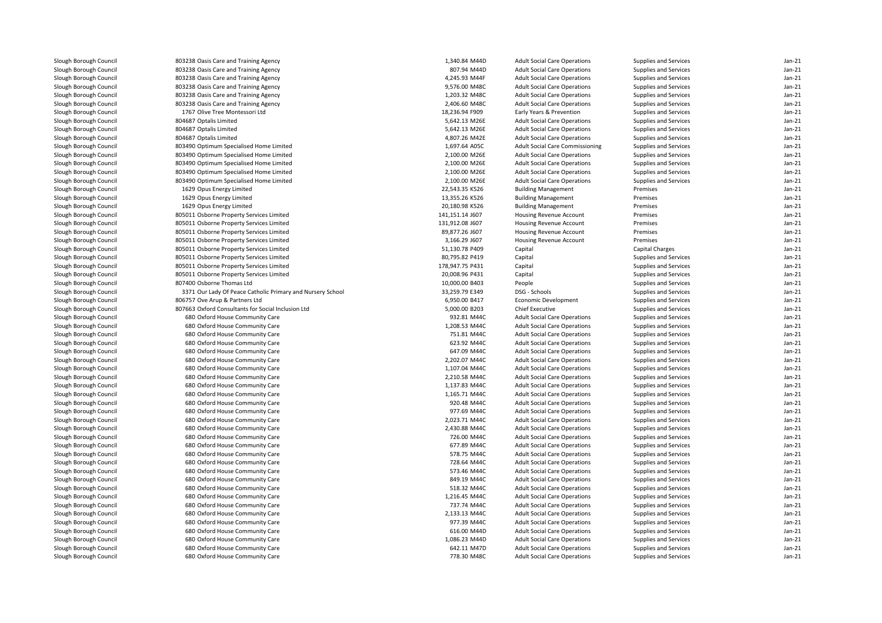| | | | | | | |
|---|---|---|---|---|---|---|
| Slough Borough Council | 803238 Oasis Care and Training Agency | 1,340.84 M44D | Adult Social Care Operations | Supplies and Services | Jan-21 |
| Slough Borough Council | 803238 Oasis Care and Training Agency | 807.94 M44D | Adult Social Care Operations | Supplies and Services | Jan-21 |
| Slough Borough Council | 803238 Oasis Care and Training Agency | 4,245.93 M44F | Adult Social Care Operations | Supplies and Services | Jan-21 |
| Slough Borough Council | 803238 Oasis Care and Training Agency | 9,576.00 M48C | Adult Social Care Operations | Supplies and Services | Jan-21 |
| Slough Borough Council | 803238 Oasis Care and Training Agency | 1,203.32 M48C | Adult Social Care Operations | Supplies and Services | Jan-21 |
| Slough Borough Council | 803238 Oasis Care and Training Agency | 2,406.60 M48C | Adult Social Care Operations | Supplies and Services | Jan-21 |
| Slough Borough Council | 1767 Olive Tree Montessori Ltd | 18,236.94 F909 | Early Years & Prevention | Supplies and Services | Jan-21 |
| Slough Borough Council | 804687 Optalis Limited | 5,642.13 M26E | Adult Social Care Operations | Supplies and Services | Jan-21 |
| Slough Borough Council | 804687 Optalis Limited | 5,642.13 M26E | Adult Social Care Operations | Supplies and Services | Jan-21 |
| Slough Borough Council | 804687 Optalis Limited | 4,807.26 M42E | Adult Social Care Operations | Supplies and Services | Jan-21 |
| Slough Borough Council | 803490 Optimum Specialised Home Limited | 1,697.64 A05C | Adult Social Care Commissioning | Supplies and Services | Jan-21 |
| Slough Borough Council | 803490 Optimum Specialised Home Limited | 2,100.00 M26E | Adult Social Care Operations | Supplies and Services | Jan-21 |
| Slough Borough Council | 803490 Optimum Specialised Home Limited | 2,100.00 M26E | Adult Social Care Operations | Supplies and Services | Jan-21 |
| Slough Borough Council | 803490 Optimum Specialised Home Limited | 2,100.00 M26E | Adult Social Care Operations | Supplies and Services | Jan-21 |
| Slough Borough Council | 803490 Optimum Specialised Home Limited | 2,100.00 M26E | Adult Social Care Operations | Supplies and Services | Jan-21 |
| Slough Borough Council | 1629 Opus Energy Limited | 22,543.35 K526 | Building Management | Premises | Jan-21 |
| Slough Borough Council | 1629 Opus Energy Limited | 13,355.26 K526 | Building Management | Premises | Jan-21 |
| Slough Borough Council | 1629 Opus Energy Limited | 20,180.98 K526 | Building Management | Premises | Jan-21 |
| Slough Borough Council | 805011 Osborne Property Services Limited | 141,151.14 J607 | Housing Revenue Account | Premises | Jan-21 |
| Slough Borough Council | 805011 Osborne Property Services Limited | 131,912.08 J607 | Housing Revenue Account | Premises | Jan-21 |
| Slough Borough Council | 805011 Osborne Property Services Limited | 89,877.26 J607 | Housing Revenue Account | Premises | Jan-21 |
| Slough Borough Council | 805011 Osborne Property Services Limited | 3,166.29 J607 | Housing Revenue Account | Premises | Jan-21 |
| Slough Borough Council | 805011 Osborne Property Services Limited | 51,130.78 P409 | Capital | Capital Charges | Jan-21 |
| Slough Borough Council | 805011 Osborne Property Services Limited | 80,795.82 P419 | Capital | Supplies and Services | Jan-21 |
| Slough Borough Council | 805011 Osborne Property Services Limited | 178,947.75 P431 | Capital | Supplies and Services | Jan-21 |
| Slough Borough Council | 805011 Osborne Property Services Limited | 20,008.96 P431 | Capital | Supplies and Services | Jan-21 |
| Slough Borough Council | 807400 Osborne Thomas Ltd | 10,000.00 B403 | People | Supplies and Services | Jan-21 |
| Slough Borough Council | 3371 Our Lady Of Peace Catholic Primary and Nursery School | 33,259.79 E349 | DSG - Schools | Supplies and Services | Jan-21 |
| Slough Borough Council | 806757 Ove Arup & Partners Ltd | 6,950.00 B417 | Economic Development | Supplies and Services | Jan-21 |
| Slough Borough Council | 807663 Oxford Consultants for Social Inclusion Ltd | 5,000.00 B203 | Chief Executive | Supplies and Services | Jan-21 |
| Slough Borough Council | 680 Oxford House Community Care | 932.81 M44C | Adult Social Care Operations | Supplies and Services | Jan-21 |
| Slough Borough Council | 680 Oxford House Community Care | 1,208.53 M44C | Adult Social Care Operations | Supplies and Services | Jan-21 |
| Slough Borough Council | 680 Oxford House Community Care | 751.81 M44C | Adult Social Care Operations | Supplies and Services | Jan-21 |
| Slough Borough Council | 680 Oxford House Community Care | 623.92 M44C | Adult Social Care Operations | Supplies and Services | Jan-21 |
| Slough Borough Council | 680 Oxford House Community Care | 647.09 M44C | Adult Social Care Operations | Supplies and Services | Jan-21 |
| Slough Borough Council | 680 Oxford House Community Care | 2,202.07 M44C | Adult Social Care Operations | Supplies and Services | Jan-21 |
| Slough Borough Council | 680 Oxford House Community Care | 1,107.04 M44C | Adult Social Care Operations | Supplies and Services | Jan-21 |
| Slough Borough Council | 680 Oxford House Community Care | 2,210.58 M44C | Adult Social Care Operations | Supplies and Services | Jan-21 |
| Slough Borough Council | 680 Oxford House Community Care | 1,137.83 M44C | Adult Social Care Operations | Supplies and Services | Jan-21 |
| Slough Borough Council | 680 Oxford House Community Care | 1,165.71 M44C | Adult Social Care Operations | Supplies and Services | Jan-21 |
| Slough Borough Council | 680 Oxford House Community Care | 920.48 M44C | Adult Social Care Operations | Supplies and Services | Jan-21 |
| Slough Borough Council | 680 Oxford House Community Care | 977.69 M44C | Adult Social Care Operations | Supplies and Services | Jan-21 |
| Slough Borough Council | 680 Oxford House Community Care | 2,023.71 M44C | Adult Social Care Operations | Supplies and Services | Jan-21 |
| Slough Borough Council | 680 Oxford House Community Care | 2,430.88 M44C | Adult Social Care Operations | Supplies and Services | Jan-21 |
| Slough Borough Council | 680 Oxford House Community Care | 726.00 M44C | Adult Social Care Operations | Supplies and Services | Jan-21 |
| Slough Borough Council | 680 Oxford House Community Care | 677.89 M44C | Adult Social Care Operations | Supplies and Services | Jan-21 |
| Slough Borough Council | 680 Oxford House Community Care | 578.75 M44C | Adult Social Care Operations | Supplies and Services | Jan-21 |
| Slough Borough Council | 680 Oxford House Community Care | 728.64 M44C | Adult Social Care Operations | Supplies and Services | Jan-21 |
| Slough Borough Council | 680 Oxford House Community Care | 573.46 M44C | Adult Social Care Operations | Supplies and Services | Jan-21 |
| Slough Borough Council | 680 Oxford House Community Care | 849.19 M44C | Adult Social Care Operations | Supplies and Services | Jan-21 |
| Slough Borough Council | 680 Oxford House Community Care | 518.32 M44C | Adult Social Care Operations | Supplies and Services | Jan-21 |
| Slough Borough Council | 680 Oxford House Community Care | 1,216.45 M44C | Adult Social Care Operations | Supplies and Services | Jan-21 |
| Slough Borough Council | 680 Oxford House Community Care | 737.74 M44C | Adult Social Care Operations | Supplies and Services | Jan-21 |
| Slough Borough Council | 680 Oxford House Community Care | 2,133.13 M44C | Adult Social Care Operations | Supplies and Services | Jan-21 |
| Slough Borough Council | 680 Oxford House Community Care | 977.39 M44C | Adult Social Care Operations | Supplies and Services | Jan-21 |
| Slough Borough Council | 680 Oxford House Community Care | 616.00 M44D | Adult Social Care Operations | Supplies and Services | Jan-21 |
| Slough Borough Council | 680 Oxford House Community Care | 1,086.23 M44D | Adult Social Care Operations | Supplies and Services | Jan-21 |
| Slough Borough Council | 680 Oxford House Community Care | 642.11 M47D | Adult Social Care Operations | Supplies and Services | Jan-21 |
| Slough Borough Council | 680 Oxford House Community Care | 778.30 M48C | Adult Social Care Operations | Supplies and Services | Jan-21 |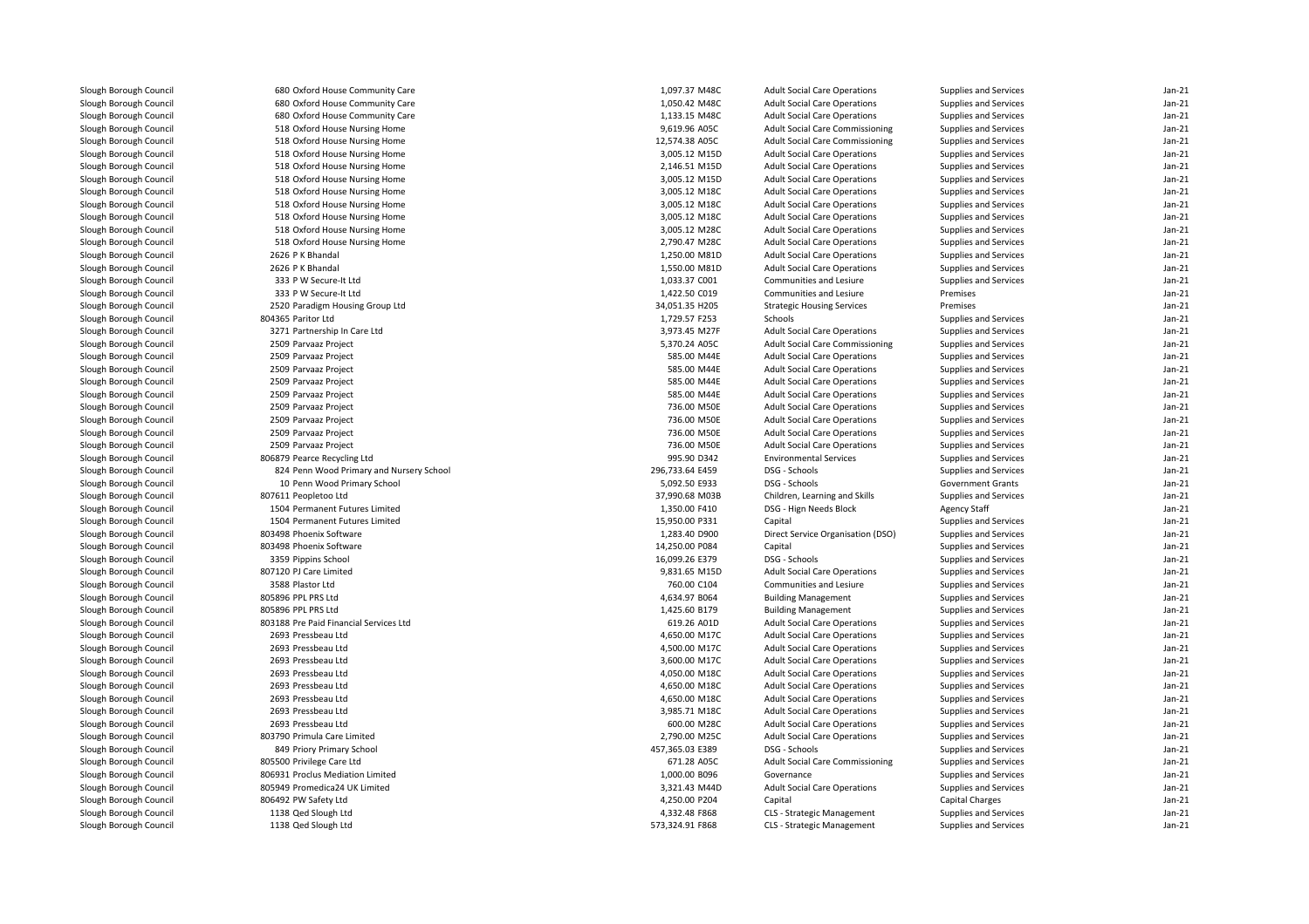| | | | | | | |
|---|---|---|---|---|---|---|
| Slough Borough Council | 680 Oxford House Community Care | 1,097.37 M48C | Adult Social Care Operations | Supplies and Services | Jan-21 |
| Slough Borough Council | 680 Oxford House Community Care | 1,050.42 M48C | Adult Social Care Operations | Supplies and Services | Jan-21 |
| Slough Borough Council | 680 Oxford House Community Care | 1,133.15 M48C | Adult Social Care Operations | Supplies and Services | Jan-21 |
| Slough Borough Council | 518 Oxford House Nursing Home | 9,619.96 A05C | Adult Social Care Commissioning | Supplies and Services | Jan-21 |
| Slough Borough Council | 518 Oxford House Nursing Home | 12,574.38 A05C | Adult Social Care Commissioning | Supplies and Services | Jan-21 |
| Slough Borough Council | 518 Oxford House Nursing Home | 3,005.12 M15D | Adult Social Care Operations | Supplies and Services | Jan-21 |
| Slough Borough Council | 518 Oxford House Nursing Home | 2,146.51 M15D | Adult Social Care Operations | Supplies and Services | Jan-21 |
| Slough Borough Council | 518 Oxford House Nursing Home | 3,005.12 M15D | Adult Social Care Operations | Supplies and Services | Jan-21 |
| Slough Borough Council | 518 Oxford House Nursing Home | 3,005.12 M18C | Adult Social Care Operations | Supplies and Services | Jan-21 |
| Slough Borough Council | 518 Oxford House Nursing Home | 3,005.12 M18C | Adult Social Care Operations | Supplies and Services | Jan-21 |
| Slough Borough Council | 518 Oxford House Nursing Home | 3,005.12 M18C | Adult Social Care Operations | Supplies and Services | Jan-21 |
| Slough Borough Council | 518 Oxford House Nursing Home | 3,005.12 M28C | Adult Social Care Operations | Supplies and Services | Jan-21 |
| Slough Borough Council | 518 Oxford House Nursing Home | 2,790.47 M28C | Adult Social Care Operations | Supplies and Services | Jan-21 |
| Slough Borough Council | 2626 P K Bhandal | 1,250.00 M81D | Adult Social Care Operations | Supplies and Services | Jan-21 |
| Slough Borough Council | 2626 P K Bhandal | 1,550.00 M81D | Adult Social Care Operations | Supplies and Services | Jan-21 |
| Slough Borough Council | 333 P W Secure-It Ltd | 1,033.37 C001 | Communities and Lesiure | Supplies and Services | Jan-21 |
| Slough Borough Council | 333 P W Secure-It Ltd | 1,422.50 C019 | Communities and Lesiure | Premises | Jan-21 |
| Slough Borough Council | 2520 Paradigm Housing Group Ltd | 34,051.35 H205 | Strategic Housing Services | Premises | Jan-21 |
| Slough Borough Council | 804365 Paritor Ltd | 1,729.57 F253 | Schools | Supplies and Services | Jan-21 |
| Slough Borough Council | 3271 Partnership In Care Ltd | 3,973.45 M27F | Adult Social Care Operations | Supplies and Services | Jan-21 |
| Slough Borough Council | 2509 Parvaaz Project | 5,370.24 A05C | Adult Social Care Commissioning | Supplies and Services | Jan-21 |
| Slough Borough Council | 2509 Parvaaz Project | 585.00 M44E | Adult Social Care Operations | Supplies and Services | Jan-21 |
| Slough Borough Council | 2509 Parvaaz Project | 585.00 M44E | Adult Social Care Operations | Supplies and Services | Jan-21 |
| Slough Borough Council | 2509 Parvaaz Project | 585.00 M44E | Adult Social Care Operations | Supplies and Services | Jan-21 |
| Slough Borough Council | 2509 Parvaaz Project | 585.00 M44E | Adult Social Care Operations | Supplies and Services | Jan-21 |
| Slough Borough Council | 2509 Parvaaz Project | 736.00 M50E | Adult Social Care Operations | Supplies and Services | Jan-21 |
| Slough Borough Council | 2509 Parvaaz Project | 736.00 M50E | Adult Social Care Operations | Supplies and Services | Jan-21 |
| Slough Borough Council | 2509 Parvaaz Project | 736.00 M50E | Adult Social Care Operations | Supplies and Services | Jan-21 |
| Slough Borough Council | 2509 Parvaaz Project | 736.00 M50E | Adult Social Care Operations | Supplies and Services | Jan-21 |
| Slough Borough Council | 806879 Pearce Recycling Ltd | 995.90 D342 | Environmental Services | Supplies and Services | Jan-21 |
| Slough Borough Council | 824 Penn Wood Primary and Nursery School | 296,733.64 E459 | DSG - Schools | Supplies and Services | Jan-21 |
| Slough Borough Council | 10 Penn Wood Primary School | 5,092.50 E933 | DSG - Schools | Government Grants | Jan-21 |
| Slough Borough Council | 807611 Peopletoo Ltd | 37,990.68 M03B | Children, Learning and Skills | Supplies and Services | Jan-21 |
| Slough Borough Council | 1504 Permanent Futures Limited | 1,350.00 F410 | DSG - Hign Needs Block | Agency Staff | Jan-21 |
| Slough Borough Council | 1504 Permanent Futures Limited | 15,950.00 P331 | Capital | Supplies and Services | Jan-21 |
| Slough Borough Council | 803498 Phoenix Software | 1,283.40 D900 | Direct Service Organisation (DSO) | Supplies and Services | Jan-21 |
| Slough Borough Council | 803498 Phoenix Software | 14,250.00 P084 | Capital | Supplies and Services | Jan-21 |
| Slough Borough Council | 3359 Pippins School | 16,099.26 E379 | DSG - Schools | Supplies and Services | Jan-21 |
| Slough Borough Council | 807120 PJ Care Limited | 9,831.65 M15D | Adult Social Care Operations | Supplies and Services | Jan-21 |
| Slough Borough Council | 3588 Plastor Ltd | 760.00 C104 | Communities and Lesiure | Supplies and Services | Jan-21 |
| Slough Borough Council | 805896 PPL PRS Ltd | 4,634.97 B064 | Building Management | Supplies and Services | Jan-21 |
| Slough Borough Council | 805896 PPL PRS Ltd | 1,425.60 B179 | Building Management | Supplies and Services | Jan-21 |
| Slough Borough Council | 803188 Pre Paid Financial Services Ltd | 619.26 A01D | Adult Social Care Operations | Supplies and Services | Jan-21 |
| Slough Borough Council | 2693 Pressbeau Ltd | 4,650.00 M17C | Adult Social Care Operations | Supplies and Services | Jan-21 |
| Slough Borough Council | 2693 Pressbeau Ltd | 4,500.00 M17C | Adult Social Care Operations | Supplies and Services | Jan-21 |
| Slough Borough Council | 2693 Pressbeau Ltd | 3,600.00 M17C | Adult Social Care Operations | Supplies and Services | Jan-21 |
| Slough Borough Council | 2693 Pressbeau Ltd | 4,050.00 M18C | Adult Social Care Operations | Supplies and Services | Jan-21 |
| Slough Borough Council | 2693 Pressbeau Ltd | 4,650.00 M18C | Adult Social Care Operations | Supplies and Services | Jan-21 |
| Slough Borough Council | 2693 Pressbeau Ltd | 4,650.00 M18C | Adult Social Care Operations | Supplies and Services | Jan-21 |
| Slough Borough Council | 2693 Pressbeau Ltd | 3,985.71 M18C | Adult Social Care Operations | Supplies and Services | Jan-21 |
| Slough Borough Council | 2693 Pressbeau Ltd | 600.00 M28C | Adult Social Care Operations | Supplies and Services | Jan-21 |
| Slough Borough Council | 803790 Primula Care Limited | 2,790.00 M25C | Adult Social Care Operations | Supplies and Services | Jan-21 |
| Slough Borough Council | 849 Priory Primary School | 457,365.03 E389 | DSG - Schools | Supplies and Services | Jan-21 |
| Slough Borough Council | 805500 Privilege Care Ltd | 671.28 A05C | Adult Social Care Commissioning | Supplies and Services | Jan-21 |
| Slough Borough Council | 806931 Proclus Mediation Limited | 1,000.00 B096 | Governance | Supplies and Services | Jan-21 |
| Slough Borough Council | 805949 Promedica24 UK Limited | 3,321.43 M44D | Adult Social Care Operations | Supplies and Services | Jan-21 |
| Slough Borough Council | 806492 PW Safety Ltd | 4,250.00 P204 | Capital | Capital Charges | Jan-21 |
| Slough Borough Council | 1138 Qed Slough Ltd | 4,332.48 F868 | CLS - Strategic Management | Supplies and Services | Jan-21 |
| Slough Borough Council | 1138 Qed Slough Ltd | 573,324.91 F868 | CLS - Strategic Management | Supplies and Services | Jan-21 |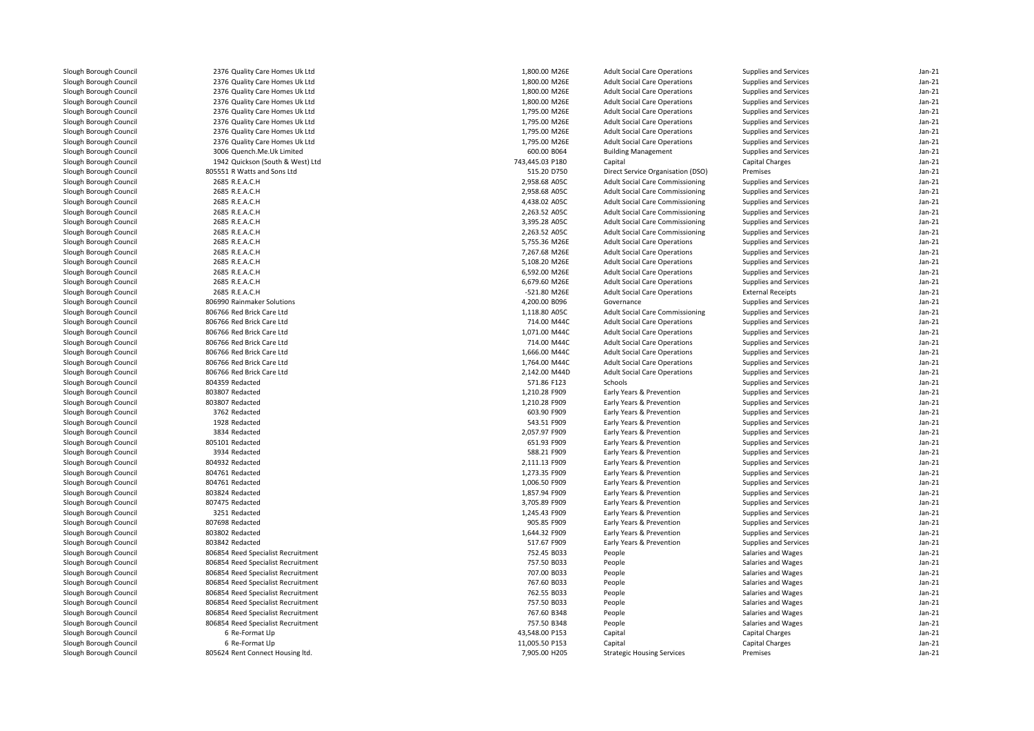| | | | | | | |
|---|---|---|---|---|---|---|
| Slough Borough Council | 2376 Quality Care Homes Uk Ltd | 1,800.00 M26E | Adult Social Care Operations | Supplies and Services | Jan-21 |
| Slough Borough Council | 2376 Quality Care Homes Uk Ltd | 1,800.00 M26E | Adult Social Care Operations | Supplies and Services | Jan-21 |
| Slough Borough Council | 2376 Quality Care Homes Uk Ltd | 1,800.00 M26E | Adult Social Care Operations | Supplies and Services | Jan-21 |
| Slough Borough Council | 2376 Quality Care Homes Uk Ltd | 1,800.00 M26E | Adult Social Care Operations | Supplies and Services | Jan-21 |
| Slough Borough Council | 2376 Quality Care Homes Uk Ltd | 1,795.00 M26E | Adult Social Care Operations | Supplies and Services | Jan-21 |
| Slough Borough Council | 2376 Quality Care Homes Uk Ltd | 1,795.00 M26E | Adult Social Care Operations | Supplies and Services | Jan-21 |
| Slough Borough Council | 2376 Quality Care Homes Uk Ltd | 1,795.00 M26E | Adult Social Care Operations | Supplies and Services | Jan-21 |
| Slough Borough Council | 2376 Quality Care Homes Uk Ltd | 1,795.00 M26E | Adult Social Care Operations | Supplies and Services | Jan-21 |
| Slough Borough Council | 3006 Quench.Me.Uk Limited | 600.00 B064 | Building Management | Supplies and Services | Jan-21 |
| Slough Borough Council | 1942 Quickson (South & West) Ltd | 743,445.03 P180 | Capital | Capital Charges | Jan-21 |
| Slough Borough Council | 805551 R Watts and Sons Ltd | 515.20 D750 | Direct Service Organisation (DSO) | Premises | Jan-21 |
| Slough Borough Council | 2685 R.E.A.C.H | 2,958.68 A05C | Adult Social Care Commissioning | Supplies and Services | Jan-21 |
| Slough Borough Council | 2685 R.E.A.C.H | 2,958.68 A05C | Adult Social Care Commissioning | Supplies and Services | Jan-21 |
| Slough Borough Council | 2685 R.E.A.C.H | 4,438.02 A05C | Adult Social Care Commissioning | Supplies and Services | Jan-21 |
| Slough Borough Council | 2685 R.E.A.C.H | 2,263.52 A05C | Adult Social Care Commissioning | Supplies and Services | Jan-21 |
| Slough Borough Council | 2685 R.E.A.C.H | 3,395.28 A05C | Adult Social Care Commissioning | Supplies and Services | Jan-21 |
| Slough Borough Council | 2685 R.E.A.C.H | 2,263.52 A05C | Adult Social Care Commissioning | Supplies and Services | Jan-21 |
| Slough Borough Council | 2685 R.E.A.C.H | 5,755.36 M26E | Adult Social Care Operations | Supplies and Services | Jan-21 |
| Slough Borough Council | 2685 R.E.A.C.H | 7,267.68 M26E | Adult Social Care Operations | Supplies and Services | Jan-21 |
| Slough Borough Council | 2685 R.E.A.C.H | 5,108.20 M26E | Adult Social Care Operations | Supplies and Services | Jan-21 |
| Slough Borough Council | 2685 R.E.A.C.H | 6,592.00 M26E | Adult Social Care Operations | Supplies and Services | Jan-21 |
| Slough Borough Council | 2685 R.E.A.C.H | 6,679.60 M26E | Adult Social Care Operations | Supplies and Services | Jan-21 |
| Slough Borough Council | 2685 R.E.A.C.H | -521.80 M26E | Adult Social Care Operations | External Receipts | Jan-21 |
| Slough Borough Council | 806990 Rainmaker Solutions | 4,200.00 B096 | Governance | Supplies and Services | Jan-21 |
| Slough Borough Council | 806766 Red Brick Care Ltd | 1,118.80 A05C | Adult Social Care Commissioning | Supplies and Services | Jan-21 |
| Slough Borough Council | 806766 Red Brick Care Ltd | 714.00 M44C | Adult Social Care Operations | Supplies and Services | Jan-21 |
| Slough Borough Council | 806766 Red Brick Care Ltd | 1,071.00 M44C | Adult Social Care Operations | Supplies and Services | Jan-21 |
| Slough Borough Council | 806766 Red Brick Care Ltd | 714.00 M44C | Adult Social Care Operations | Supplies and Services | Jan-21 |
| Slough Borough Council | 806766 Red Brick Care Ltd | 1,666.00 M44C | Adult Social Care Operations | Supplies and Services | Jan-21 |
| Slough Borough Council | 806766 Red Brick Care Ltd | 1,764.00 M44C | Adult Social Care Operations | Supplies and Services | Jan-21 |
| Slough Borough Council | 806766 Red Brick Care Ltd | 2,142.00 M44D | Adult Social Care Operations | Supplies and Services | Jan-21 |
| Slough Borough Council | 804359 Redacted | 571.86 F123 | Schools | Supplies and Services | Jan-21 |
| Slough Borough Council | 803807 Redacted | 1,210.28 F909 | Early Years & Prevention | Supplies and Services | Jan-21 |
| Slough Borough Council | 803807 Redacted | 1,210.28 F909 | Early Years & Prevention | Supplies and Services | Jan-21 |
| Slough Borough Council | 3762 Redacted | 603.90 F909 | Early Years & Prevention | Supplies and Services | Jan-21 |
| Slough Borough Council | 1928 Redacted | 543.51 F909 | Early Years & Prevention | Supplies and Services | Jan-21 |
| Slough Borough Council | 3834 Redacted | 2,057.97 F909 | Early Years & Prevention | Supplies and Services | Jan-21 |
| Slough Borough Council | 805101 Redacted | 651.93 F909 | Early Years & Prevention | Supplies and Services | Jan-21 |
| Slough Borough Council | 3934 Redacted | 588.21 F909 | Early Years & Prevention | Supplies and Services | Jan-21 |
| Slough Borough Council | 804932 Redacted | 2,111.13 F909 | Early Years & Prevention | Supplies and Services | Jan-21 |
| Slough Borough Council | 804761 Redacted | 1,273.35 F909 | Early Years & Prevention | Supplies and Services | Jan-21 |
| Slough Borough Council | 804761 Redacted | 1,006.50 F909 | Early Years & Prevention | Supplies and Services | Jan-21 |
| Slough Borough Council | 803824 Redacted | 1,857.94 F909 | Early Years & Prevention | Supplies and Services | Jan-21 |
| Slough Borough Council | 807475 Redacted | 3,705.89 F909 | Early Years & Prevention | Supplies and Services | Jan-21 |
| Slough Borough Council | 3251 Redacted | 1,245.43 F909 | Early Years & Prevention | Supplies and Services | Jan-21 |
| Slough Borough Council | 807698 Redacted | 905.85 F909 | Early Years & Prevention | Supplies and Services | Jan-21 |
| Slough Borough Council | 803802 Redacted | 1,644.32 F909 | Early Years & Prevention | Supplies and Services | Jan-21 |
| Slough Borough Council | 803842 Redacted | 517.67 F909 | Early Years & Prevention | Supplies and Services | Jan-21 |
| Slough Borough Council | 806854 Reed Specialist Recruitment | 752.45 B033 | People | Salaries and Wages | Jan-21 |
| Slough Borough Council | 806854 Reed Specialist Recruitment | 757.50 B033 | People | Salaries and Wages | Jan-21 |
| Slough Borough Council | 806854 Reed Specialist Recruitment | 707.00 B033 | People | Salaries and Wages | Jan-21 |
| Slough Borough Council | 806854 Reed Specialist Recruitment | 767.60 B033 | People | Salaries and Wages | Jan-21 |
| Slough Borough Council | 806854 Reed Specialist Recruitment | 762.55 B033 | People | Salaries and Wages | Jan-21 |
| Slough Borough Council | 806854 Reed Specialist Recruitment | 757.50 B033 | People | Salaries and Wages | Jan-21 |
| Slough Borough Council | 806854 Reed Specialist Recruitment | 767.60 B348 | People | Salaries and Wages | Jan-21 |
| Slough Borough Council | 806854 Reed Specialist Recruitment | 757.50 B348 | People | Salaries and Wages | Jan-21 |
| Slough Borough Council | 6 Re-Format Llp | 43,548.00 P153 | Capital | Capital Charges | Jan-21 |
| Slough Borough Council | 6 Re-Format Llp | 11,005.50 P153 | Capital | Capital Charges | Jan-21 |
| Slough Borough Council | 805624 Rent Connect Housing ltd. | 7,905.00 H205 | Strategic Housing Services | Premises | Jan-21 |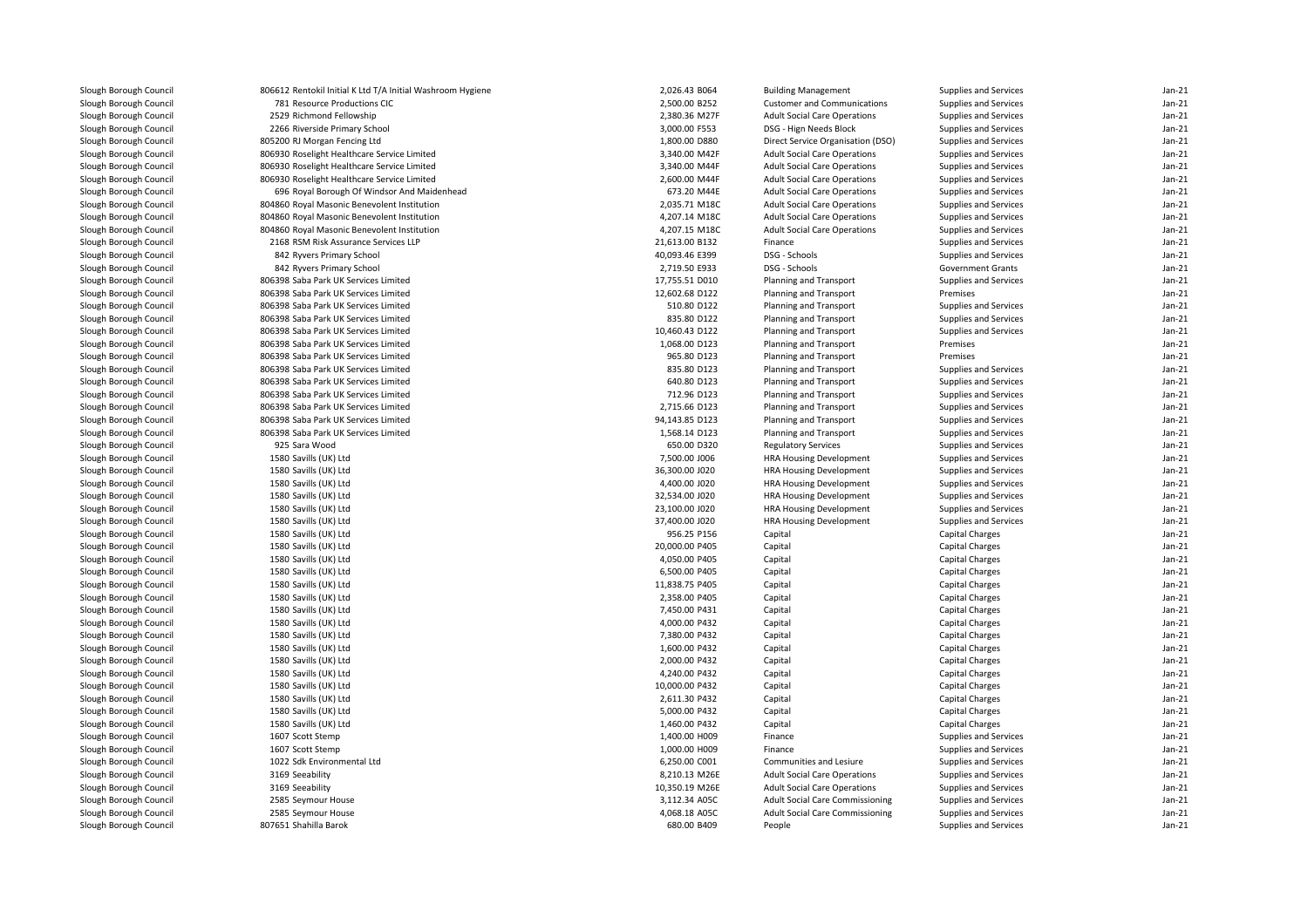| | | | | | | |
|---|---|---|---|---|---|---|
| Slough Borough Council | 806612 Rentokil Initial K Ltd T/A Initial Washroom Hygiene | 2,026.43 B064 | Building Management | Supplies and Services | Jan-21 |
| Slough Borough Council | 781 Resource Productions CIC | 2,500.00 B252 | Customer and Communications | Supplies and Services | Jan-21 |
| Slough Borough Council | 2529 Richmond Fellowship | 2,380.36 M27F | Adult Social Care Operations | Supplies and Services | Jan-21 |
| Slough Borough Council | 2266 Riverside Primary School | 3,000.00 F553 | DSG - Hign Needs Block | Supplies and Services | Jan-21 |
| Slough Borough Council | 805200 RJ Morgan Fencing Ltd | 1,800.00 D880 | Direct Service Organisation (DSO) | Supplies and Services | Jan-21 |
| Slough Borough Council | 806930 Roselight Healthcare Service Limited | 3,340.00 M42F | Adult Social Care Operations | Supplies and Services | Jan-21 |
| Slough Borough Council | 806930 Roselight Healthcare Service Limited | 3,340.00 M44F | Adult Social Care Operations | Supplies and Services | Jan-21 |
| Slough Borough Council | 806930 Roselight Healthcare Service Limited | 2,600.00 M44F | Adult Social Care Operations | Supplies and Services | Jan-21 |
| Slough Borough Council | 696 Royal Borough Of Windsor And Maidenhead | 673.20 M44E | Adult Social Care Operations | Supplies and Services | Jan-21 |
| Slough Borough Council | 804860 Royal Masonic Benevolent Institution | 2,035.71 M18C | Adult Social Care Operations | Supplies and Services | Jan-21 |
| Slough Borough Council | 804860 Royal Masonic Benevolent Institution | 4,207.14 M18C | Adult Social Care Operations | Supplies and Services | Jan-21 |
| Slough Borough Council | 804860 Royal Masonic Benevolent Institution | 4,207.15 M18C | Adult Social Care Operations | Supplies and Services | Jan-21 |
| Slough Borough Council | 2168 RSM Risk Assurance Services LLP | 21,613.00 B132 | Finance | Supplies and Services | Jan-21 |
| Slough Borough Council | 842 Ryvers Primary School | 40,093.46 E399 | DSG - Schools | Supplies and Services | Jan-21 |
| Slough Borough Council | 842 Ryvers Primary School | 2,719.50 E933 | DSG - Schools | Government Grants | Jan-21 |
| Slough Borough Council | 806398 Saba Park UK Services Limited | 17,755.51 D010 | Planning and Transport | Supplies and Services | Jan-21 |
| Slough Borough Council | 806398 Saba Park UK Services Limited | 12,602.68 D122 | Planning and Transport | Premises | Jan-21 |
| Slough Borough Council | 806398 Saba Park UK Services Limited | 510.80 D122 | Planning and Transport | Supplies and Services | Jan-21 |
| Slough Borough Council | 806398 Saba Park UK Services Limited | 835.80 D122 | Planning and Transport | Supplies and Services | Jan-21 |
| Slough Borough Council | 806398 Saba Park UK Services Limited | 10,460.43 D122 | Planning and Transport | Supplies and Services | Jan-21 |
| Slough Borough Council | 806398 Saba Park UK Services Limited | 1,068.00 D123 | Planning and Transport | Premises | Jan-21 |
| Slough Borough Council | 806398 Saba Park UK Services Limited | 965.80 D123 | Planning and Transport | Premises | Jan-21 |
| Slough Borough Council | 806398 Saba Park UK Services Limited | 835.80 D123 | Planning and Transport | Supplies and Services | Jan-21 |
| Slough Borough Council | 806398 Saba Park UK Services Limited | 640.80 D123 | Planning and Transport | Supplies and Services | Jan-21 |
| Slough Borough Council | 806398 Saba Park UK Services Limited | 712.96 D123 | Planning and Transport | Supplies and Services | Jan-21 |
| Slough Borough Council | 806398 Saba Park UK Services Limited | 2,715.66 D123 | Planning and Transport | Supplies and Services | Jan-21 |
| Slough Borough Council | 806398 Saba Park UK Services Limited | 94,143.85 D123 | Planning and Transport | Supplies and Services | Jan-21 |
| Slough Borough Council | 806398 Saba Park UK Services Limited | 1,568.14 D123 | Planning and Transport | Supplies and Services | Jan-21 |
| Slough Borough Council | 925 Sara Wood | 650.00 D320 | Regulatory Services | Supplies and Services | Jan-21 |
| Slough Borough Council | 1580 Savills (UK) Ltd | 7,500.00 J006 | HRA Housing Development | Supplies and Services | Jan-21 |
| Slough Borough Council | 1580 Savills (UK) Ltd | 36,300.00 J020 | HRA Housing Development | Supplies and Services | Jan-21 |
| Slough Borough Council | 1580 Savills (UK) Ltd | 4,400.00 J020 | HRA Housing Development | Supplies and Services | Jan-21 |
| Slough Borough Council | 1580 Savills (UK) Ltd | 32,534.00 J020 | HRA Housing Development | Supplies and Services | Jan-21 |
| Slough Borough Council | 1580 Savills (UK) Ltd | 23,100.00 J020 | HRA Housing Development | Supplies and Services | Jan-21 |
| Slough Borough Council | 1580 Savills (UK) Ltd | 37,400.00 J020 | HRA Housing Development | Supplies and Services | Jan-21 |
| Slough Borough Council | 1580 Savills (UK) Ltd | 956.25 P156 | Capital | Capital Charges | Jan-21 |
| Slough Borough Council | 1580 Savills (UK) Ltd | 20,000.00 P405 | Capital | Capital Charges | Jan-21 |
| Slough Borough Council | 1580 Savills (UK) Ltd | 4,050.00 P405 | Capital | Capital Charges | Jan-21 |
| Slough Borough Council | 1580 Savills (UK) Ltd | 6,500.00 P405 | Capital | Capital Charges | Jan-21 |
| Slough Borough Council | 1580 Savills (UK) Ltd | 11,838.75 P405 | Capital | Capital Charges | Jan-21 |
| Slough Borough Council | 1580 Savills (UK) Ltd | 2,358.00 P405 | Capital | Capital Charges | Jan-21 |
| Slough Borough Council | 1580 Savills (UK) Ltd | 7,450.00 P431 | Capital | Capital Charges | Jan-21 |
| Slough Borough Council | 1580 Savills (UK) Ltd | 4,000.00 P432 | Capital | Capital Charges | Jan-21 |
| Slough Borough Council | 1580 Savills (UK) Ltd | 7,380.00 P432 | Capital | Capital Charges | Jan-21 |
| Slough Borough Council | 1580 Savills (UK) Ltd | 1,600.00 P432 | Capital | Capital Charges | Jan-21 |
| Slough Borough Council | 1580 Savills (UK) Ltd | 2,000.00 P432 | Capital | Capital Charges | Jan-21 |
| Slough Borough Council | 1580 Savills (UK) Ltd | 4,240.00 P432 | Capital | Capital Charges | Jan-21 |
| Slough Borough Council | 1580 Savills (UK) Ltd | 10,000.00 P432 | Capital | Capital Charges | Jan-21 |
| Slough Borough Council | 1580 Savills (UK) Ltd | 2,611.30 P432 | Capital | Capital Charges | Jan-21 |
| Slough Borough Council | 1580 Savills (UK) Ltd | 5,000.00 P432 | Capital | Capital Charges | Jan-21 |
| Slough Borough Council | 1580 Savills (UK) Ltd | 1,460.00 P432 | Capital | Capital Charges | Jan-21 |
| Slough Borough Council | 1607 Scott Stemp | 1,400.00 H009 | Finance | Supplies and Services | Jan-21 |
| Slough Borough Council | 1607 Scott Stemp | 1,000.00 H009 | Finance | Supplies and Services | Jan-21 |
| Slough Borough Council | 1022 Sdk Environmental Ltd | 6,250.00 C001 | Communities and Lesiure | Supplies and Services | Jan-21 |
| Slough Borough Council | 3169 Seeability | 8,210.13 M26E | Adult Social Care Operations | Supplies and Services | Jan-21 |
| Slough Borough Council | 3169 Seeability | 10,350.19 M26E | Adult Social Care Operations | Supplies and Services | Jan-21 |
| Slough Borough Council | 2585 Seymour House | 3,112.34 A05C | Adult Social Care Commissioning | Supplies and Services | Jan-21 |
| Slough Borough Council | 2585 Seymour House | 4,068.18 A05C | Adult Social Care Commissioning | Supplies and Services | Jan-21 |
| Slough Borough Council | 807651 Shahilla Barok | 680.00 B409 | People | Supplies and Services | Jan-21 |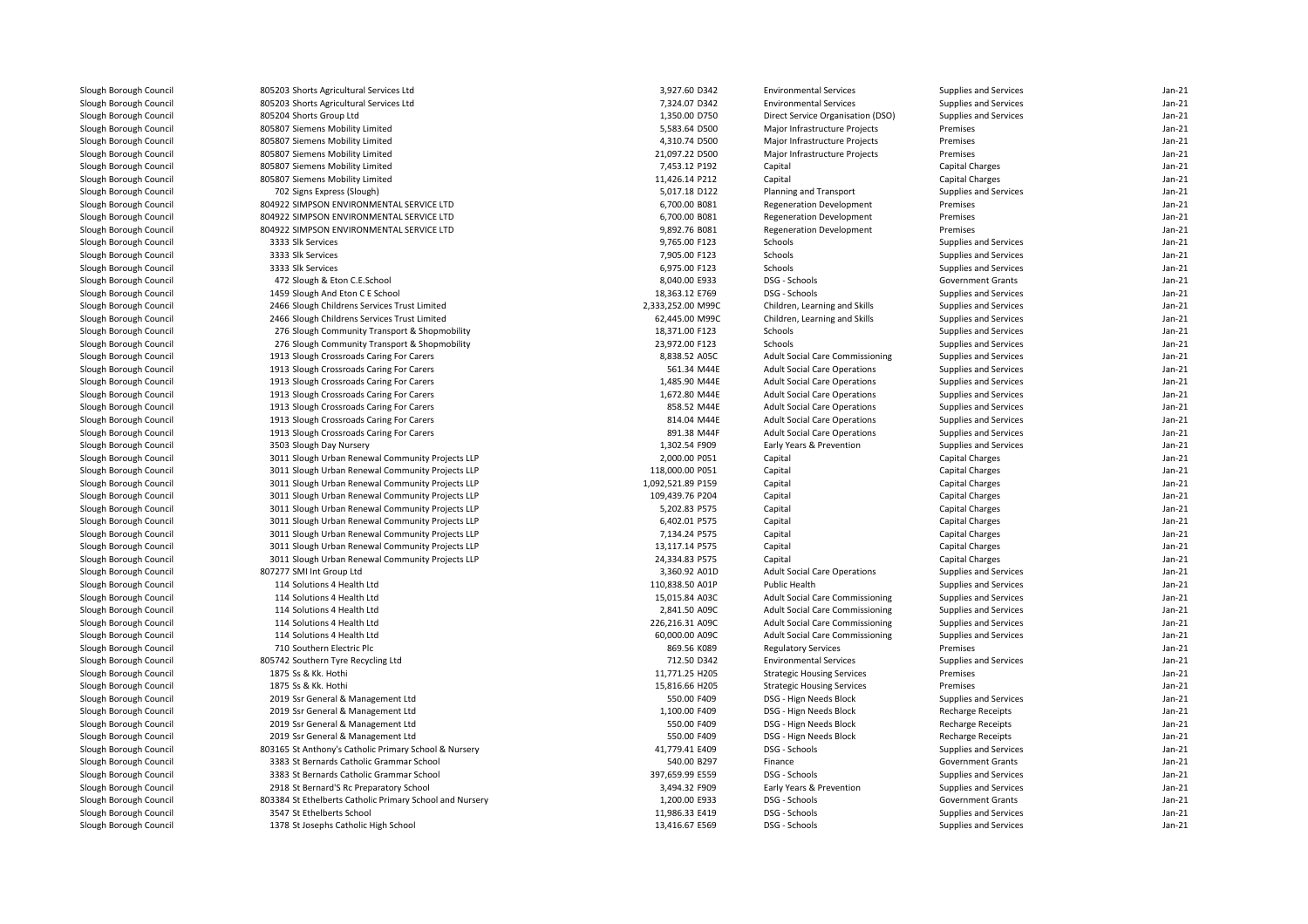| | | | | | | |
|---|---|---|---|---|---|---|
| Slough Borough Council | 805203 Shorts Agricultural Services Ltd | 3,927.60 D342 | Environmental Services | Supplies and Services | Jan-21 |
| Slough Borough Council | 805203 Shorts Agricultural Services Ltd | 7,324.07 D342 | Environmental Services | Supplies and Services | Jan-21 |
| Slough Borough Council | 805204 Shorts Group Ltd | 1,350.00 D750 | Direct Service Organisation (DSO) | Supplies and Services | Jan-21 |
| Slough Borough Council | 805807 Siemens Mobility Limited | 5,583.64 D500 | Major Infrastructure Projects | Premises | Jan-21 |
| Slough Borough Council | 805807 Siemens Mobility Limited | 4,310.74 D500 | Major Infrastructure Projects | Premises | Jan-21 |
| Slough Borough Council | 805807 Siemens Mobility Limited | 21,097.22 D500 | Major Infrastructure Projects | Premises | Jan-21 |
| Slough Borough Council | 805807 Siemens Mobility Limited | 7,453.12 P192 | Capital | Capital Charges | Jan-21 |
| Slough Borough Council | 805807 Siemens Mobility Limited | 11,426.14 P212 | Capital | Capital Charges | Jan-21 |
| Slough Borough Council | 702 Signs Express (Slough) | 5,017.18 D122 | Planning and Transport | Supplies and Services | Jan-21 |
| Slough Borough Council | 804922 SIMPSON ENVIRONMENTAL SERVICE LTD | 6,700.00 B081 | Regeneration Development | Premises | Jan-21 |
| Slough Borough Council | 804922 SIMPSON ENVIRONMENTAL SERVICE LTD | 6,700.00 B081 | Regeneration Development | Premises | Jan-21 |
| Slough Borough Council | 804922 SIMPSON ENVIRONMENTAL SERVICE LTD | 9,892.76 B081 | Regeneration Development | Premises | Jan-21 |
| Slough Borough Council | 3333 Slk Services | 9,765.00 F123 | Schools | Supplies and Services | Jan-21 |
| Slough Borough Council | 3333 Slk Services | 7,905.00 F123 | Schools | Supplies and Services | Jan-21 |
| Slough Borough Council | 3333 Slk Services | 6,975.00 F123 | Schools | Supplies and Services | Jan-21 |
| Slough Borough Council | 472 Slough & Eton C.E.School | 8,040.00 E933 | DSG - Schools | Government Grants | Jan-21 |
| Slough Borough Council | 1459 Slough And Eton C E School | 18,363.12 E769 | DSG - Schools | Supplies and Services | Jan-21 |
| Slough Borough Council | 2466 Slough Childrens Services Trust Limited | 2,333,252.00 M99C | Children, Learning and Skills | Supplies and Services | Jan-21 |
| Slough Borough Council | 2466 Slough Childrens Services Trust Limited | 62,445.00 M99C | Children, Learning and Skills | Supplies and Services | Jan-21 |
| Slough Borough Council | 276 Slough Community Transport & Shopmobility | 18,371.00 F123 | Schools | Supplies and Services | Jan-21 |
| Slough Borough Council | 276 Slough Community Transport & Shopmobility | 23,972.00 F123 | Schools | Supplies and Services | Jan-21 |
| Slough Borough Council | 1913 Slough Crossroads Caring For Carers | 8,838.52 A05C | Adult Social Care Commissioning | Supplies and Services | Jan-21 |
| Slough Borough Council | 1913 Slough Crossroads Caring For Carers | 561.34 M44E | Adult Social Care Operations | Supplies and Services | Jan-21 |
| Slough Borough Council | 1913 Slough Crossroads Caring For Carers | 1,485.90 M44E | Adult Social Care Operations | Supplies and Services | Jan-21 |
| Slough Borough Council | 1913 Slough Crossroads Caring For Carers | 1,672.80 M44E | Adult Social Care Operations | Supplies and Services | Jan-21 |
| Slough Borough Council | 1913 Slough Crossroads Caring For Carers | 858.52 M44E | Adult Social Care Operations | Supplies and Services | Jan-21 |
| Slough Borough Council | 1913 Slough Crossroads Caring For Carers | 814.04 M44E | Adult Social Care Operations | Supplies and Services | Jan-21 |
| Slough Borough Council | 1913 Slough Crossroads Caring For Carers | 891.38 M44F | Adult Social Care Operations | Supplies and Services | Jan-21 |
| Slough Borough Council | 3503 Slough Day Nursery | 1,302.54 F909 | Early Years & Prevention | Supplies and Services | Jan-21 |
| Slough Borough Council | 3011 Slough Urban Renewal Community Projects LLP | 2,000.00 P051 | Capital | Capital Charges | Jan-21 |
| Slough Borough Council | 3011 Slough Urban Renewal Community Projects LLP | 118,000.00 P051 | Capital | Capital Charges | Jan-21 |
| Slough Borough Council | 3011 Slough Urban Renewal Community Projects LLP | 1,092,521.89 P159 | Capital | Capital Charges | Jan-21 |
| Slough Borough Council | 3011 Slough Urban Renewal Community Projects LLP | 109,439.76 P204 | Capital | Capital Charges | Jan-21 |
| Slough Borough Council | 3011 Slough Urban Renewal Community Projects LLP | 5,202.83 P575 | Capital | Capital Charges | Jan-21 |
| Slough Borough Council | 3011 Slough Urban Renewal Community Projects LLP | 6,402.01 P575 | Capital | Capital Charges | Jan-21 |
| Slough Borough Council | 3011 Slough Urban Renewal Community Projects LLP | 7,134.24 P575 | Capital | Capital Charges | Jan-21 |
| Slough Borough Council | 3011 Slough Urban Renewal Community Projects LLP | 13,117.14 P575 | Capital | Capital Charges | Jan-21 |
| Slough Borough Council | 3011 Slough Urban Renewal Community Projects LLP | 24,334.83 P575 | Capital | Capital Charges | Jan-21 |
| Slough Borough Council | 807277 SMI Int Group Ltd | 3,360.92 A01D | Adult Social Care Operations | Supplies and Services | Jan-21 |
| Slough Borough Council | 114 Solutions 4 Health Ltd | 110,838.50 A01P | Public Health | Supplies and Services | Jan-21 |
| Slough Borough Council | 114 Solutions 4 Health Ltd | 15,015.84 A03C | Adult Social Care Commissioning | Supplies and Services | Jan-21 |
| Slough Borough Council | 114 Solutions 4 Health Ltd | 2,841.50 A09C | Adult Social Care Commissioning | Supplies and Services | Jan-21 |
| Slough Borough Council | 114 Solutions 4 Health Ltd | 226,216.31 A09C | Adult Social Care Commissioning | Supplies and Services | Jan-21 |
| Slough Borough Council | 114 Solutions 4 Health Ltd | 60,000.00 A09C | Adult Social Care Commissioning | Supplies and Services | Jan-21 |
| Slough Borough Council | 710 Southern Electric Plc | 869.56 K089 | Regulatory Services | Premises | Jan-21 |
| Slough Borough Council | 805742 Southern Tyre Recycling Ltd | 712.50 D342 | Environmental Services | Supplies and Services | Jan-21 |
| Slough Borough Council | 1875 Ss & Kk. Hothi | 11,771.25 H205 | Strategic Housing Services | Premises | Jan-21 |
| Slough Borough Council | 1875 Ss & Kk. Hothi | 15,816.66 H205 | Strategic Housing Services | Premises | Jan-21 |
| Slough Borough Council | 2019 Ssr General & Management Ltd | 550.00 F409 | DSG - Hign Needs Block | Supplies and Services | Jan-21 |
| Slough Borough Council | 2019 Ssr General & Management Ltd | 1,100.00 F409 | DSG - Hign Needs Block | Recharge Receipts | Jan-21 |
| Slough Borough Council | 2019 Ssr General & Management Ltd | 550.00 F409 | DSG - Hign Needs Block | Recharge Receipts | Jan-21 |
| Slough Borough Council | 2019 Ssr General & Management Ltd | 550.00 F409 | DSG - Hign Needs Block | Recharge Receipts | Jan-21 |
| Slough Borough Council | 803165 St Anthony's Catholic Primary School & Nursery | 41,779.41 E409 | DSG - Schools | Supplies and Services | Jan-21 |
| Slough Borough Council | 3383 St Bernards Catholic Grammar School | 540.00 B297 | Finance | Government Grants | Jan-21 |
| Slough Borough Council | 3383 St Bernards Catholic Grammar School | 397,659.99 E559 | DSG - Schools | Supplies and Services | Jan-21 |
| Slough Borough Council | 2918 St Bernard'S Rc Preparatory School | 3,494.32 F909 | Early Years & Prevention | Supplies and Services | Jan-21 |
| Slough Borough Council | 803384 St Ethelberts Catholic Primary School and Nursery | 1,200.00 E933 | DSG - Schools | Government Grants | Jan-21 |
| Slough Borough Council | 3547 St Ethelberts School | 11,986.33 E419 | DSG - Schools | Supplies and Services | Jan-21 |
| Slough Borough Council | 1378 St Josephs Catholic High School | 13,416.67 E569 | DSG - Schools | Supplies and Services | Jan-21 |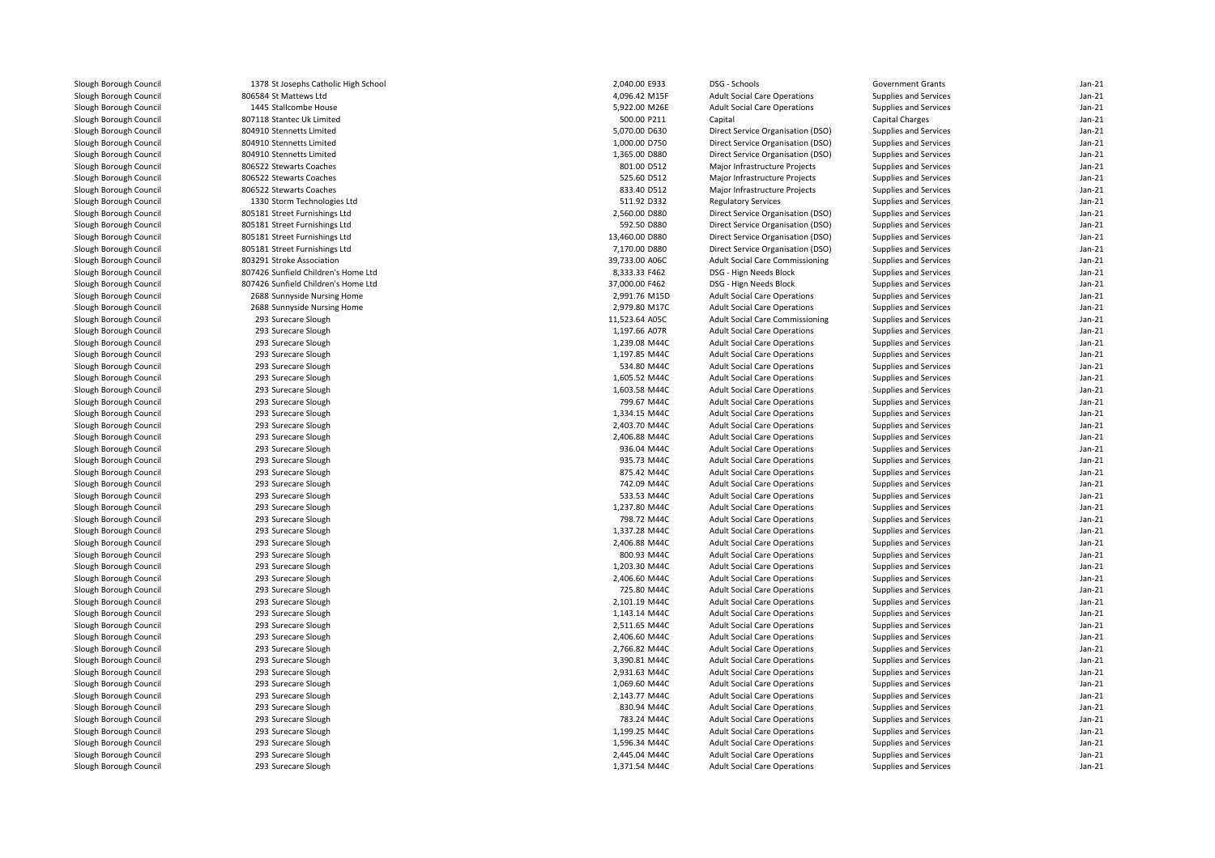| | | | | | | |
|---|---|---|---|---|---|---|
| Slough Borough Council | 1378 St Josephs Catholic High School | 2,040.00 E933 | DSG - Schools | Government Grants | Jan-21 |
| Slough Borough Council | 806584 St Mattews Ltd | 4,096.42 M15F | Adult Social Care Operations | Supplies and Services | Jan-21 |
| Slough Borough Council | 1445 Stallcombe House | 5,922.00 M26E | Adult Social Care Operations | Supplies and Services | Jan-21 |
| Slough Borough Council | 807118 Stantec Uk Limited | 500.00 P211 | Capital | Capital Charges | Jan-21 |
| Slough Borough Council | 804910 Stennetts Limited | 5,070.00 D630 | Direct Service Organisation (DSO) | Supplies and Services | Jan-21 |
| Slough Borough Council | 804910 Stennetts Limited | 1,000.00 D750 | Direct Service Organisation (DSO) | Supplies and Services | Jan-21 |
| Slough Borough Council | 804910 Stennetts Limited | 1,365.00 D880 | Direct Service Organisation (DSO) | Supplies and Services | Jan-21 |
| Slough Borough Council | 806522 Stewarts Coaches | 801.00 D512 | Major Infrastructure Projects | Supplies and Services | Jan-21 |
| Slough Borough Council | 806522 Stewarts Coaches | 525.60 D512 | Major Infrastructure Projects | Supplies and Services | Jan-21 |
| Slough Borough Council | 806522 Stewarts Coaches | 833.40 D512 | Major Infrastructure Projects | Supplies and Services | Jan-21 |
| Slough Borough Council | 1330 Storm Technologies Ltd | 511.92 D332 | Regulatory Services | Supplies and Services | Jan-21 |
| Slough Borough Council | 805181 Street Furnishings Ltd | 2,560.00 D880 | Direct Service Organisation (DSO) | Supplies and Services | Jan-21 |
| Slough Borough Council | 805181 Street Furnishings Ltd | 592.50 D880 | Direct Service Organisation (DSO) | Supplies and Services | Jan-21 |
| Slough Borough Council | 805181 Street Furnishings Ltd | 13,460.00 D880 | Direct Service Organisation (DSO) | Supplies and Services | Jan-21 |
| Slough Borough Council | 805181 Street Furnishings Ltd | 7,170.00 D880 | Direct Service Organisation (DSO) | Supplies and Services | Jan-21 |
| Slough Borough Council | 803291 Stroke Association | 39,733.00 A06C | Adult Social Care Commissioning | Supplies and Services | Jan-21 |
| Slough Borough Council | 807426 Sunfield Children's Home Ltd | 8,333.33 F462 | DSG - Hign Needs Block | Supplies and Services | Jan-21 |
| Slough Borough Council | 807426 Sunfield Children's Home Ltd | 37,000.00 F462 | DSG - Hign Needs Block | Supplies and Services | Jan-21 |
| Slough Borough Council | 2688 Sunnyside Nursing Home | 2,991.76 M15D | Adult Social Care Operations | Supplies and Services | Jan-21 |
| Slough Borough Council | 2688 Sunnyside Nursing Home | 2,979.80 M17C | Adult Social Care Operations | Supplies and Services | Jan-21 |
| Slough Borough Council | 293 Surecare Slough | 11,523.64 A05C | Adult Social Care Commissioning | Supplies and Services | Jan-21 |
| Slough Borough Council | 293 Surecare Slough | 1,197.66 A07R | Adult Social Care Operations | Supplies and Services | Jan-21 |
| Slough Borough Council | 293 Surecare Slough | 1,239.08 M44C | Adult Social Care Operations | Supplies and Services | Jan-21 |
| Slough Borough Council | 293 Surecare Slough | 1,197.85 M44C | Adult Social Care Operations | Supplies and Services | Jan-21 |
| Slough Borough Council | 293 Surecare Slough | 534.80 M44C | Adult Social Care Operations | Supplies and Services | Jan-21 |
| Slough Borough Council | 293 Surecare Slough | 1,605.52 M44C | Adult Social Care Operations | Supplies and Services | Jan-21 |
| Slough Borough Council | 293 Surecare Slough | 1,603.58 M44C | Adult Social Care Operations | Supplies and Services | Jan-21 |
| Slough Borough Council | 293 Surecare Slough | 799.67 M44C | Adult Social Care Operations | Supplies and Services | Jan-21 |
| Slough Borough Council | 293 Surecare Slough | 1,334.15 M44C | Adult Social Care Operations | Supplies and Services | Jan-21 |
| Slough Borough Council | 293 Surecare Slough | 2,403.70 M44C | Adult Social Care Operations | Supplies and Services | Jan-21 |
| Slough Borough Council | 293 Surecare Slough | 2,406.88 M44C | Adult Social Care Operations | Supplies and Services | Jan-21 |
| Slough Borough Council | 293 Surecare Slough | 936.04 M44C | Adult Social Care Operations | Supplies and Services | Jan-21 |
| Slough Borough Council | 293 Surecare Slough | 935.73 M44C | Adult Social Care Operations | Supplies and Services | Jan-21 |
| Slough Borough Council | 293 Surecare Slough | 875.42 M44C | Adult Social Care Operations | Supplies and Services | Jan-21 |
| Slough Borough Council | 293 Surecare Slough | 742.09 M44C | Adult Social Care Operations | Supplies and Services | Jan-21 |
| Slough Borough Council | 293 Surecare Slough | 533.53 M44C | Adult Social Care Operations | Supplies and Services | Jan-21 |
| Slough Borough Council | 293 Surecare Slough | 1,237.80 M44C | Adult Social Care Operations | Supplies and Services | Jan-21 |
| Slough Borough Council | 293 Surecare Slough | 798.72 M44C | Adult Social Care Operations | Supplies and Services | Jan-21 |
| Slough Borough Council | 293 Surecare Slough | 1,337.28 M44C | Adult Social Care Operations | Supplies and Services | Jan-21 |
| Slough Borough Council | 293 Surecare Slough | 2,406.88 M44C | Adult Social Care Operations | Supplies and Services | Jan-21 |
| Slough Borough Council | 293 Surecare Slough | 800.93 M44C | Adult Social Care Operations | Supplies and Services | Jan-21 |
| Slough Borough Council | 293 Surecare Slough | 1,203.30 M44C | Adult Social Care Operations | Supplies and Services | Jan-21 |
| Slough Borough Council | 293 Surecare Slough | 2,406.60 M44C | Adult Social Care Operations | Supplies and Services | Jan-21 |
| Slough Borough Council | 293 Surecare Slough | 725.80 M44C | Adult Social Care Operations | Supplies and Services | Jan-21 |
| Slough Borough Council | 293 Surecare Slough | 2,101.19 M44C | Adult Social Care Operations | Supplies and Services | Jan-21 |
| Slough Borough Council | 293 Surecare Slough | 1,143.14 M44C | Adult Social Care Operations | Supplies and Services | Jan-21 |
| Slough Borough Council | 293 Surecare Slough | 2,511.65 M44C | Adult Social Care Operations | Supplies and Services | Jan-21 |
| Slough Borough Council | 293 Surecare Slough | 2,406.60 M44C | Adult Social Care Operations | Supplies and Services | Jan-21 |
| Slough Borough Council | 293 Surecare Slough | 2,766.82 M44C | Adult Social Care Operations | Supplies and Services | Jan-21 |
| Slough Borough Council | 293 Surecare Slough | 3,390.81 M44C | Adult Social Care Operations | Supplies and Services | Jan-21 |
| Slough Borough Council | 293 Surecare Slough | 2,931.63 M44C | Adult Social Care Operations | Supplies and Services | Jan-21 |
| Slough Borough Council | 293 Surecare Slough | 1,069.60 M44C | Adult Social Care Operations | Supplies and Services | Jan-21 |
| Slough Borough Council | 293 Surecare Slough | 2,143.77 M44C | Adult Social Care Operations | Supplies and Services | Jan-21 |
| Slough Borough Council | 293 Surecare Slough | 830.94 M44C | Adult Social Care Operations | Supplies and Services | Jan-21 |
| Slough Borough Council | 293 Surecare Slough | 783.24 M44C | Adult Social Care Operations | Supplies and Services | Jan-21 |
| Slough Borough Council | 293 Surecare Slough | 1,199.25 M44C | Adult Social Care Operations | Supplies and Services | Jan-21 |
| Slough Borough Council | 293 Surecare Slough | 1,596.34 M44C | Adult Social Care Operations | Supplies and Services | Jan-21 |
| Slough Borough Council | 293 Surecare Slough | 2,445.04 M44C | Adult Social Care Operations | Supplies and Services | Jan-21 |
| Slough Borough Council | 293 Surecare Slough | 1,371.54 M44C | Adult Social Care Operations | Supplies and Services | Jan-21 |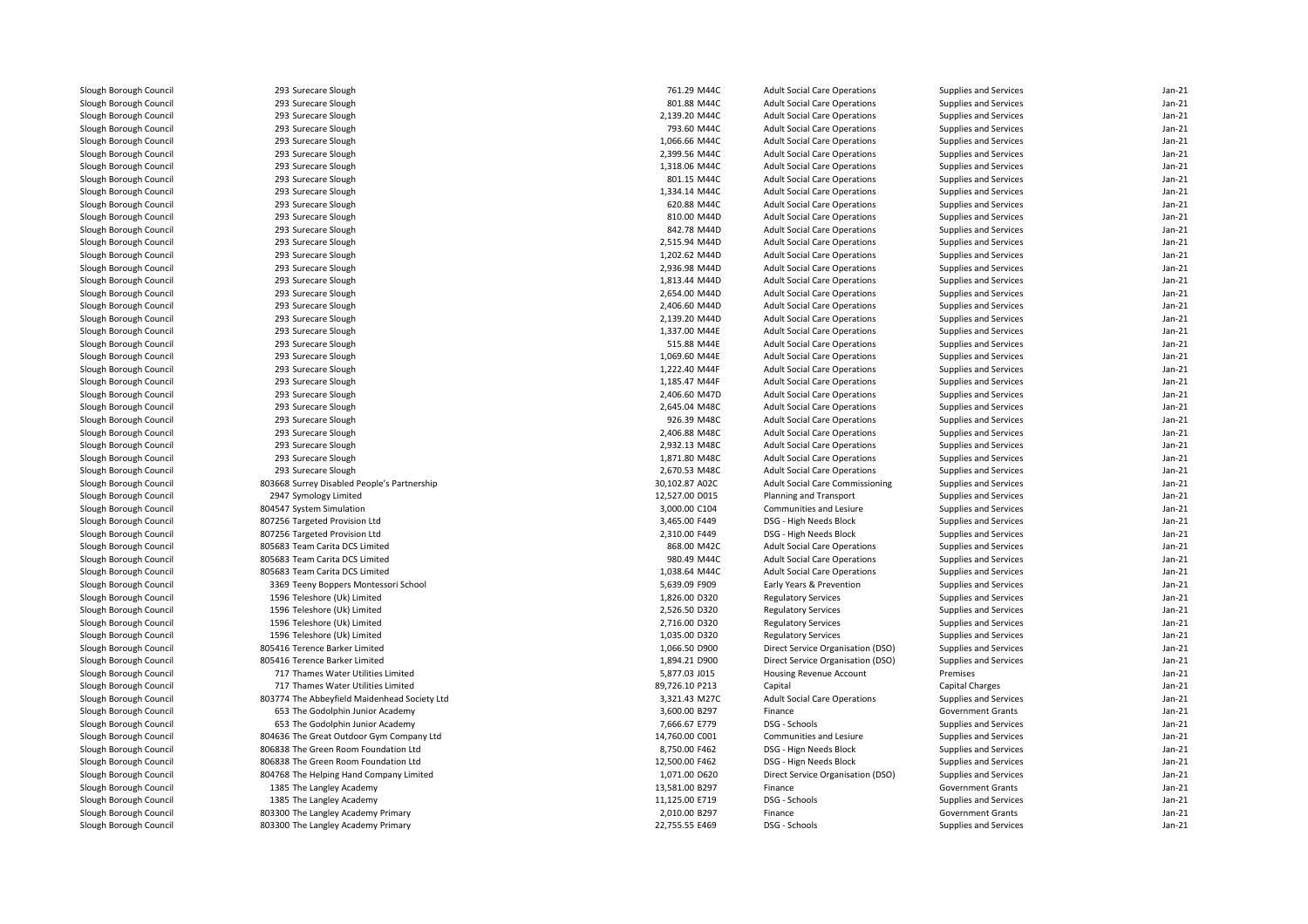| | | | | | | | |
|---|---|---|---|---|---|---|---|
| Slough Borough Council | 293 Surecare Slough | 761.29 | M44C | Adult Social Care Operations | Supplies and Services | Jan-21 |
| Slough Borough Council | 293 Surecare Slough | 801.88 | M44C | Adult Social Care Operations | Supplies and Services | Jan-21 |
| Slough Borough Council | 293 Surecare Slough | 2,139.20 | M44C | Adult Social Care Operations | Supplies and Services | Jan-21 |
| Slough Borough Council | 293 Surecare Slough | 793.60 | M44C | Adult Social Care Operations | Supplies and Services | Jan-21 |
| Slough Borough Council | 293 Surecare Slough | 1,066.66 | M44C | Adult Social Care Operations | Supplies and Services | Jan-21 |
| Slough Borough Council | 293 Surecare Slough | 2,399.56 | M44C | Adult Social Care Operations | Supplies and Services | Jan-21 |
| Slough Borough Council | 293 Surecare Slough | 1,318.06 | M44C | Adult Social Care Operations | Supplies and Services | Jan-21 |
| Slough Borough Council | 293 Surecare Slough | 801.15 | M44C | Adult Social Care Operations | Supplies and Services | Jan-21 |
| Slough Borough Council | 293 Surecare Slough | 1,334.14 | M44C | Adult Social Care Operations | Supplies and Services | Jan-21 |
| Slough Borough Council | 293 Surecare Slough | 620.88 | M44C | Adult Social Care Operations | Supplies and Services | Jan-21 |
| Slough Borough Council | 293 Surecare Slough | 810.00 | M44D | Adult Social Care Operations | Supplies and Services | Jan-21 |
| Slough Borough Council | 293 Surecare Slough | 842.78 | M44D | Adult Social Care Operations | Supplies and Services | Jan-21 |
| Slough Borough Council | 293 Surecare Slough | 2,515.94 | M44D | Adult Social Care Operations | Supplies and Services | Jan-21 |
| Slough Borough Council | 293 Surecare Slough | 1,202.62 | M44D | Adult Social Care Operations | Supplies and Services | Jan-21 |
| Slough Borough Council | 293 Surecare Slough | 2,936.98 | M44D | Adult Social Care Operations | Supplies and Services | Jan-21 |
| Slough Borough Council | 293 Surecare Slough | 1,813.44 | M44D | Adult Social Care Operations | Supplies and Services | Jan-21 |
| Slough Borough Council | 293 Surecare Slough | 2,654.00 | M44D | Adult Social Care Operations | Supplies and Services | Jan-21 |
| Slough Borough Council | 293 Surecare Slough | 2,406.60 | M44D | Adult Social Care Operations | Supplies and Services | Jan-21 |
| Slough Borough Council | 293 Surecare Slough | 2,139.20 | M44D | Adult Social Care Operations | Supplies and Services | Jan-21 |
| Slough Borough Council | 293 Surecare Slough | 1,337.00 | M44E | Adult Social Care Operations | Supplies and Services | Jan-21 |
| Slough Borough Council | 293 Surecare Slough | 515.88 | M44E | Adult Social Care Operations | Supplies and Services | Jan-21 |
| Slough Borough Council | 293 Surecare Slough | 1,069.60 | M44E | Adult Social Care Operations | Supplies and Services | Jan-21 |
| Slough Borough Council | 293 Surecare Slough | 1,222.40 | M44F | Adult Social Care Operations | Supplies and Services | Jan-21 |
| Slough Borough Council | 293 Surecare Slough | 1,185.47 | M44F | Adult Social Care Operations | Supplies and Services | Jan-21 |
| Slough Borough Council | 293 Surecare Slough | 2,406.60 | M47D | Adult Social Care Operations | Supplies and Services | Jan-21 |
| Slough Borough Council | 293 Surecare Slough | 2,645.04 | M48C | Adult Social Care Operations | Supplies and Services | Jan-21 |
| Slough Borough Council | 293 Surecare Slough | 926.39 | M48C | Adult Social Care Operations | Supplies and Services | Jan-21 |
| Slough Borough Council | 293 Surecare Slough | 2,406.88 | M48C | Adult Social Care Operations | Supplies and Services | Jan-21 |
| Slough Borough Council | 293 Surecare Slough | 2,932.13 | M48C | Adult Social Care Operations | Supplies and Services | Jan-21 |
| Slough Borough Council | 293 Surecare Slough | 1,871.80 | M48C | Adult Social Care Operations | Supplies and Services | Jan-21 |
| Slough Borough Council | 293 Surecare Slough | 2,670.53 | M48C | Adult Social Care Operations | Supplies and Services | Jan-21 |
| Slough Borough Council | 803668 Surrey Disabled People's Partnership | 30,102.87 | A02C | Adult Social Care Commissioning | Supplies and Services | Jan-21 |
| Slough Borough Council | 2947 Symology Limited | 12,527.00 | D015 | Planning and Transport | Supplies and Services | Jan-21 |
| Slough Borough Council | 804547 System Simulation | 3,000.00 | C104 | Communities and Lesiure | Supplies and Services | Jan-21 |
| Slough Borough Council | 807256 Targeted Provision Ltd | 3,465.00 | F449 | DSG - High Needs Block | Supplies and Services | Jan-21 |
| Slough Borough Council | 807256 Targeted Provision Ltd | 2,310.00 | F449 | DSG - High Needs Block | Supplies and Services | Jan-21 |
| Slough Borough Council | 805683 Team Carita DCS Limited | 868.00 | M42C | Adult Social Care Operations | Supplies and Services | Jan-21 |
| Slough Borough Council | 805683 Team Carita DCS Limited | 980.49 | M44C | Adult Social Care Operations | Supplies and Services | Jan-21 |
| Slough Borough Council | 805683 Team Carita DCS Limited | 1,038.64 | M44C | Adult Social Care Operations | Supplies and Services | Jan-21 |
| Slough Borough Council | 3369 Teeny Boppers Montessori School | 5,639.09 | F909 | Early Years & Prevention | Supplies and Services | Jan-21 |
| Slough Borough Council | 1596 Teleshore (Uk) Limited | 1,826.00 | D320 | Regulatory Services | Supplies and Services | Jan-21 |
| Slough Borough Council | 1596 Teleshore (Uk) Limited | 2,526.50 | D320 | Regulatory Services | Supplies and Services | Jan-21 |
| Slough Borough Council | 1596 Teleshore (Uk) Limited | 2,716.00 | D320 | Regulatory Services | Supplies and Services | Jan-21 |
| Slough Borough Council | 1596 Teleshore (Uk) Limited | 1,035.00 | D320 | Regulatory Services | Supplies and Services | Jan-21 |
| Slough Borough Council | 805416 Terence Barker Limited | 1,066.50 | D900 | Direct Service Organisation (DSO) | Supplies and Services | Jan-21 |
| Slough Borough Council | 805416 Terence Barker Limited | 1,894.21 | D900 | Direct Service Organisation (DSO) | Supplies and Services | Jan-21 |
| Slough Borough Council | 717 Thames Water Utilities Limited | 5,877.03 | J015 | Housing Revenue Account | Premises | Jan-21 |
| Slough Borough Council | 717 Thames Water Utilities Limited | 89,726.10 | P213 | Capital | Capital Charges | Jan-21 |
| Slough Borough Council | 803774 The Abbeyfield Maidenhead Society Ltd | 3,321.43 | M27C | Adult Social Care Operations | Supplies and Services | Jan-21 |
| Slough Borough Council | 653 The Godolphin Junior Academy | 3,600.00 | B297 | Finance | Government Grants | Jan-21 |
| Slough Borough Council | 653 The Godolphin Junior Academy | 7,666.67 | E779 | DSG - Schools | Supplies and Services | Jan-21 |
| Slough Borough Council | 804636 The Great Outdoor Gym Company Ltd | 14,760.00 | C001 | Communities and Lesiure | Supplies and Services | Jan-21 |
| Slough Borough Council | 806838 The Green Room Foundation Ltd | 8,750.00 | F462 | DSG - Hign Needs Block | Supplies and Services | Jan-21 |
| Slough Borough Council | 806838 The Green Room Foundation Ltd | 12,500.00 | F462 | DSG - Hign Needs Block | Supplies and Services | Jan-21 |
| Slough Borough Council | 804768 The Helping Hand Company Limited | 1,071.00 | D620 | Direct Service Organisation (DSO) | Supplies and Services | Jan-21 |
| Slough Borough Council | 1385 The Langley Academy | 13,581.00 | B297 | Finance | Government Grants | Jan-21 |
| Slough Borough Council | 1385 The Langley Academy | 11,125.00 | E719 | DSG - Schools | Supplies and Services | Jan-21 |
| Slough Borough Council | 803300 The Langley Academy Primary | 2,010.00 | B297 | Finance | Government Grants | Jan-21 |
| Slough Borough Council | 803300 The Langley Academy Primary | 22,755.55 | E469 | DSG - Schools | Supplies and Services | Jan-21 |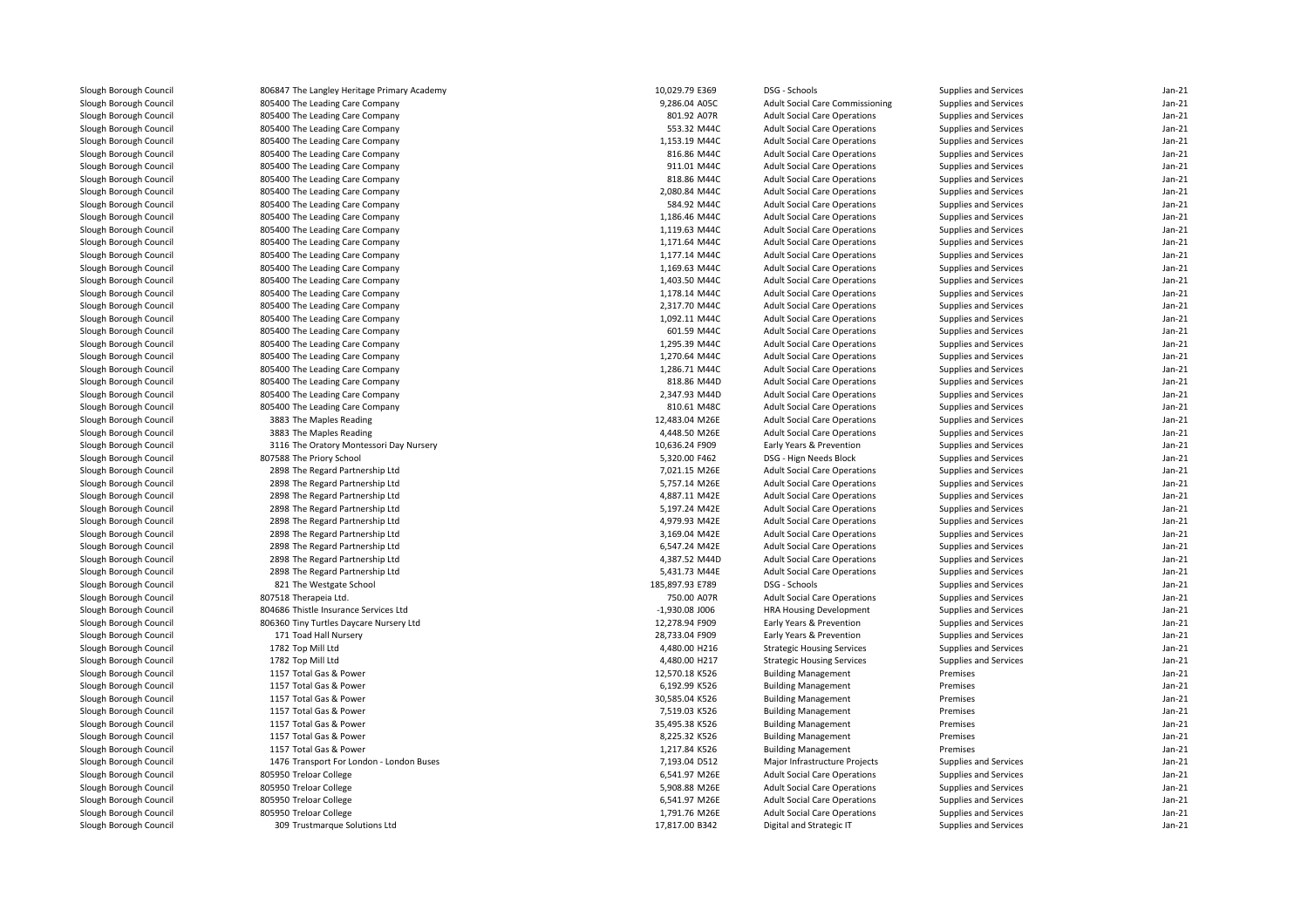| | | | | | | |
|---|---|---|---|---|---|---|
| Slough Borough Council | 806847 The Langley Heritage Primary Academy | 10,029.79 E369 | DSG - Schools | Supplies and Services | Jan-21 |
| Slough Borough Council | 805400 The Leading Care Company | 9,286.04 A05C | Adult Social Care Commissioning | Supplies and Services | Jan-21 |
| Slough Borough Council | 805400 The Leading Care Company | 801.92 A07R | Adult Social Care Operations | Supplies and Services | Jan-21 |
| Slough Borough Council | 805400 The Leading Care Company | 553.32 M44C | Adult Social Care Operations | Supplies and Services | Jan-21 |
| Slough Borough Council | 805400 The Leading Care Company | 1,153.19 M44C | Adult Social Care Operations | Supplies and Services | Jan-21 |
| Slough Borough Council | 805400 The Leading Care Company | 816.86 M44C | Adult Social Care Operations | Supplies and Services | Jan-21 |
| Slough Borough Council | 805400 The Leading Care Company | 911.01 M44C | Adult Social Care Operations | Supplies and Services | Jan-21 |
| Slough Borough Council | 805400 The Leading Care Company | 818.86 M44C | Adult Social Care Operations | Supplies and Services | Jan-21 |
| Slough Borough Council | 805400 The Leading Care Company | 2,080.84 M44C | Adult Social Care Operations | Supplies and Services | Jan-21 |
| Slough Borough Council | 805400 The Leading Care Company | 584.92 M44C | Adult Social Care Operations | Supplies and Services | Jan-21 |
| Slough Borough Council | 805400 The Leading Care Company | 1,186.46 M44C | Adult Social Care Operations | Supplies and Services | Jan-21 |
| Slough Borough Council | 805400 The Leading Care Company | 1,119.63 M44C | Adult Social Care Operations | Supplies and Services | Jan-21 |
| Slough Borough Council | 805400 The Leading Care Company | 1,171.64 M44C | Adult Social Care Operations | Supplies and Services | Jan-21 |
| Slough Borough Council | 805400 The Leading Care Company | 1,177.14 M44C | Adult Social Care Operations | Supplies and Services | Jan-21 |
| Slough Borough Council | 805400 The Leading Care Company | 1,169.63 M44C | Adult Social Care Operations | Supplies and Services | Jan-21 |
| Slough Borough Council | 805400 The Leading Care Company | 1,403.50 M44C | Adult Social Care Operations | Supplies and Services | Jan-21 |
| Slough Borough Council | 805400 The Leading Care Company | 1,178.14 M44C | Adult Social Care Operations | Supplies and Services | Jan-21 |
| Slough Borough Council | 805400 The Leading Care Company | 2,317.70 M44C | Adult Social Care Operations | Supplies and Services | Jan-21 |
| Slough Borough Council | 805400 The Leading Care Company | 1,092.11 M44C | Adult Social Care Operations | Supplies and Services | Jan-21 |
| Slough Borough Council | 805400 The Leading Care Company | 601.59 M44C | Adult Social Care Operations | Supplies and Services | Jan-21 |
| Slough Borough Council | 805400 The Leading Care Company | 1,295.39 M44C | Adult Social Care Operations | Supplies and Services | Jan-21 |
| Slough Borough Council | 805400 The Leading Care Company | 1,270.64 M44C | Adult Social Care Operations | Supplies and Services | Jan-21 |
| Slough Borough Council | 805400 The Leading Care Company | 1,286.71 M44C | Adult Social Care Operations | Supplies and Services | Jan-21 |
| Slough Borough Council | 805400 The Leading Care Company | 818.86 M44D | Adult Social Care Operations | Supplies and Services | Jan-21 |
| Slough Borough Council | 805400 The Leading Care Company | 2,347.93 M44D | Adult Social Care Operations | Supplies and Services | Jan-21 |
| Slough Borough Council | 805400 The Leading Care Company | 810.61 M48C | Adult Social Care Operations | Supplies and Services | Jan-21 |
| Slough Borough Council | 3883 The Maples Reading | 12,483.04 M26E | Adult Social Care Operations | Supplies and Services | Jan-21 |
| Slough Borough Council | 3883 The Maples Reading | 4,448.50 M26E | Adult Social Care Operations | Supplies and Services | Jan-21 |
| Slough Borough Council | 3116 The Oratory Montessori Day Nursery | 10,636.24 F909 | Early Years & Prevention | Supplies and Services | Jan-21 |
| Slough Borough Council | 807588 The Priory School | 5,320.00 F462 | DSG - Hign Needs Block | Supplies and Services | Jan-21 |
| Slough Borough Council | 2898 The Regard Partnership Ltd | 7,021.15 M26E | Adult Social Care Operations | Supplies and Services | Jan-21 |
| Slough Borough Council | 2898 The Regard Partnership Ltd | 5,757.14 M26E | Adult Social Care Operations | Supplies and Services | Jan-21 |
| Slough Borough Council | 2898 The Regard Partnership Ltd | 4,887.11 M42E | Adult Social Care Operations | Supplies and Services | Jan-21 |
| Slough Borough Council | 2898 The Regard Partnership Ltd | 5,197.24 M42E | Adult Social Care Operations | Supplies and Services | Jan-21 |
| Slough Borough Council | 2898 The Regard Partnership Ltd | 4,979.93 M42E | Adult Social Care Operations | Supplies and Services | Jan-21 |
| Slough Borough Council | 2898 The Regard Partnership Ltd | 3,169.04 M42E | Adult Social Care Operations | Supplies and Services | Jan-21 |
| Slough Borough Council | 2898 The Regard Partnership Ltd | 6,547.24 M42E | Adult Social Care Operations | Supplies and Services | Jan-21 |
| Slough Borough Council | 2898 The Regard Partnership Ltd | 4,387.52 M44D | Adult Social Care Operations | Supplies and Services | Jan-21 |
| Slough Borough Council | 2898 The Regard Partnership Ltd | 5,431.73 M44E | Adult Social Care Operations | Supplies and Services | Jan-21 |
| Slough Borough Council | 821 The Westgate School | 185,897.93 E789 | DSG - Schools | Supplies and Services | Jan-21 |
| Slough Borough Council | 807518 Therapeia Ltd. | 750.00 A07R | Adult Social Care Operations | Supplies and Services | Jan-21 |
| Slough Borough Council | 804686 Thistle Insurance Services Ltd | -1,930.08 J006 | HRA Housing Development | Supplies and Services | Jan-21 |
| Slough Borough Council | 806360 Tiny Turtles Daycare Nursery Ltd | 12,278.94 F909 | Early Years & Prevention | Supplies and Services | Jan-21 |
| Slough Borough Council | 171 Toad Hall Nursery | 28,733.04 F909 | Early Years & Prevention | Supplies and Services | Jan-21 |
| Slough Borough Council | 1782 Top Mill Ltd | 4,480.00 H216 | Strategic Housing Services | Supplies and Services | Jan-21 |
| Slough Borough Council | 1782 Top Mill Ltd | 4,480.00 H217 | Strategic Housing Services | Supplies and Services | Jan-21 |
| Slough Borough Council | 1157 Total Gas & Power | 12,570.18 K526 | Building Management | Premises | Jan-21 |
| Slough Borough Council | 1157 Total Gas & Power | 6,192.99 K526 | Building Management | Premises | Jan-21 |
| Slough Borough Council | 1157 Total Gas & Power | 30,585.04 K526 | Building Management | Premises | Jan-21 |
| Slough Borough Council | 1157 Total Gas & Power | 7,519.03 K526 | Building Management | Premises | Jan-21 |
| Slough Borough Council | 1157 Total Gas & Power | 35,495.38 K526 | Building Management | Premises | Jan-21 |
| Slough Borough Council | 1157 Total Gas & Power | 8,225.32 K526 | Building Management | Premises | Jan-21 |
| Slough Borough Council | 1157 Total Gas & Power | 1,217.84 K526 | Building Management | Premises | Jan-21 |
| Slough Borough Council | 1476 Transport For London - London Buses | 7,193.04 D512 | Major Infrastructure Projects | Supplies and Services | Jan-21 |
| Slough Borough Council | 805950 Treloar College | 6,541.97 M26E | Adult Social Care Operations | Supplies and Services | Jan-21 |
| Slough Borough Council | 805950 Treloar College | 5,908.88 M26E | Adult Social Care Operations | Supplies and Services | Jan-21 |
| Slough Borough Council | 805950 Treloar College | 6,541.97 M26E | Adult Social Care Operations | Supplies and Services | Jan-21 |
| Slough Borough Council | 805950 Treloar College | 1,791.76 M26E | Adult Social Care Operations | Supplies and Services | Jan-21 |
| Slough Borough Council | 309 Trustmarque Solutions Ltd | 17,817.00 B342 | Digital and Strategic IT | Supplies and Services | Jan-21 |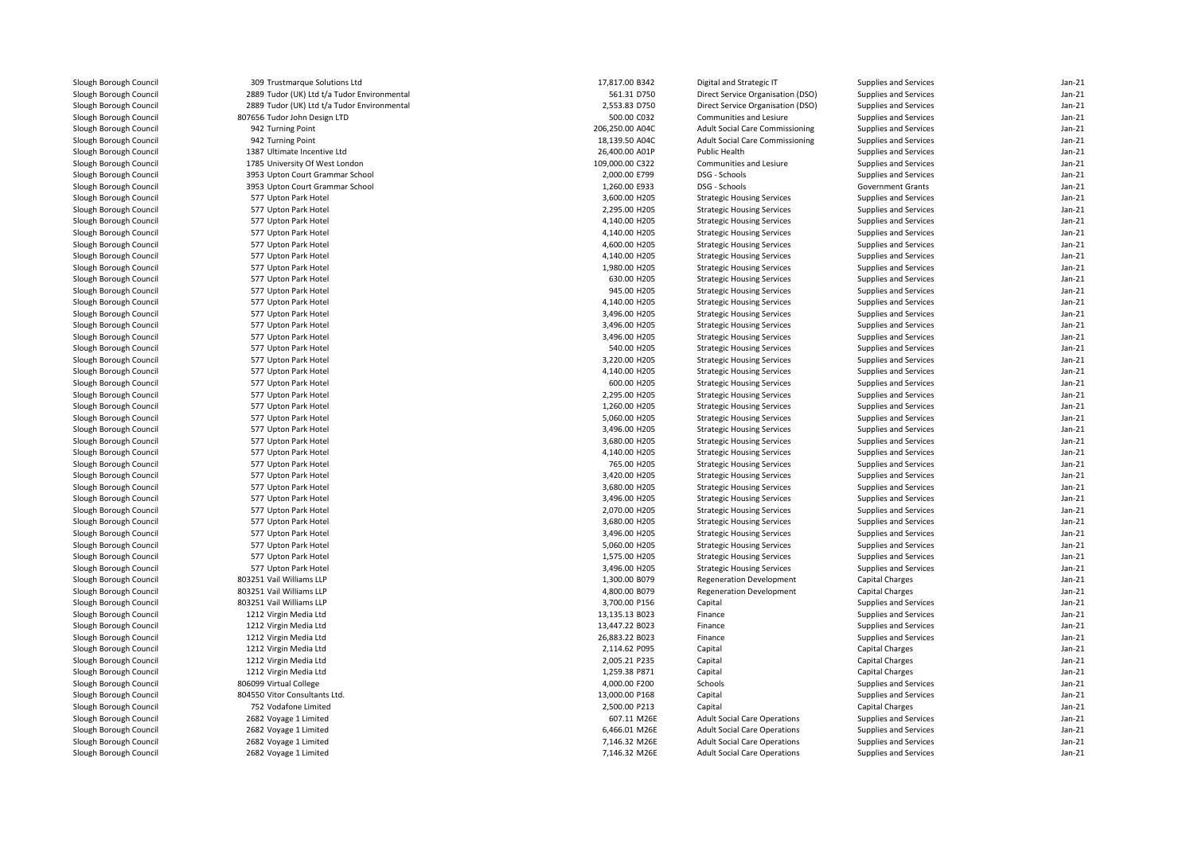| | | | | | | |
|---|---|---|---|---|---|---|
| Slough Borough Council | 309 Trustmarque Solutions Ltd | 17,817.00 B342 | Digital and Strategic IT | Supplies and Services | Jan-21 |
| Slough Borough Council | 2889 Tudor (UK) Ltd t/a Tudor Environmental | 561.31 D750 | Direct Service Organisation (DSO) | Supplies and Services | Jan-21 |
| Slough Borough Council | 2889 Tudor (UK) Ltd t/a Tudor Environmental | 2,553.83 D750 | Direct Service Organisation (DSO) | Supplies and Services | Jan-21 |
| Slough Borough Council | 807656 Tudor John Design LTD | 500.00 C032 | Communities and Lesiure | Supplies and Services | Jan-21 |
| Slough Borough Council | 942 Turning Point | 206,250.00 A04C | Adult Social Care Commissioning | Supplies and Services | Jan-21 |
| Slough Borough Council | 942 Turning Point | 18,139.50 A04C | Adult Social Care Commissioning | Supplies and Services | Jan-21 |
| Slough Borough Council | 1387 Ultimate Incentive Ltd | 26,400.00 A01P | Public Health | Supplies and Services | Jan-21 |
| Slough Borough Council | 1785 University Of West London | 109,000.00 C322 | Communities and Lesiure | Supplies and Services | Jan-21 |
| Slough Borough Council | 3953 Upton Court Grammar School | 2,000.00 E799 | DSG - Schools | Supplies and Services | Jan-21 |
| Slough Borough Council | 3953 Upton Court Grammar School | 1,260.00 E933 | DSG - Schools | Government Grants | Jan-21 |
| Slough Borough Council | 577 Upton Park Hotel | 3,600.00 H205 | Strategic Housing Services | Supplies and Services | Jan-21 |
| Slough Borough Council | 577 Upton Park Hotel | 2,295.00 H205 | Strategic Housing Services | Supplies and Services | Jan-21 |
| Slough Borough Council | 577 Upton Park Hotel | 4,140.00 H205 | Strategic Housing Services | Supplies and Services | Jan-21 |
| Slough Borough Council | 577 Upton Park Hotel | 4,140.00 H205 | Strategic Housing Services | Supplies and Services | Jan-21 |
| Slough Borough Council | 577 Upton Park Hotel | 4,600.00 H205 | Strategic Housing Services | Supplies and Services | Jan-21 |
| Slough Borough Council | 577 Upton Park Hotel | 4,140.00 H205 | Strategic Housing Services | Supplies and Services | Jan-21 |
| Slough Borough Council | 577 Upton Park Hotel | 1,980.00 H205 | Strategic Housing Services | Supplies and Services | Jan-21 |
| Slough Borough Council | 577 Upton Park Hotel | 630.00 H205 | Strategic Housing Services | Supplies and Services | Jan-21 |
| Slough Borough Council | 577 Upton Park Hotel | 945.00 H205 | Strategic Housing Services | Supplies and Services | Jan-21 |
| Slough Borough Council | 577 Upton Park Hotel | 4,140.00 H205 | Strategic Housing Services | Supplies and Services | Jan-21 |
| Slough Borough Council | 577 Upton Park Hotel | 3,496.00 H205 | Strategic Housing Services | Supplies and Services | Jan-21 |
| Slough Borough Council | 577 Upton Park Hotel | 3,496.00 H205 | Strategic Housing Services | Supplies and Services | Jan-21 |
| Slough Borough Council | 577 Upton Park Hotel | 3,496.00 H205 | Strategic Housing Services | Supplies and Services | Jan-21 |
| Slough Borough Council | 577 Upton Park Hotel | 540.00 H205 | Strategic Housing Services | Supplies and Services | Jan-21 |
| Slough Borough Council | 577 Upton Park Hotel | 3,220.00 H205 | Strategic Housing Services | Supplies and Services | Jan-21 |
| Slough Borough Council | 577 Upton Park Hotel | 4,140.00 H205 | Strategic Housing Services | Supplies and Services | Jan-21 |
| Slough Borough Council | 577 Upton Park Hotel | 600.00 H205 | Strategic Housing Services | Supplies and Services | Jan-21 |
| Slough Borough Council | 577 Upton Park Hotel | 2,295.00 H205 | Strategic Housing Services | Supplies and Services | Jan-21 |
| Slough Borough Council | 577 Upton Park Hotel | 1,260.00 H205 | Strategic Housing Services | Supplies and Services | Jan-21 |
| Slough Borough Council | 577 Upton Park Hotel | 5,060.00 H205 | Strategic Housing Services | Supplies and Services | Jan-21 |
| Slough Borough Council | 577 Upton Park Hotel | 3,496.00 H205 | Strategic Housing Services | Supplies and Services | Jan-21 |
| Slough Borough Council | 577 Upton Park Hotel | 3,680.00 H205 | Strategic Housing Services | Supplies and Services | Jan-21 |
| Slough Borough Council | 577 Upton Park Hotel | 4,140.00 H205 | Strategic Housing Services | Supplies and Services | Jan-21 |
| Slough Borough Council | 577 Upton Park Hotel | 765.00 H205 | Strategic Housing Services | Supplies and Services | Jan-21 |
| Slough Borough Council | 577 Upton Park Hotel | 3,420.00 H205 | Strategic Housing Services | Supplies and Services | Jan-21 |
| Slough Borough Council | 577 Upton Park Hotel | 3,680.00 H205 | Strategic Housing Services | Supplies and Services | Jan-21 |
| Slough Borough Council | 577 Upton Park Hotel | 3,496.00 H205 | Strategic Housing Services | Supplies and Services | Jan-21 |
| Slough Borough Council | 577 Upton Park Hotel | 2,070.00 H205 | Strategic Housing Services | Supplies and Services | Jan-21 |
| Slough Borough Council | 577 Upton Park Hotel | 3,680.00 H205 | Strategic Housing Services | Supplies and Services | Jan-21 |
| Slough Borough Council | 577 Upton Park Hotel | 3,496.00 H205 | Strategic Housing Services | Supplies and Services | Jan-21 |
| Slough Borough Council | 577 Upton Park Hotel | 5,060.00 H205 | Strategic Housing Services | Supplies and Services | Jan-21 |
| Slough Borough Council | 577 Upton Park Hotel | 1,575.00 H205 | Strategic Housing Services | Supplies and Services | Jan-21 |
| Slough Borough Council | 577 Upton Park Hotel | 3,496.00 H205 | Strategic Housing Services | Supplies and Services | Jan-21 |
| Slough Borough Council | 803251 Vail Williams LLP | 1,300.00 B079 | Regeneration Development | Capital Charges | Jan-21 |
| Slough Borough Council | 803251 Vail Williams LLP | 4,800.00 B079 | Regeneration Development | Capital Charges | Jan-21 |
| Slough Borough Council | 803251 Vail Williams LLP | 3,700.00 P156 | Capital | Supplies and Services | Jan-21 |
| Slough Borough Council | 1212 Virgin Media Ltd | 13,135.13 B023 | Finance | Supplies and Services | Jan-21 |
| Slough Borough Council | 1212 Virgin Media Ltd | 13,447.22 B023 | Finance | Supplies and Services | Jan-21 |
| Slough Borough Council | 1212 Virgin Media Ltd | 26,883.22 B023 | Finance | Supplies and Services | Jan-21 |
| Slough Borough Council | 1212 Virgin Media Ltd | 2,114.62 P095 | Capital | Capital Charges | Jan-21 |
| Slough Borough Council | 1212 Virgin Media Ltd | 2,005.21 P235 | Capital | Capital Charges | Jan-21 |
| Slough Borough Council | 1212 Virgin Media Ltd | 1,259.38 P871 | Capital | Capital Charges | Jan-21 |
| Slough Borough Council | 806099 Virtual College | 4,000.00 F200 | Schools | Supplies and Services | Jan-21 |
| Slough Borough Council | 804550 Vitor Consultants Ltd. | 13,000.00 P168 | Capital | Supplies and Services | Jan-21 |
| Slough Borough Council | 752 Vodafone Limited | 2,500.00 P213 | Capital | Capital Charges | Jan-21 |
| Slough Borough Council | 2682 Voyage 1 Limited | 607.11 M26E | Adult Social Care Operations | Supplies and Services | Jan-21 |
| Slough Borough Council | 2682 Voyage 1 Limited | 6,466.01 M26E | Adult Social Care Operations | Supplies and Services | Jan-21 |
| Slough Borough Council | 2682 Voyage 1 Limited | 7,146.32 M26E | Adult Social Care Operations | Supplies and Services | Jan-21 |
| Slough Borough Council | 2682 Voyage 1 Limited | 7,146.32 M26E | Adult Social Care Operations | Supplies and Services | Jan-21 |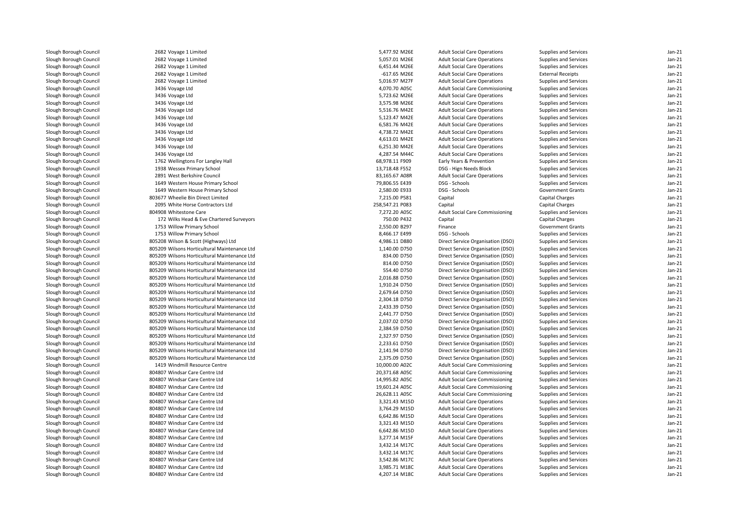| | | | | | | |
|---|---|---|---|---|---|---|
| Slough Borough Council | 2682 Voyage 1 Limited | 5,477.92 M26E | Adult Social Care Operations | Supplies and Services | Jan-21 |
| Slough Borough Council | 2682 Voyage 1 Limited | 5,057.01 M26E | Adult Social Care Operations | Supplies and Services | Jan-21 |
| Slough Borough Council | 2682 Voyage 1 Limited | 6,451.44 M26E | Adult Social Care Operations | Supplies and Services | Jan-21 |
| Slough Borough Council | 2682 Voyage 1 Limited | -617.65 M26E | Adult Social Care Operations | External Receipts | Jan-21 |
| Slough Borough Council | 2682 Voyage 1 Limited | 5,016.97 M27F | Adult Social Care Operations | Supplies and Services | Jan-21 |
| Slough Borough Council | 3436 Voyage Ltd | 4,070.70 A05C | Adult Social Care Commissioning | Supplies and Services | Jan-21 |
| Slough Borough Council | 3436 Voyage Ltd | 5,723.62 M26E | Adult Social Care Operations | Supplies and Services | Jan-21 |
| Slough Borough Council | 3436 Voyage Ltd | 3,575.98 M26E | Adult Social Care Operations | Supplies and Services | Jan-21 |
| Slough Borough Council | 3436 Voyage Ltd | 5,516.76 M42E | Adult Social Care Operations | Supplies and Services | Jan-21 |
| Slough Borough Council | 3436 Voyage Ltd | 5,123.47 M42E | Adult Social Care Operations | Supplies and Services | Jan-21 |
| Slough Borough Council | 3436 Voyage Ltd | 6,581.76 M42E | Adult Social Care Operations | Supplies and Services | Jan-21 |
| Slough Borough Council | 3436 Voyage Ltd | 4,738.72 M42E | Adult Social Care Operations | Supplies and Services | Jan-21 |
| Slough Borough Council | 3436 Voyage Ltd | 4,613.01 M42E | Adult Social Care Operations | Supplies and Services | Jan-21 |
| Slough Borough Council | 3436 Voyage Ltd | 6,251.30 M42E | Adult Social Care Operations | Supplies and Services | Jan-21 |
| Slough Borough Council | 3436 Voyage Ltd | 4,287.54 M44C | Adult Social Care Operations | Supplies and Services | Jan-21 |
| Slough Borough Council | 1762 Wellingtons For Langley Hall | 68,978.11 F909 | Early Years & Prevention | Supplies and Services | Jan-21 |
| Slough Borough Council | 1938 Wessex Primary School | 13,718.48 F552 | DSG - Hign Needs Block | Supplies and Services | Jan-21 |
| Slough Borough Council | 2891 West Berkshire Council | 83,165.67 A08R | Adult Social Care Operations | Supplies and Services | Jan-21 |
| Slough Borough Council | 1649 Western House Primary School | 79,806.55 E439 | DSG - Schools | Supplies and Services | Jan-21 |
| Slough Borough Council | 1649 Western House Primary School | 2,580.00 E933 | DSG - Schools | Government Grants | Jan-21 |
| Slough Borough Council | 803677 Wheelie Bin Direct Limited | 7,215.00 P581 | Capital | Capital Charges | Jan-21 |
| Slough Borough Council | 2095 White Horse Contractors Ltd | 258,547.21 P083 | Capital | Capital Charges | Jan-21 |
| Slough Borough Council | 804908 Whitestone Care | 7,272.20 A05C | Adult Social Care Commissioning | Supplies and Services | Jan-21 |
| Slough Borough Council | 172 Wilks Head & Eve Chartered Surveyors | 750.00 P432 | Capital | Capital Charges | Jan-21 |
| Slough Borough Council | 1753 Willow Primary School | 2,550.00 B297 | Finance | Government Grants | Jan-21 |
| Slough Borough Council | 1753 Willow Primary School | 8,466.17 E499 | DSG - Schools | Supplies and Services | Jan-21 |
| Slough Borough Council | 805208 Wilson & Scott (Highways) Ltd | 4,986.11 D880 | Direct Service Organisation (DSO) | Supplies and Services | Jan-21 |
| Slough Borough Council | 805209 Wilsons Horticultural Maintenance Ltd | 1,140.00 D750 | Direct Service Organisation (DSO) | Supplies and Services | Jan-21 |
| Slough Borough Council | 805209 Wilsons Horticultural Maintenance Ltd | 834.00 D750 | Direct Service Organisation (DSO) | Supplies and Services | Jan-21 |
| Slough Borough Council | 805209 Wilsons Horticultural Maintenance Ltd | 814.00 D750 | Direct Service Organisation (DSO) | Supplies and Services | Jan-21 |
| Slough Borough Council | 805209 Wilsons Horticultural Maintenance Ltd | 554.40 D750 | Direct Service Organisation (DSO) | Supplies and Services | Jan-21 |
| Slough Borough Council | 805209 Wilsons Horticultural Maintenance Ltd | 2,016.88 D750 | Direct Service Organisation (DSO) | Supplies and Services | Jan-21 |
| Slough Borough Council | 805209 Wilsons Horticultural Maintenance Ltd | 1,910.24 D750 | Direct Service Organisation (DSO) | Supplies and Services | Jan-21 |
| Slough Borough Council | 805209 Wilsons Horticultural Maintenance Ltd | 2,679.64 D750 | Direct Service Organisation (DSO) | Supplies and Services | Jan-21 |
| Slough Borough Council | 805209 Wilsons Horticultural Maintenance Ltd | 2,304.18 D750 | Direct Service Organisation (DSO) | Supplies and Services | Jan-21 |
| Slough Borough Council | 805209 Wilsons Horticultural Maintenance Ltd | 2,433.39 D750 | Direct Service Organisation (DSO) | Supplies and Services | Jan-21 |
| Slough Borough Council | 805209 Wilsons Horticultural Maintenance Ltd | 2,441.77 D750 | Direct Service Organisation (DSO) | Supplies and Services | Jan-21 |
| Slough Borough Council | 805209 Wilsons Horticultural Maintenance Ltd | 2,037.02 D750 | Direct Service Organisation (DSO) | Supplies and Services | Jan-21 |
| Slough Borough Council | 805209 Wilsons Horticultural Maintenance Ltd | 2,384.59 D750 | Direct Service Organisation (DSO) | Supplies and Services | Jan-21 |
| Slough Borough Council | 805209 Wilsons Horticultural Maintenance Ltd | 2,327.97 D750 | Direct Service Organisation (DSO) | Supplies and Services | Jan-21 |
| Slough Borough Council | 805209 Wilsons Horticultural Maintenance Ltd | 2,233.61 D750 | Direct Service Organisation (DSO) | Supplies and Services | Jan-21 |
| Slough Borough Council | 805209 Wilsons Horticultural Maintenance Ltd | 2,141.94 D750 | Direct Service Organisation (DSO) | Supplies and Services | Jan-21 |
| Slough Borough Council | 805209 Wilsons Horticultural Maintenance Ltd | 2,375.09 D750 | Direct Service Organisation (DSO) | Supplies and Services | Jan-21 |
| Slough Borough Council | 1419 Windmill Resource Centre | 10,000.00 A02C | Adult Social Care Commissioning | Supplies and Services | Jan-21 |
| Slough Borough Council | 804807 Windsar Care Centre Ltd | 20,371.68 A05C | Adult Social Care Commissioning | Supplies and Services | Jan-21 |
| Slough Borough Council | 804807 Windsar Care Centre Ltd | 14,995.82 A05C | Adult Social Care Commissioning | Supplies and Services | Jan-21 |
| Slough Borough Council | 804807 Windsar Care Centre Ltd | 19,601.24 A05C | Adult Social Care Commissioning | Supplies and Services | Jan-21 |
| Slough Borough Council | 804807 Windsar Care Centre Ltd | 26,628.11 A05C | Adult Social Care Commissioning | Supplies and Services | Jan-21 |
| Slough Borough Council | 804807 Windsar Care Centre Ltd | 3,321.43 M15D | Adult Social Care Operations | Supplies and Services | Jan-21 |
| Slough Borough Council | 804807 Windsar Care Centre Ltd | 3,764.29 M15D | Adult Social Care Operations | Supplies and Services | Jan-21 |
| Slough Borough Council | 804807 Windsar Care Centre Ltd | 6,642.86 M15D | Adult Social Care Operations | Supplies and Services | Jan-21 |
| Slough Borough Council | 804807 Windsar Care Centre Ltd | 3,321.43 M15D | Adult Social Care Operations | Supplies and Services | Jan-21 |
| Slough Borough Council | 804807 Windsar Care Centre Ltd | 6,642.86 M15D | Adult Social Care Operations | Supplies and Services | Jan-21 |
| Slough Borough Council | 804807 Windsar Care Centre Ltd | 3,277.14 M15F | Adult Social Care Operations | Supplies and Services | Jan-21 |
| Slough Borough Council | 804807 Windsar Care Centre Ltd | 3,432.14 M17C | Adult Social Care Operations | Supplies and Services | Jan-21 |
| Slough Borough Council | 804807 Windsar Care Centre Ltd | 3,432.14 M17C | Adult Social Care Operations | Supplies and Services | Jan-21 |
| Slough Borough Council | 804807 Windsar Care Centre Ltd | 3,542.86 M17C | Adult Social Care Operations | Supplies and Services | Jan-21 |
| Slough Borough Council | 804807 Windsar Care Centre Ltd | 3,985.71 M18C | Adult Social Care Operations | Supplies and Services | Jan-21 |
| Slough Borough Council | 804807 Windsar Care Centre Ltd | 4,207.14 M18C | Adult Social Care Operations | Supplies and Services | Jan-21 |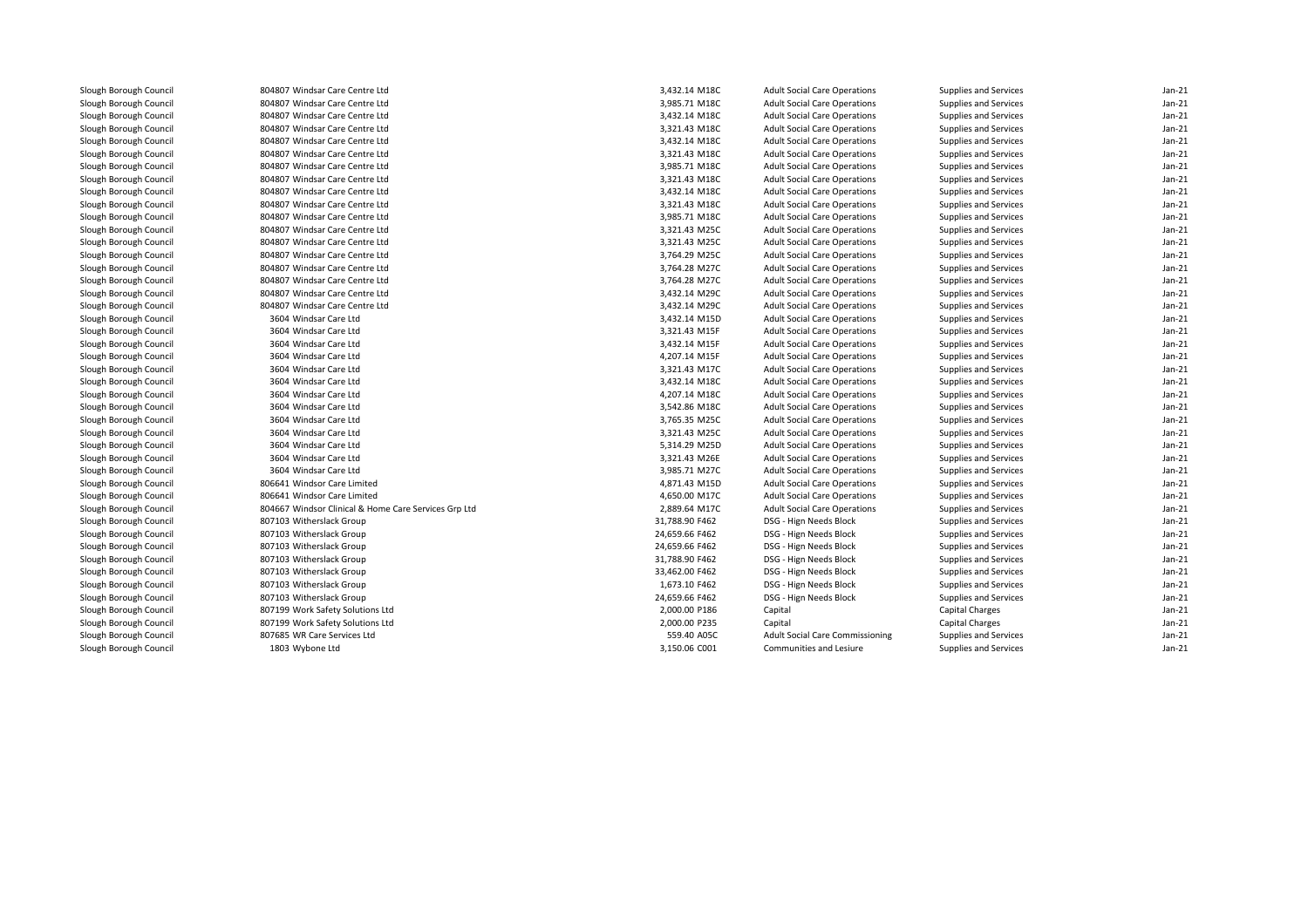| | | | | | | |
|---|---|---|---|---|---|---|
| Slough Borough Council | 804807 Windsar Care Centre Ltd | 3,432.14 M18C | Adult Social Care Operations | Supplies and Services | Jan-21 |
| Slough Borough Council | 804807 Windsar Care Centre Ltd | 3,985.71 M18C | Adult Social Care Operations | Supplies and Services | Jan-21 |
| Slough Borough Council | 804807 Windsar Care Centre Ltd | 3,432.14 M18C | Adult Social Care Operations | Supplies and Services | Jan-21 |
| Slough Borough Council | 804807 Windsar Care Centre Ltd | 3,321.43 M18C | Adult Social Care Operations | Supplies and Services | Jan-21 |
| Slough Borough Council | 804807 Windsar Care Centre Ltd | 3,432.14 M18C | Adult Social Care Operations | Supplies and Services | Jan-21 |
| Slough Borough Council | 804807 Windsar Care Centre Ltd | 3,321.43 M18C | Adult Social Care Operations | Supplies and Services | Jan-21 |
| Slough Borough Council | 804807 Windsar Care Centre Ltd | 3,985.71 M18C | Adult Social Care Operations | Supplies and Services | Jan-21 |
| Slough Borough Council | 804807 Windsar Care Centre Ltd | 3,321.43 M18C | Adult Social Care Operations | Supplies and Services | Jan-21 |
| Slough Borough Council | 804807 Windsar Care Centre Ltd | 3,432.14 M18C | Adult Social Care Operations | Supplies and Services | Jan-21 |
| Slough Borough Council | 804807 Windsar Care Centre Ltd | 3,321.43 M18C | Adult Social Care Operations | Supplies and Services | Jan-21 |
| Slough Borough Council | 804807 Windsar Care Centre Ltd | 3,985.71 M18C | Adult Social Care Operations | Supplies and Services | Jan-21 |
| Slough Borough Council | 804807 Windsar Care Centre Ltd | 3,321.43 M25C | Adult Social Care Operations | Supplies and Services | Jan-21 |
| Slough Borough Council | 804807 Windsar Care Centre Ltd | 3,321.43 M25C | Adult Social Care Operations | Supplies and Services | Jan-21 |
| Slough Borough Council | 804807 Windsar Care Centre Ltd | 3,764.29 M25C | Adult Social Care Operations | Supplies and Services | Jan-21 |
| Slough Borough Council | 804807 Windsar Care Centre Ltd | 3,764.28 M27C | Adult Social Care Operations | Supplies and Services | Jan-21 |
| Slough Borough Council | 804807 Windsar Care Centre Ltd | 3,764.28 M27C | Adult Social Care Operations | Supplies and Services | Jan-21 |
| Slough Borough Council | 804807 Windsar Care Centre Ltd | 3,432.14 M29C | Adult Social Care Operations | Supplies and Services | Jan-21 |
| Slough Borough Council | 804807 Windsar Care Centre Ltd | 3,432.14 M29C | Adult Social Care Operations | Supplies and Services | Jan-21 |
| Slough Borough Council | 3604 Windsar Care Ltd | 3,432.14 M15D | Adult Social Care Operations | Supplies and Services | Jan-21 |
| Slough Borough Council | 3604 Windsar Care Ltd | 3,321.43 M15F | Adult Social Care Operations | Supplies and Services | Jan-21 |
| Slough Borough Council | 3604 Windsar Care Ltd | 3,432.14 M15F | Adult Social Care Operations | Supplies and Services | Jan-21 |
| Slough Borough Council | 3604 Windsar Care Ltd | 4,207.14 M15F | Adult Social Care Operations | Supplies and Services | Jan-21 |
| Slough Borough Council | 3604 Windsar Care Ltd | 3,321.43 M17C | Adult Social Care Operations | Supplies and Services | Jan-21 |
| Slough Borough Council | 3604 Windsar Care Ltd | 3,432.14 M18C | Adult Social Care Operations | Supplies and Services | Jan-21 |
| Slough Borough Council | 3604 Windsar Care Ltd | 4,207.14 M18C | Adult Social Care Operations | Supplies and Services | Jan-21 |
| Slough Borough Council | 3604 Windsar Care Ltd | 3,542.86 M18C | Adult Social Care Operations | Supplies and Services | Jan-21 |
| Slough Borough Council | 3604 Windsar Care Ltd | 3,765.35 M25C | Adult Social Care Operations | Supplies and Services | Jan-21 |
| Slough Borough Council | 3604 Windsar Care Ltd | 3,321.43 M25C | Adult Social Care Operations | Supplies and Services | Jan-21 |
| Slough Borough Council | 3604 Windsar Care Ltd | 5,314.29 M25D | Adult Social Care Operations | Supplies and Services | Jan-21 |
| Slough Borough Council | 3604 Windsar Care Ltd | 3,321.43 M26E | Adult Social Care Operations | Supplies and Services | Jan-21 |
| Slough Borough Council | 3604 Windsar Care Ltd | 3,985.71 M27C | Adult Social Care Operations | Supplies and Services | Jan-21 |
| Slough Borough Council | 806641 Windsor Care Limited | 4,871.43 M15D | Adult Social Care Operations | Supplies and Services | Jan-21 |
| Slough Borough Council | 806641 Windsor Care Limited | 4,650.00 M17C | Adult Social Care Operations | Supplies and Services | Jan-21 |
| Slough Borough Council | 804667 Windsor Clinical & Home Care Services Grp Ltd | 2,889.64 M17C | Adult Social Care Operations | Supplies and Services | Jan-21 |
| Slough Borough Council | 807103 Witherslack Group | 31,788.90 F462 | DSG - Hign Needs Block | Supplies and Services | Jan-21 |
| Slough Borough Council | 807103 Witherslack Group | 24,659.66 F462 | DSG - Hign Needs Block | Supplies and Services | Jan-21 |
| Slough Borough Council | 807103 Witherslack Group | 24,659.66 F462 | DSG - Hign Needs Block | Supplies and Services | Jan-21 |
| Slough Borough Council | 807103 Witherslack Group | 31,788.90 F462 | DSG - Hign Needs Block | Supplies and Services | Jan-21 |
| Slough Borough Council | 807103 Witherslack Group | 33,462.00 F462 | DSG - Hign Needs Block | Supplies and Services | Jan-21 |
| Slough Borough Council | 807103 Witherslack Group | 1,673.10 F462 | DSG - Hign Needs Block | Supplies and Services | Jan-21 |
| Slough Borough Council | 807103 Witherslack Group | 24,659.66 F462 | DSG - Hign Needs Block | Supplies and Services | Jan-21 |
| Slough Borough Council | 807199 Work Safety Solutions Ltd | 2,000.00 P186 | Capital | Capital Charges | Jan-21 |
| Slough Borough Council | 807199 Work Safety Solutions Ltd | 2,000.00 P235 | Capital | Capital Charges | Jan-21 |
| Slough Borough Council | 807685 WR Care Services Ltd | 559.40 A05C | Adult Social Care Commissioning | Supplies and Services | Jan-21 |
| Slough Borough Council | 1803 Wybone Ltd | 3,150.06 C001 | Communities and Lesiure | Supplies and Services | Jan-21 |